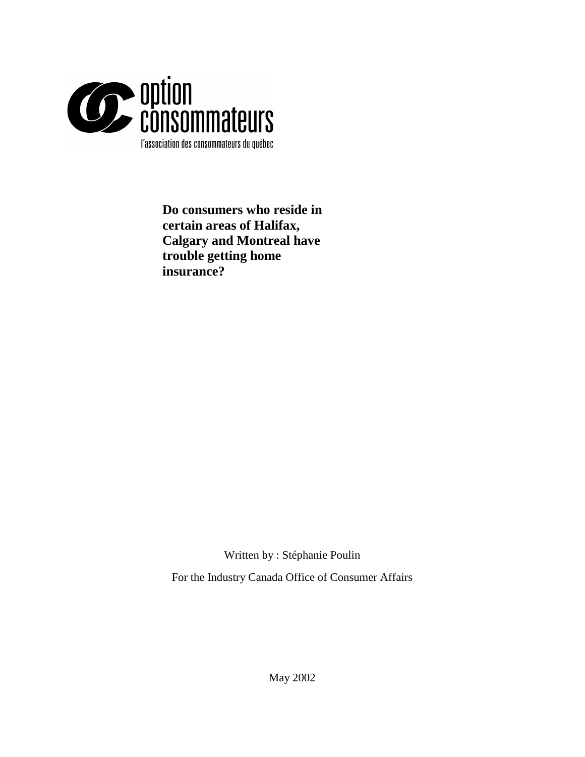option consommateurs

l'association des consommateurs du québec

# Do consumers who reside in certain areas of Halifax, Calgary and Montreal have trouble getting home insurance?

Written by : Stéphanie Poulin

For the Industry Canada Office of Consumer Affairs

May 2002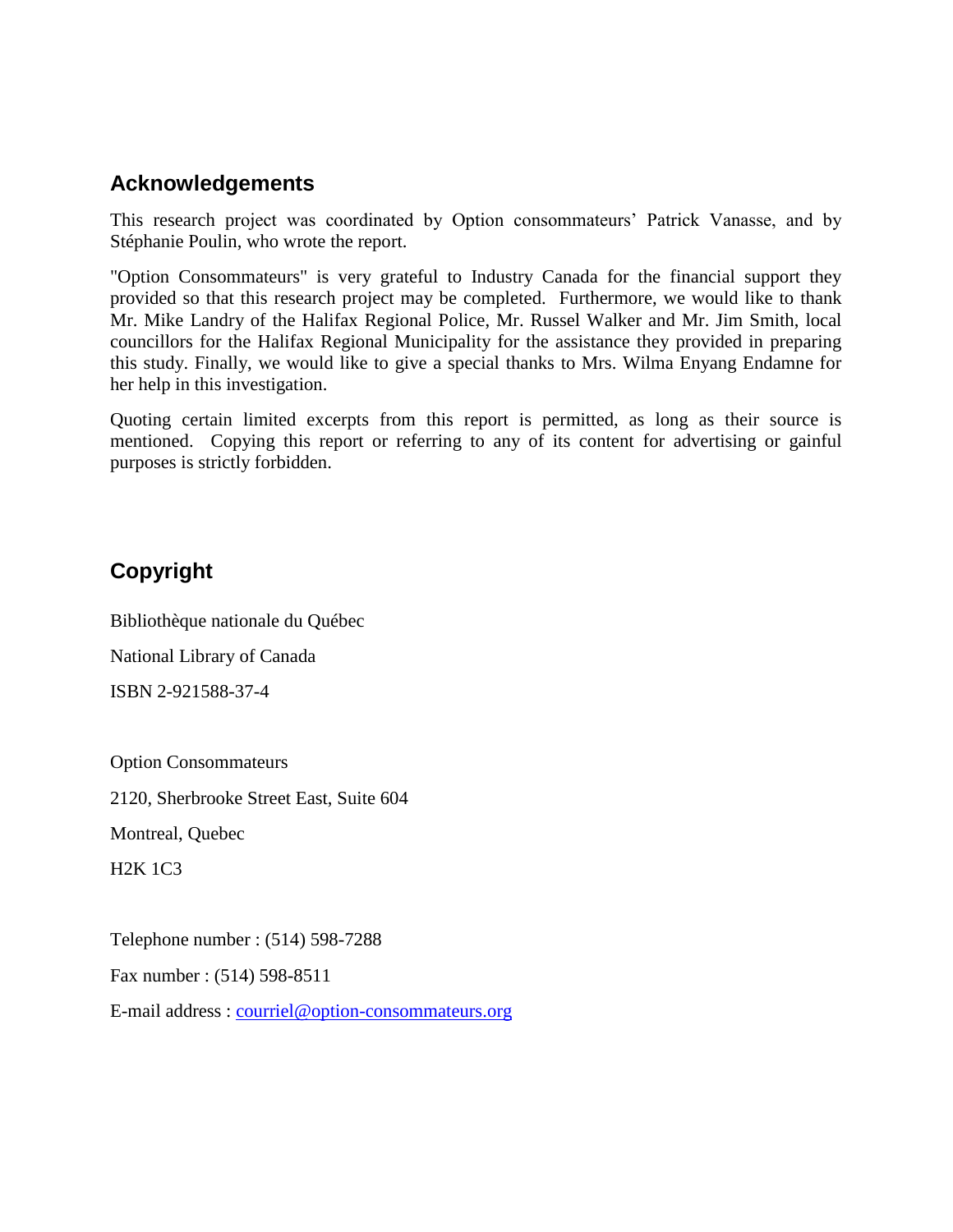## Acknowledgements

This research project was coordinated by Option consommateurs' Patrick Vanasse, and by Stéphanie Poulin, who wrote the report.

"Option Consommateurs" is very grateful to Industry Canada for the financial support they provided so that this research project may be completed. Furthermore, we would like to thank Mr. Mike Landry of the Halifax Regional Police, Mr. Russel Walker and Mr. Jim Smith, local councillors for the Halifax Regional Municipality for the assistance they provided in preparing this study. Finally, we would like to give a special thanks to Mrs. Wilma Enyang Endamne for her help in this investigation.

Quoting certain limited excerpts from this report is permitted, as long as their source is mentioned. Copying this report or referring to any of its content for advertising or gainful purposes is strictly forbidden.

## Copyright

Bibliothèque nationale du Québec

National Library of Canada

ISBN 2-921588-37-4

Option Consommateurs

2120, Sherbrooke Street East, Suite 604

Montreal, Quebec

H2K 1C3

Telephone number : (514) 598-7288

Fax number : (514) 598-8511

E-mail address : courriel@option-consommateurs.org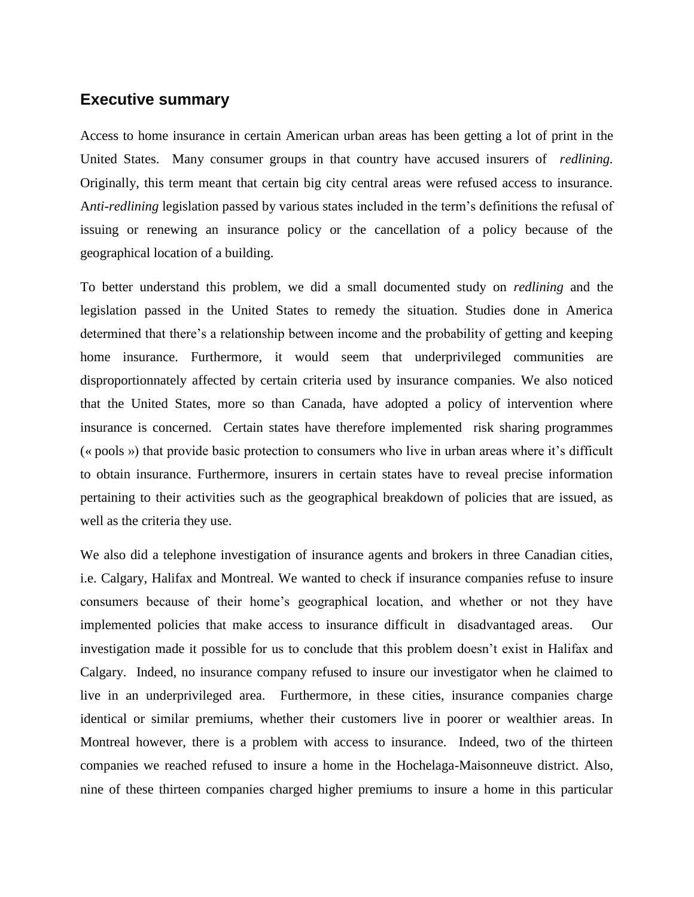## Executive summary

Access to home insurance in certain American urban areas has been getting a lot of print in the United States. Many consumer groups in that country have accused insurers of *redlining.* Originally, this term meant that certain big city central areas were refused access to insurance. A*nti-redlining* legislation passed by various states included in the term's definitions the refusal of issuing or renewing an insurance policy or the cancellation of a policy because of the geographical location of a building.

To better understand this problem, we did a small documented study on *redlining* and the legislation passed in the United States to remedy the situation. Studies done in America determined that there's a relationship between income and the probability of getting and keeping home insurance. Furthermore, it would seem that underprivileged communities are disproportionnately affected by certain criteria used by insurance companies. We also noticed that the United States, more so than Canada, have adopted a policy of intervention where insurance is concerned. Certain states have therefore implemented risk sharing programmes (« pools ») that provide basic protection to consumers who live in urban areas where it's difficult to obtain insurance. Furthermore, insurers in certain states have to reveal precise information pertaining to their activities such as the geographical breakdown of policies that are issued, as well as the criteria they use.

We also did a telephone investigation of insurance agents and brokers in three Canadian cities, i.e. Calgary, Halifax and Montreal. We wanted to check if insurance companies refuse to insure consumers because of their home's geographical location, and whether or not they have implemented policies that make access to insurance difficult in disadvantaged areas. Our investigation made it possible for us to conclude that this problem doesn't exist in Halifax and Calgary. Indeed, no insurance company refused to insure our investigator when he claimed to live in an underprivileged area. Furthermore, in these cities, insurance companies charge identical or similar premiums, whether their customers live in poorer or wealthier areas. In Montreal however, there is a problem with access to insurance. Indeed, two of the thirteen companies we reached refused to insure a home in the Hochelaga-Maisonneuve district. Also, nine of these thirteen companies charged higher premiums to insure a home in this particular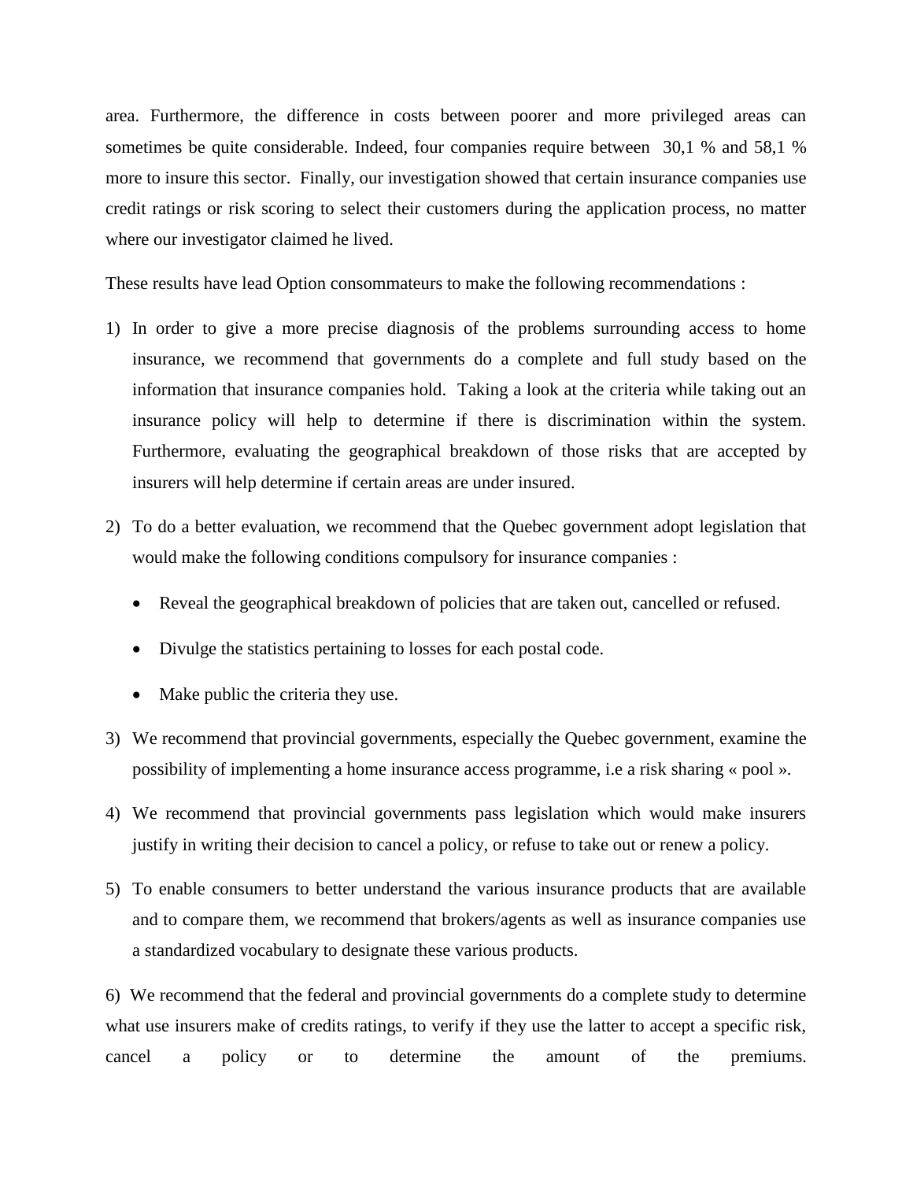area. Furthermore, the difference in costs between poorer and more privileged areas can sometimes be quite considerable. Indeed, four companies require between 30,1 % and 58,1 % more to insure this sector. Finally, our investigation showed that certain insurance companies use credit ratings or risk scoring to select their customers during the application process, no matter where our investigator claimed he lived.

These results have lead Option consommateurs to make the following recommendations :

1) In order to give a more precise diagnosis of the problems surrounding access to home insurance, we recommend that governments do a complete and full study based on the information that insurance companies hold. Taking a look at the criteria while taking out an insurance policy will help to determine if there is discrimination within the system. Furthermore, evaluating the geographical breakdown of those risks that are accepted by insurers will help determine if certain areas are under insured.

2) To do a better evaluation, we recommend that the Quebec government adopt legislation that would make the following conditions compulsory for insurance companies :

    - Reveal the geographical breakdown of policies that are taken out, cancelled or refused.
    - Divulge the statistics pertaining to losses for each postal code.
    - Make public the criteria they use.

3) We recommend that provincial governments, especially the Quebec government, examine the possibility of implementing a home insurance access programme, i.e a risk sharing « pool ».

4) We recommend that provincial governments pass legislation which would make insurers justify in writing their decision to cancel a policy, or refuse to take out or renew a policy.

5) To enable consumers to better understand the various insurance products that are available and to compare them, we recommend that brokers/agents as well as insurance companies use a standardized vocabulary to designate these various products.

6) We recommend that the federal and provincial governments do a complete study to determine what use insurers make of credits ratings, to verify if they use the latter to accept a specific risk, cancel a policy or to determine the amount of the premiums.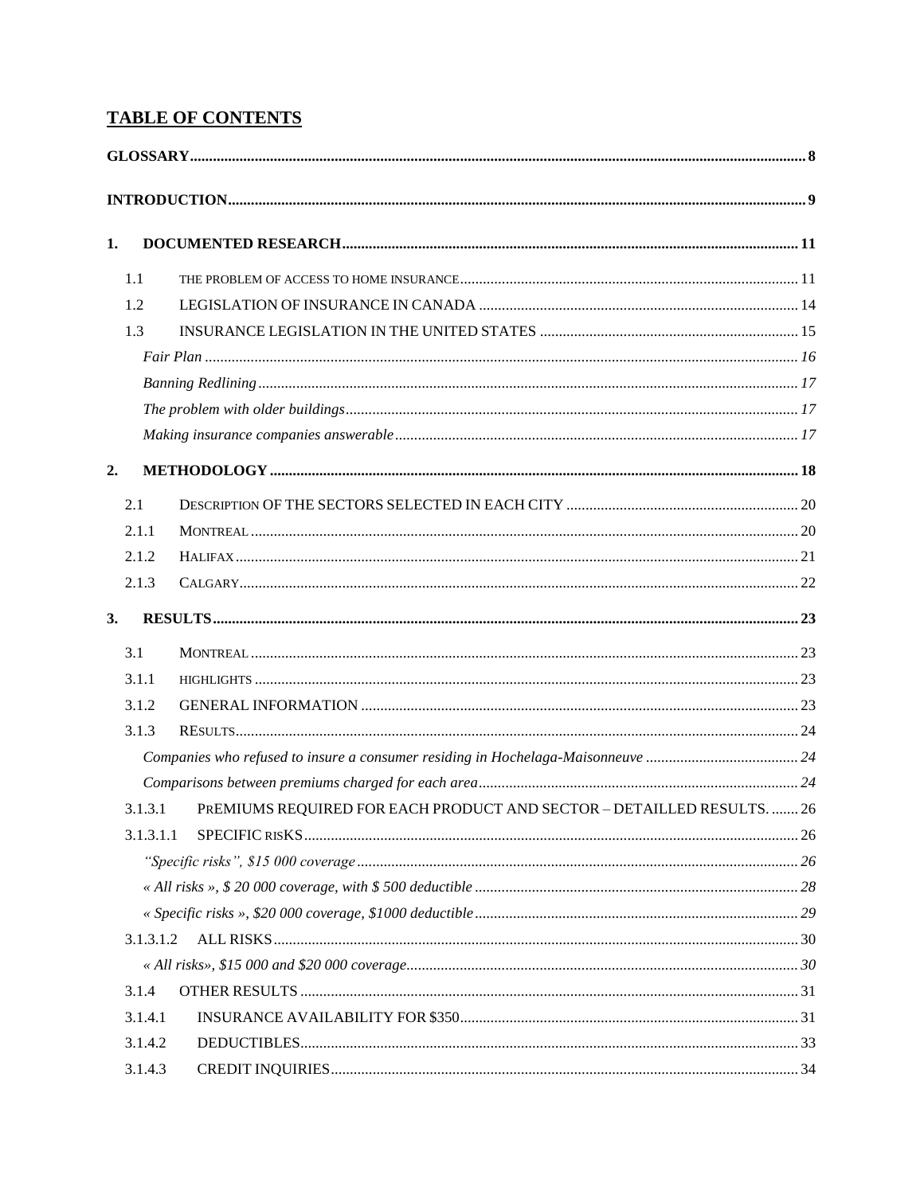## TABLE OF CONTENTS

**GLOSSARY** .......... 8

**INTRODUCTION** .......... 9

**1. DOCUMENTED RESEARCH** .......... 11

- 1.1 THE PROBLEM OF ACCESS TO HOME INSURANCE .......... 11
- 1.2 LEGISLATION OF INSURANCE IN CANADA .......... 14
- 1.3 INSURANCE LEGISLATION IN THE UNITED STATES .......... 15
  - *Fair Plan* .......... 16
  - *Banning Redlining* .......... 17
  - *The problem with older buildings* .......... 17
  - *Making insurance companies answerable* .......... 17

**2. METHODOLOGY** .......... 18

- 2.1 DESCRIPTION OF THE SECTORS SELECTED IN EACH CITY .......... 20
- 2.1.1 MONTREAL .......... 20
- 2.1.2 HALIFAX .......... 21
- 2.1.3 CALGARY .......... 22

**3. RESULTS** .......... 23

- 3.1 MONTREAL .......... 23
- 3.1.1 HIGHLIGHTS .......... 23
- 3.1.2 GENERAL INFORMATION .......... 23
- 3.1.3 RESULTS .......... 24
  - *Companies who refused to insure a consumer residing in Hochelaga-Maisonneuve* .......... 24
  - *Comparisons between premiums charged for each area* .......... 24
- 3.1.3.1 PREMIUMS REQUIRED FOR EACH PRODUCT AND SECTOR – DETAILLED RESULTS. .......... 26
- 3.1.3.1.1 SPECIFIC RISKS .......... 26
  - *"Specific risks", $15 000 coverage* .......... 26
  - *« All risks », $ 20 000 coverage, with $ 500 deductible* .......... 28
  - *« Specific risks », $20 000 coverage, $1000 deductible* .......... 29
- 3.1.3.1.2 ALL RISKS .......... 30
  - *« All risks», $15 000 and $20 000 coverage* .......... 30
- 3.1.4 OTHER RESULTS .......... 31
- 3.1.4.1 INSURANCE AVAILABILITY FOR $350 .......... 31
- 3.1.4.2 DEDUCTIBLES .......... 33
- 3.1.4.3 CREDIT INQUIRIES .......... 34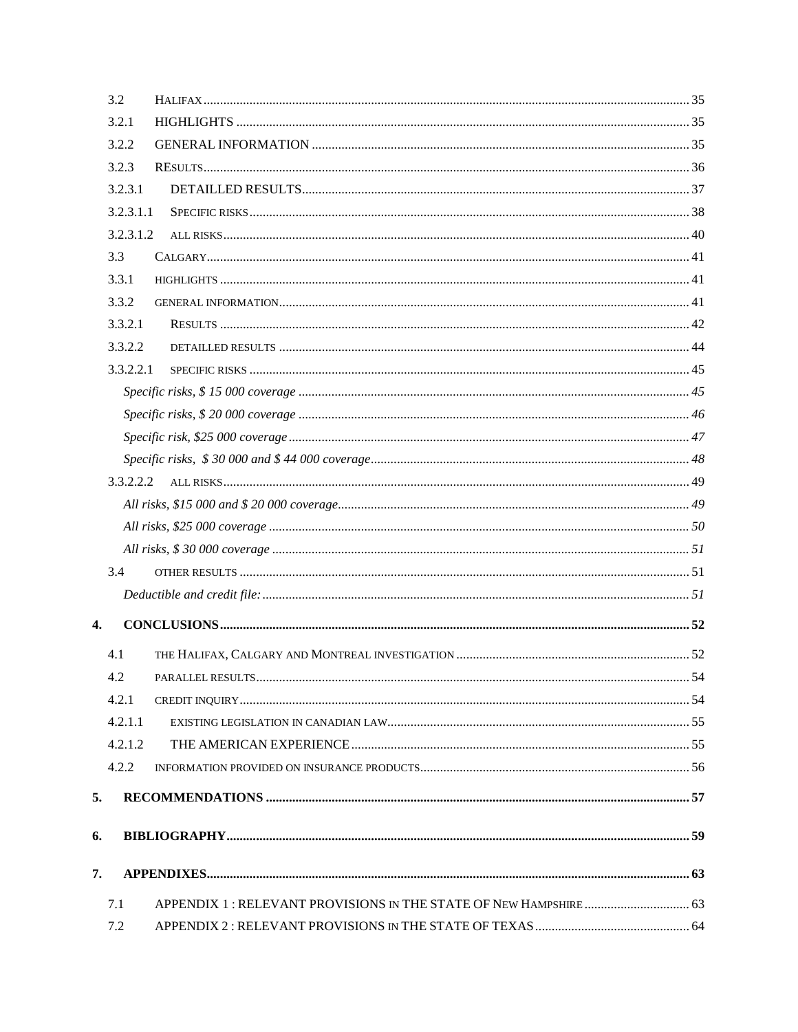3.2 Halifax ... 35

3.2.1 HIGHLIGHTS ... 35

3.2.2 GENERAL INFORMATION ... 35

3.2.3 REsults ... 36

3.2.3.1 DETAILLED RESULTS ... 37

3.2.3.1.1 Specific risks ... 38

3.2.3.1.2 all risks ... 40

3.3 Calgary ... 41

3.3.1 highlights ... 41

3.3.2 general information ... 41

3.3.2.1 Results ... 42

3.3.2.2 detailled results ... 44

3.3.2.2.1 specific risks ... 45

*Specific risks, $ 15 000 coverage* ... 45

*Specific risks, $ 20 000 coverage* ... 46

*Specific risk, $25 000 coverage* ... 47

*Specific risks, $ 30 000 and $ 44 000 coverage* ... 48

3.3.2.2.2 all risks ... 49

*All risks, $15 000 and $ 20 000 coverage* ... 49

*All risks, $25 000 coverage* ... 50

*All risks, $ 30 000 coverage* ... 51

3.4 other results ... 51

*Deductible and credit file:* ... 51

**4. CONCLUSIONS ... 52**

4.1 the Halifax, Calgary and Montreal investigation ... 52

4.2 parallel results ... 54

4.2.1 credit inquiry ... 54

4.2.1.1 existing legislation in canadian law ... 55

4.2.1.2 THE AMERICAN EXPERIENCE ... 55

4.2.2 information provided on insurance products ... 56

**5. RECOMMENDATIONS ... 57**

**6. BIBLIOGRAPHY ... 59**

**7. APPENDIXES ... 63**

7.1 APPENDIX 1 : RELEVANT PROVISIONS in THE STATE OF New Hampshire ... 63

7.2 APPENDIX 2 : RELEVANT PROVISIONS in THE STATE OF TEXAS ... 64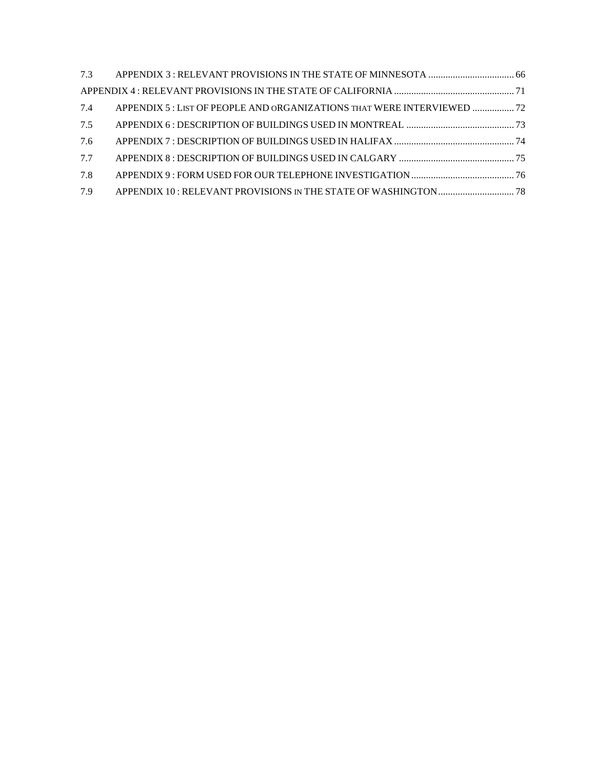7.3 APPENDIX 3 : RELEVANT PROVISIONS IN THE STATE OF MINNESOTA ................................... 66

APPENDIX 4 : RELEVANT PROVISIONS IN THE STATE OF CALIFORNIA ................................................. 71

7.4 APPENDIX 5 : LIST OF PEOPLE AND ORGANIZATIONS THAT WERE INTERVIEWED ................. 72

7.5 APPENDIX 6 : DESCRIPTION OF BUILDINGS USED IN MONTREAL ............................................ 73

7.6 APPENDIX 7 : DESCRIPTION OF BUILDINGS USED IN HALIFAX ................................................. 74

7.7 APPENDIX 8 : DESCRIPTION OF BUILDINGS USED IN CALGARY ............................................... 75

7.8 APPENDIX 9 : FORM USED FOR OUR TELEPHONE INVESTIGATION .......................................... 76

7.9 APPENDIX 10 : RELEVANT PROVISIONS IN THE STATE OF WASHINGTON ............................... 78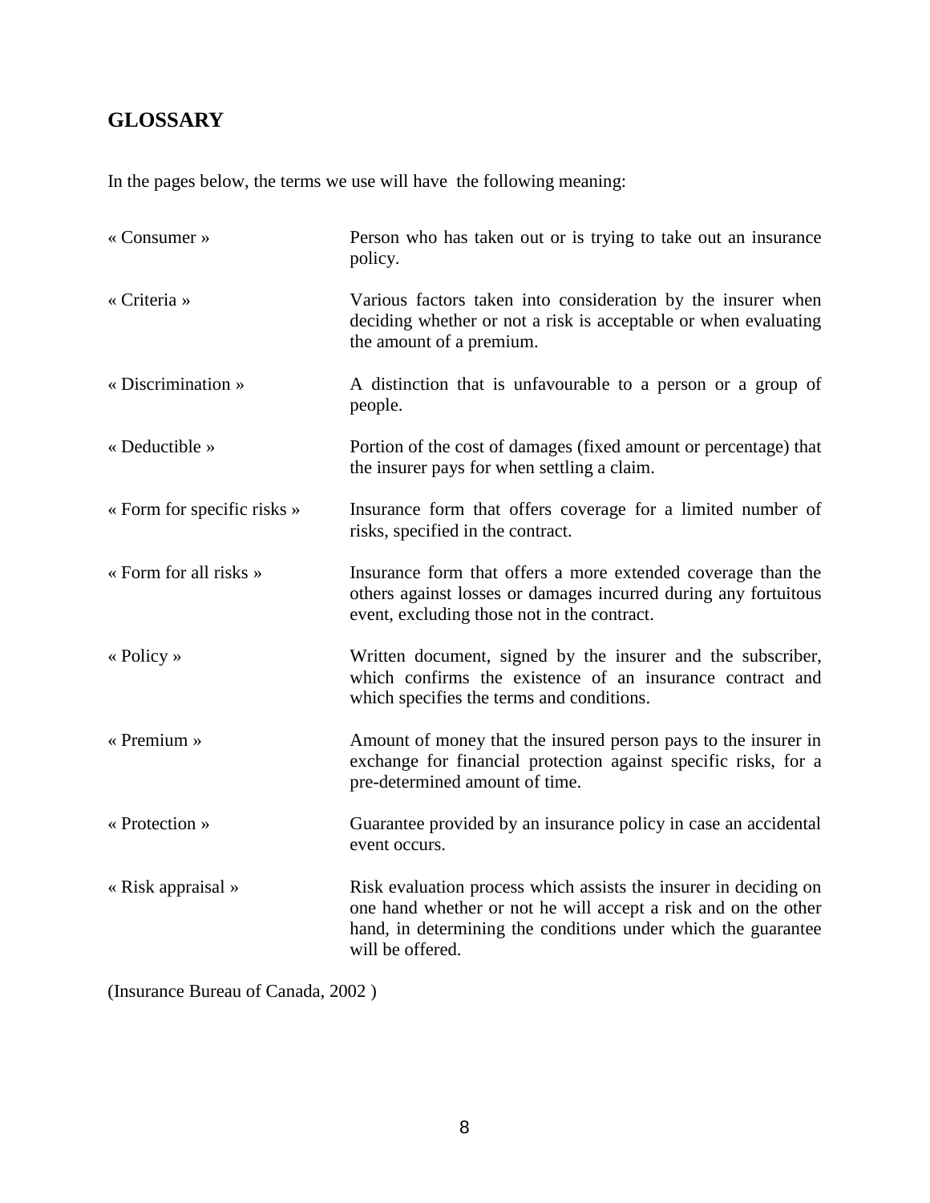## GLOSSARY

In the pages below, the terms we use will have the following meaning:

| | |
|---|---|
| « Consumer » | Person who has taken out or is trying to take out an insurance policy. |
| « Criteria » | Various factors taken into consideration by the insurer when deciding whether or not a risk is acceptable or when evaluating the amount of a premium. |
| « Discrimination » | A distinction that is unfavourable to a person or a group of people. |
| « Deductible » | Portion of the cost of damages (fixed amount or percentage) that the insurer pays for when settling a claim. |
| « Form for specific risks » | Insurance form that offers coverage for a limited number of risks, specified in the contract. |
| « Form for all risks » | Insurance form that offers a more extended coverage than the others against losses or damages incurred during any fortuitous event, excluding those not in the contract. |
| « Policy » | Written document, signed by the insurer and the subscriber, which confirms the existence of an insurance contract and which specifies the terms and conditions. |
| « Premium » | Amount of money that the insured person pays to the insurer in exchange for financial protection against specific risks, for a pre-determined amount of time. |
| « Protection » | Guarantee provided by an insurance policy in case an accidental event occurs. |
| « Risk appraisal » | Risk evaluation process which assists the insurer in deciding on one hand whether or not he will accept a risk and on the other hand, in determining the conditions under which the guarantee will be offered. |

(Insurance Bureau of Canada, 2002 )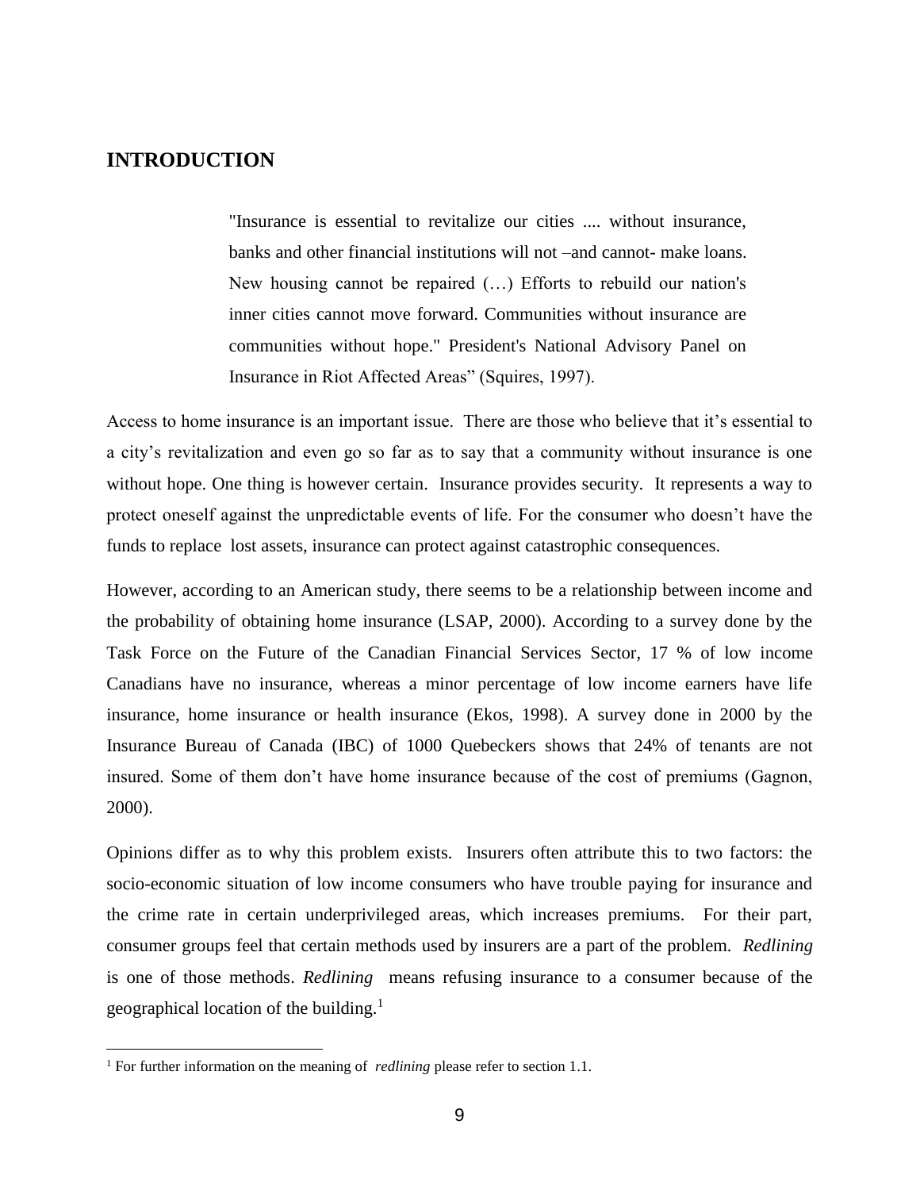# INTRODUCTION

> "Insurance is essential to revitalize our cities .... without insurance, banks and other financial institutions will not –and cannot- make loans. New housing cannot be repaired (…) Efforts to rebuild our nation's inner cities cannot move forward. Communities without insurance are communities without hope." President's National Advisory Panel on Insurance in Riot Affected Areas" (Squires, 1997).

Access to home insurance is an important issue. There are those who believe that it's essential to a city's revitalization and even go so far as to say that a community without insurance is one without hope. One thing is however certain. Insurance provides security. It represents a way to protect oneself against the unpredictable events of life. For the consumer who doesn't have the funds to replace lost assets, insurance can protect against catastrophic consequences.

However, according to an American study, there seems to be a relationship between income and the probability of obtaining home insurance (LSAP, 2000). According to a survey done by the Task Force on the Future of the Canadian Financial Services Sector, 17 % of low income Canadians have no insurance, whereas a minor percentage of low income earners have life insurance, home insurance or health insurance (Ekos, 1998). A survey done in 2000 by the Insurance Bureau of Canada (IBC) of 1000 Quebeckers shows that 24% of tenants are not insured. Some of them don't have home insurance because of the cost of premiums (Gagnon, 2000).

Opinions differ as to why this problem exists. Insurers often attribute this to two factors: the socio-economic situation of low income consumers who have trouble paying for insurance and the crime rate in certain underprivileged areas, which increases premiums. For their part, consumer groups feel that certain methods used by insurers are a part of the problem. *Redlining* is one of those methods. *Redlining* means refusing insurance to a consumer because of the geographical location of the building.[1]

[1] For further information on the meaning of *redlining* please refer to section 1.1.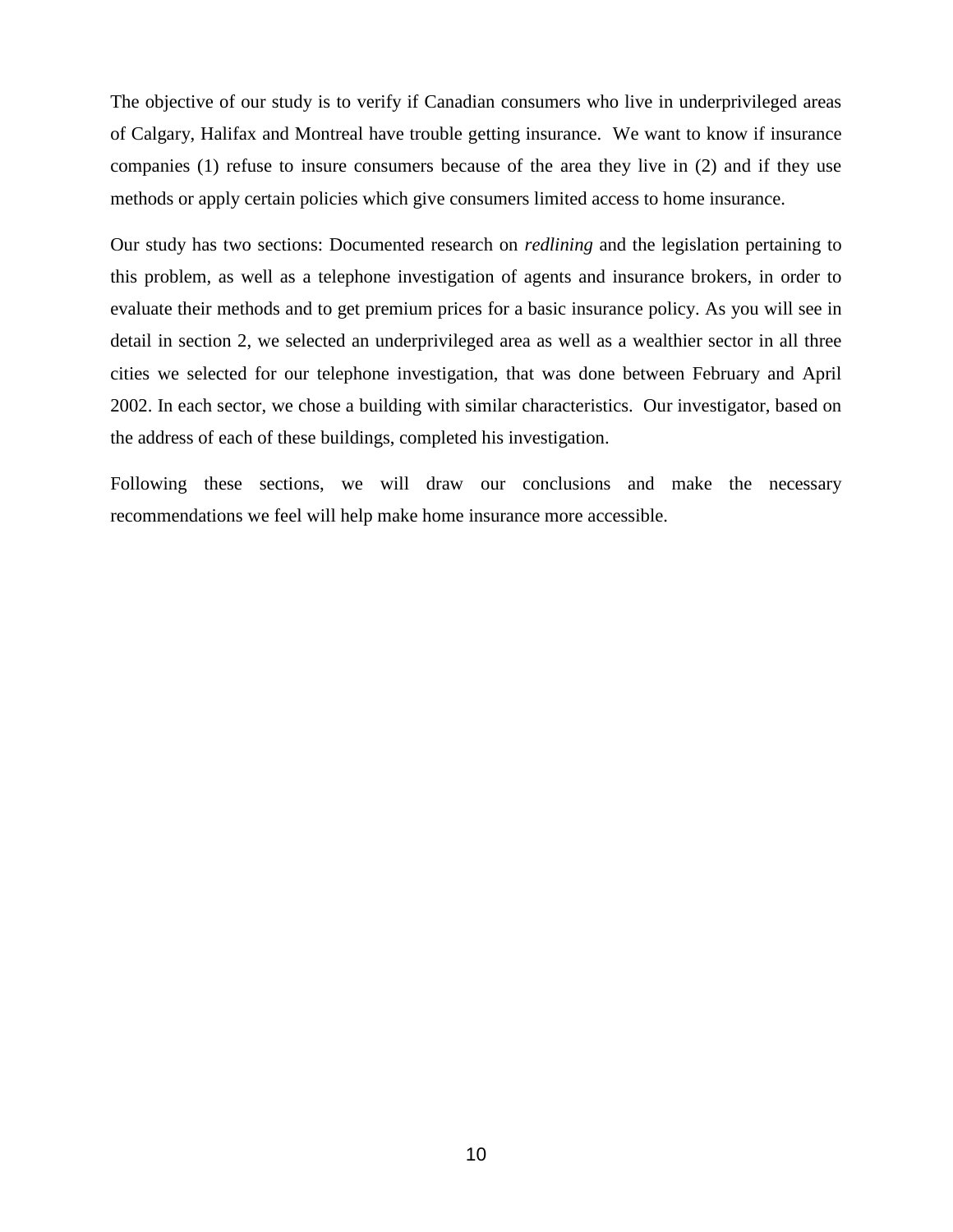The objective of our study is to verify if Canadian consumers who live in underprivileged areas of Calgary, Halifax and Montreal have trouble getting insurance. We want to know if insurance companies (1) refuse to insure consumers because of the area they live in (2) and if they use methods or apply certain policies which give consumers limited access to home insurance.

Our study has two sections: Documented research on *redlining* and the legislation pertaining to this problem, as well as a telephone investigation of agents and insurance brokers, in order to evaluate their methods and to get premium prices for a basic insurance policy. As you will see in detail in section 2, we selected an underprivileged area as well as a wealthier sector in all three cities we selected for our telephone investigation, that was done between February and April 2002. In each sector, we chose a building with similar characteristics. Our investigator, based on the address of each of these buildings, completed his investigation.

Following these sections, we will draw our conclusions and make the necessary recommendations we feel will help make home insurance more accessible.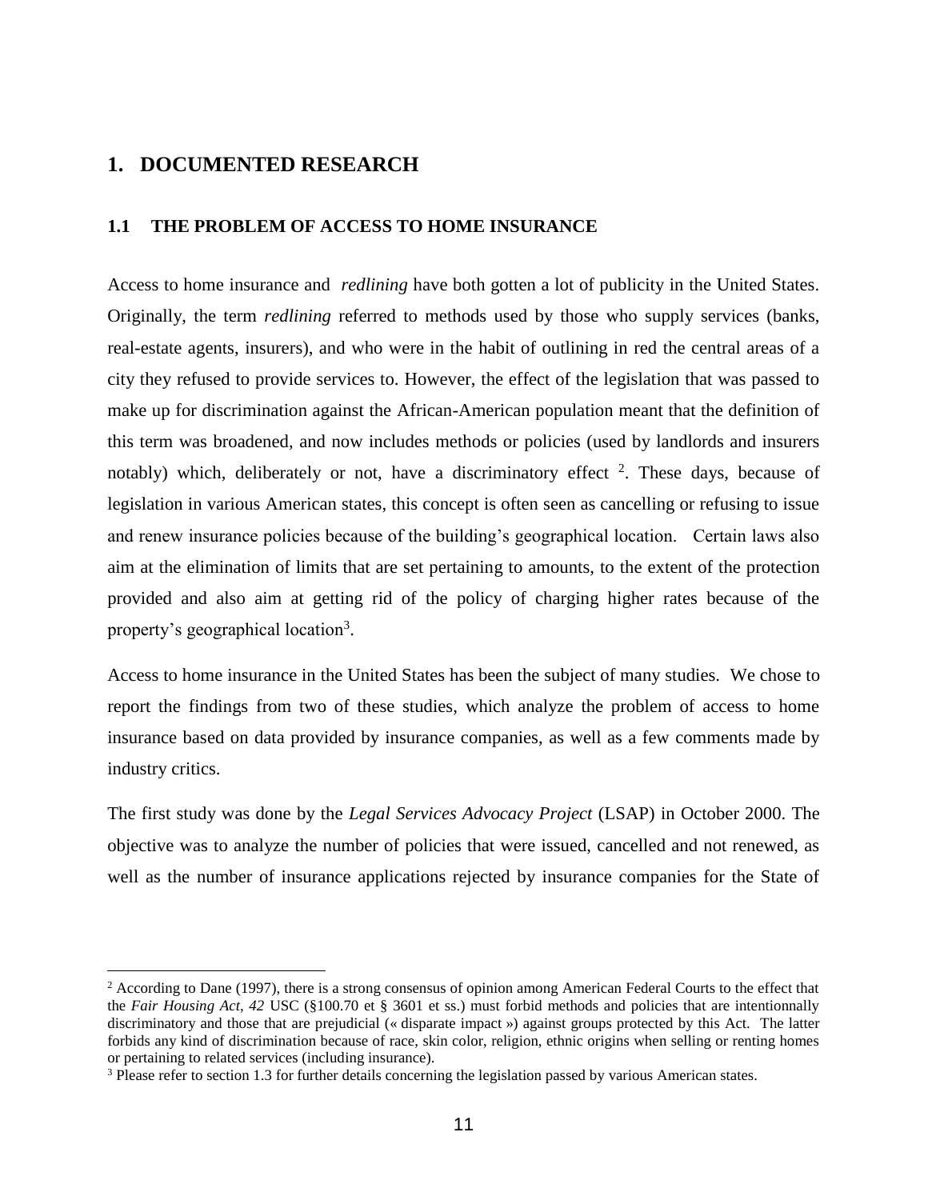# 1. DOCUMENTED RESEARCH

## 1.1 THE PROBLEM OF ACCESS TO HOME INSURANCE

Access to home insurance and *redlining* have both gotten a lot of publicity in the United States. Originally, the term *redlining* referred to methods used by those who supply services (banks, real-estate agents, insurers), and who were in the habit of outlining in red the central areas of a city they refused to provide services to. However, the effect of the legislation that was passed to make up for discrimination against the African-American population meant that the definition of this term was broadened, and now includes methods or policies (used by landlords and insurers notably) which, deliberately or not, have a discriminatory effect [2]. These days, because of legislation in various American states, this concept is often seen as cancelling or refusing to issue and renew insurance policies because of the building's geographical location. Certain laws also aim at the elimination of limits that are set pertaining to amounts, to the extent of the protection provided and also aim at getting rid of the policy of charging higher rates because of the property's geographical location[3].

Access to home insurance in the United States has been the subject of many studies. We chose to report the findings from two of these studies, which analyze the problem of access to home insurance based on data provided by insurance companies, as well as a few comments made by industry critics.

The first study was done by the *Legal Services Advocacy Project* (LSAP) in October 2000. The objective was to analyze the number of policies that were issued, cancelled and not renewed, as well as the number of insurance applications rejected by insurance companies for the State of

---

[2] According to Dane (1997), there is a strong consensus of opinion among American Federal Courts to the effect that the *Fair Housing Act, 42* USC (§100.70 et § 3601 et ss.) must forbid methods and policies that are intentionnally discriminatory and those that are prejudicial (« disparate impact ») against groups protected by this Act. The latter forbids any kind of discrimination because of race, skin color, religion, ethnic origins when selling or renting homes or pertaining to related services (including insurance).

[3] Please refer to section 1.3 for further details concerning the legislation passed by various American states.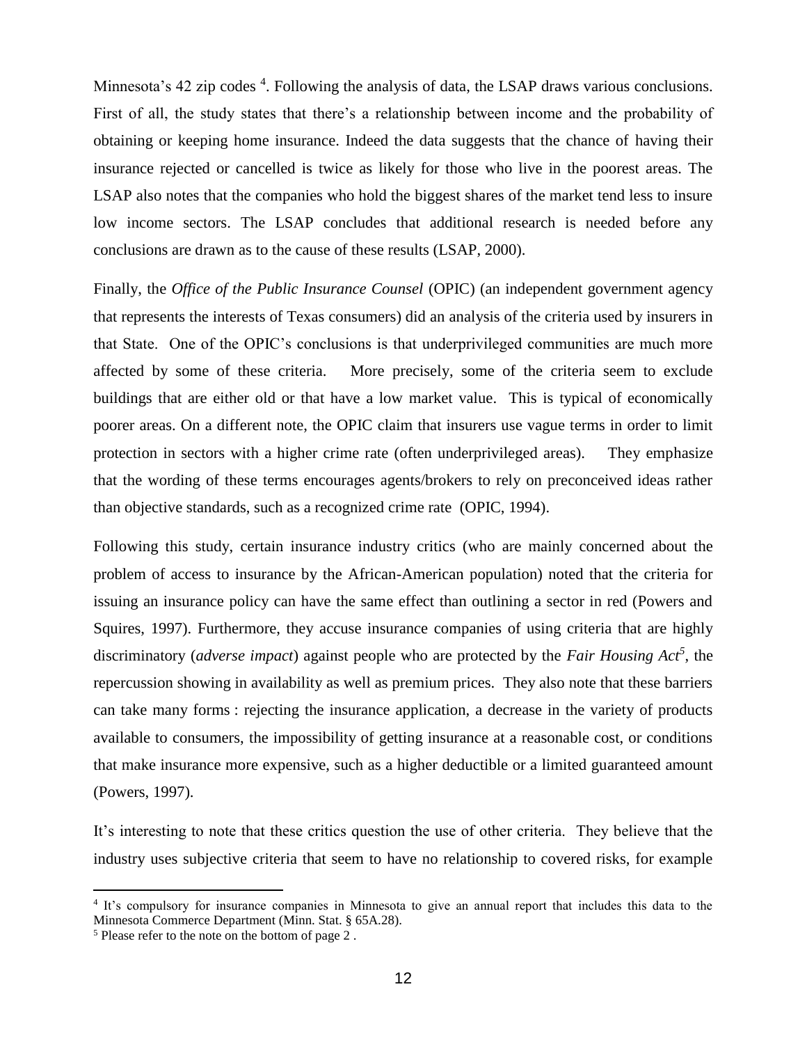Minnesota's 42 zip codes [4]. Following the analysis of data, the LSAP draws various conclusions. First of all, the study states that there's a relationship between income and the probability of obtaining or keeping home insurance. Indeed the data suggests that the chance of having their insurance rejected or cancelled is twice as likely for those who live in the poorest areas. The LSAP also notes that the companies who hold the biggest shares of the market tend less to insure low income sectors. The LSAP concludes that additional research is needed before any conclusions are drawn as to the cause of these results (LSAP, 2000).

Finally, the *Office of the Public Insurance Counsel* (OPIC) (an independent government agency that represents the interests of Texas consumers) did an analysis of the criteria used by insurers in that State. One of the OPIC's conclusions is that underprivileged communities are much more affected by some of these criteria. More precisely, some of the criteria seem to exclude buildings that are either old or that have a low market value. This is typical of economically poorer areas. On a different note, the OPIC claim that insurers use vague terms in order to limit protection in sectors with a higher crime rate (often underprivileged areas). They emphasize that the wording of these terms encourages agents/brokers to rely on preconceived ideas rather than objective standards, such as a recognized crime rate (OPIC, 1994).

Following this study, certain insurance industry critics (who are mainly concerned about the problem of access to insurance by the African-American population) noted that the criteria for issuing an insurance policy can have the same effect than outlining a sector in red (Powers and Squires, 1997). Furthermore, they accuse insurance companies of using criteria that are highly discriminatory (*adverse impact*) against people who are protected by the *Fair Housing Act*[5], the repercussion showing in availability as well as premium prices. They also note that these barriers can take many forms : rejecting the insurance application, a decrease in the variety of products available to consumers, the impossibility of getting insurance at a reasonable cost, or conditions that make insurance more expensive, such as a higher deductible or a limited guaranteed amount (Powers, 1997).

It's interesting to note that these critics question the use of other criteria. They believe that the industry uses subjective criteria that seem to have no relationship to covered risks, for example

---

[4] It's compulsory for insurance companies in Minnesota to give an annual report that includes this data to the Minnesota Commerce Department (Minn. Stat. § 65A.28).

[5] Please refer to the note on the bottom of page 2 .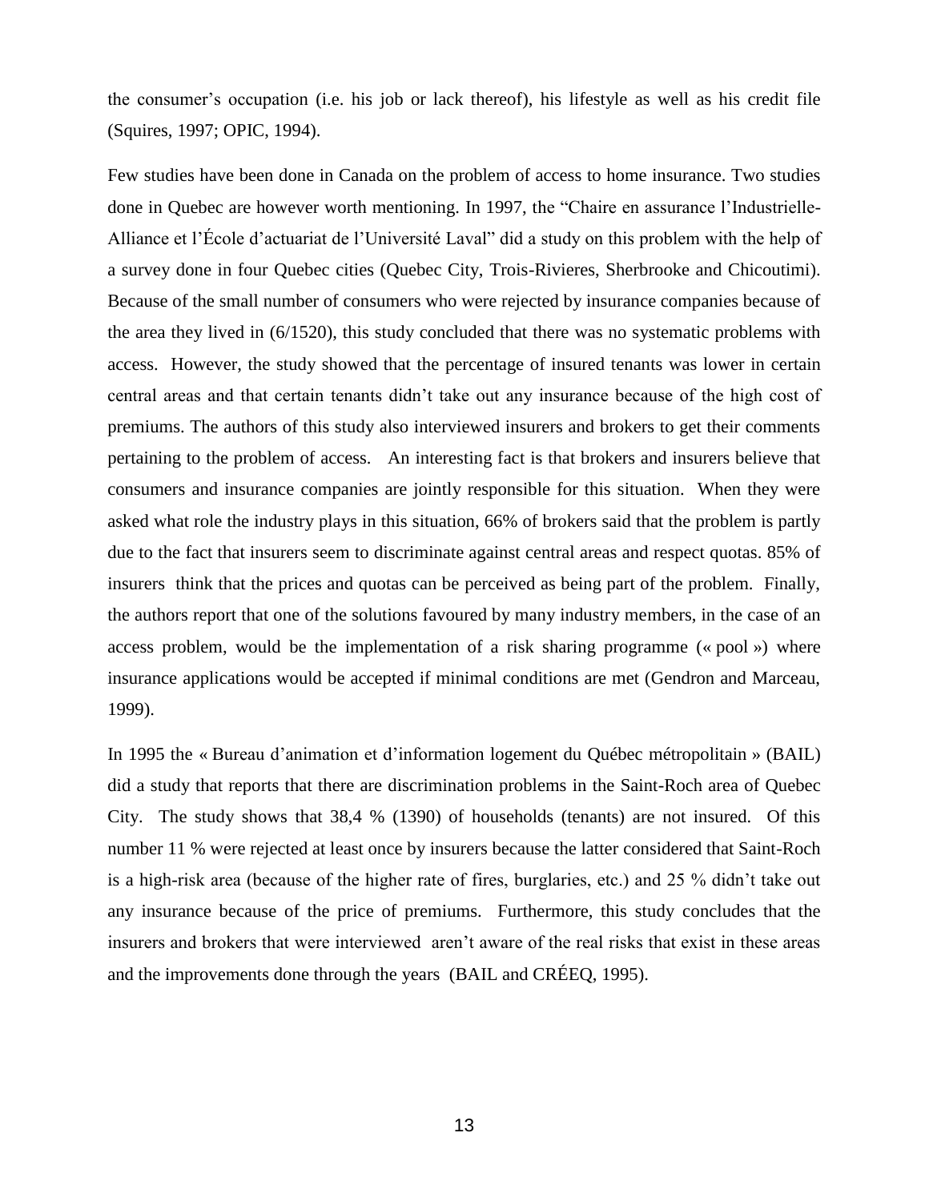the consumer's occupation (i.e. his job or lack thereof), his lifestyle as well as his credit file (Squires, 1997; OPIC, 1994).

Few studies have been done in Canada on the problem of access to home insurance. Two studies done in Quebec are however worth mentioning. In 1997, the "Chaire en assurance l'Industrielle-Alliance et l'École d'actuariat de l'Université Laval" did a study on this problem with the help of a survey done in four Quebec cities (Quebec City, Trois-Rivieres, Sherbrooke and Chicoutimi). Because of the small number of consumers who were rejected by insurance companies because of the area they lived in (6/1520), this study concluded that there was no systematic problems with access. However, the study showed that the percentage of insured tenants was lower in certain central areas and that certain tenants didn't take out any insurance because of the high cost of premiums. The authors of this study also interviewed insurers and brokers to get their comments pertaining to the problem of access. An interesting fact is that brokers and insurers believe that consumers and insurance companies are jointly responsible for this situation. When they were asked what role the industry plays in this situation, 66% of brokers said that the problem is partly due to the fact that insurers seem to discriminate against central areas and respect quotas. 85% of insurers think that the prices and quotas can be perceived as being part of the problem. Finally, the authors report that one of the solutions favoured by many industry members, in the case of an access problem, would be the implementation of a risk sharing programme (« pool ») where insurance applications would be accepted if minimal conditions are met (Gendron and Marceau, 1999).

In 1995 the « Bureau d'animation et d'information logement du Québec métropolitain » (BAIL) did a study that reports that there are discrimination problems in the Saint-Roch area of Quebec City. The study shows that 38,4 % (1390) of households (tenants) are not insured. Of this number 11 % were rejected at least once by insurers because the latter considered that Saint-Roch is a high-risk area (because of the higher rate of fires, burglaries, etc.) and 25 % didn't take out any insurance because of the price of premiums. Furthermore, this study concludes that the insurers and brokers that were interviewed aren't aware of the real risks that exist in these areas and the improvements done through the years (BAIL and CRÉEQ, 1995).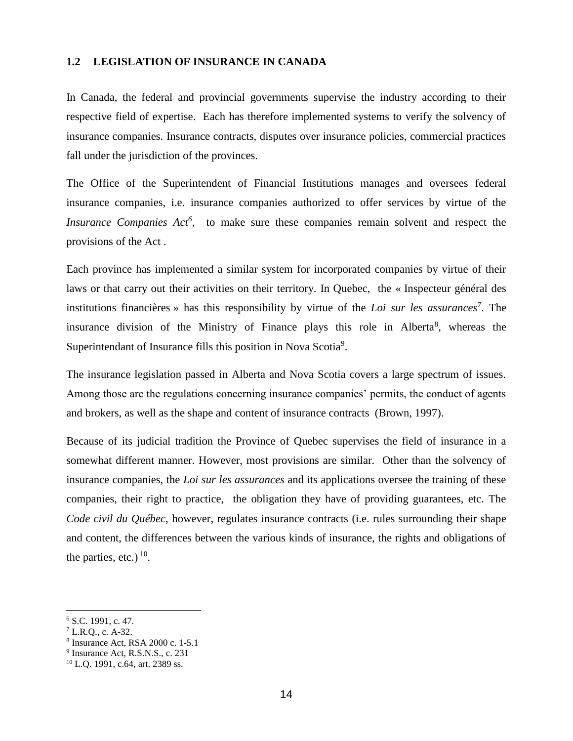### 1.2 LEGISLATION OF INSURANCE IN CANADA

In Canada, the federal and provincial governments supervise the industry according to their respective field of expertise. Each has therefore implemented systems to verify the solvency of insurance companies. Insurance contracts, disputes over insurance policies, commercial practices fall under the jurisdiction of the provinces.

The Office of the Superintendent of Financial Institutions manages and oversees federal insurance companies, i.e. insurance companies authorized to offer services by virtue of the *Insurance Companies Act*[6], to make sure these companies remain solvent and respect the provisions of the Act .

Each province has implemented a similar system for incorporated companies by virtue of their laws or that carry out their activities on their territory. In Quebec, the « Inspecteur général des institutions financières » has this responsibility by virtue of the *Loi sur les assurances*[7]. The insurance division of the Ministry of Finance plays this role in Alberta[8], whereas the Superintendant of Insurance fills this position in Nova Scotia[9].

The insurance legislation passed in Alberta and Nova Scotia covers a large spectrum of issues. Among those are the regulations concerning insurance companies' permits, the conduct of agents and brokers, as well as the shape and content of insurance contracts (Brown, 1997).

Because of its judicial tradition the Province of Quebec supervises the field of insurance in a somewhat different manner. However, most provisions are similar. Other than the solvency of insurance companies, the *Loi sur les assurances* and its applications oversee the training of these companies, their right to practice, the obligation they have of providing guarantees, etc. The *Code civil du Québec*, however, regulates insurance contracts (i.e. rules surrounding their shape and content, the differences between the various kinds of insurance, the rights and obligations of the parties, etc.)[10].

---

[6] S.C. 1991, c. 47.
[7] L.R.Q., c. A-32.
[8] Insurance Act, RSA 2000 c. 1-5.1
[9] Insurance Act, R.S.N.S., c. 231
[10] L.Q. 1991, c.64, art. 2389 ss.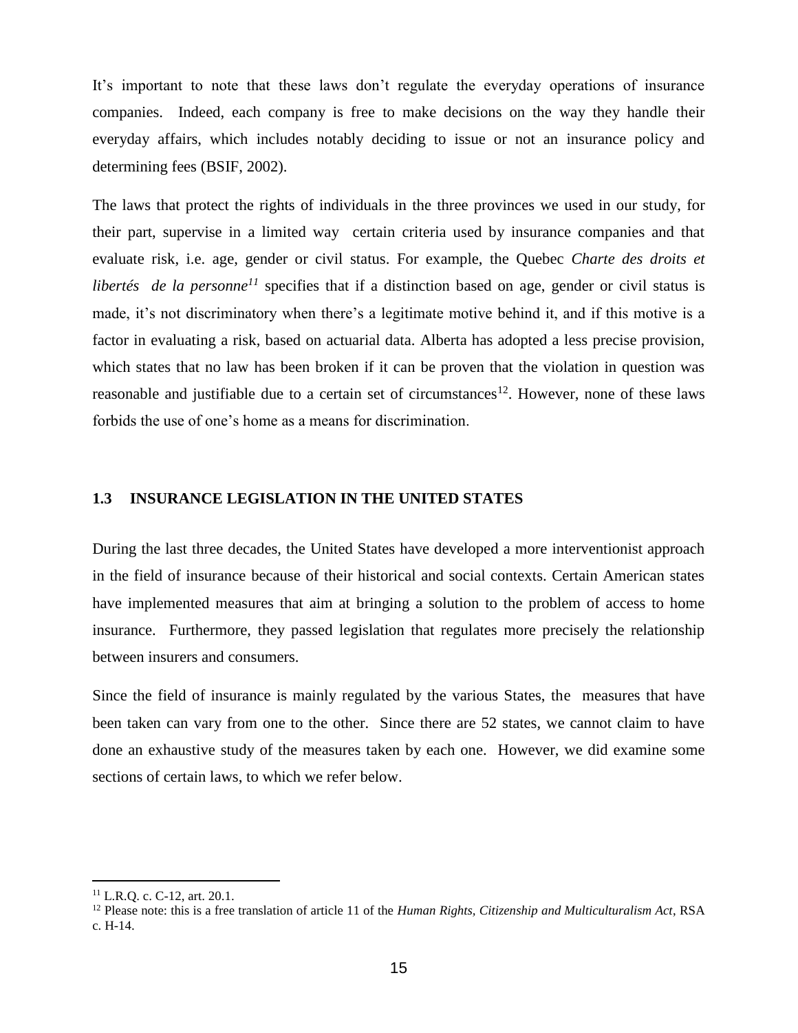It's important to note that these laws don't regulate the everyday operations of insurance companies. Indeed, each company is free to make decisions on the way they handle their everyday affairs, which includes notably deciding to issue or not an insurance policy and determining fees (BSIF, 2002).

The laws that protect the rights of individuals in the three provinces we used in our study, for their part, supervise in a limited way certain criteria used by insurance companies and that evaluate risk, i.e. age, gender or civil status. For example, the Quebec *Charte des droits et libertés de la personne*[11] specifies that if a distinction based on age, gender or civil status is made, it's not discriminatory when there's a legitimate motive behind it, and if this motive is a factor in evaluating a risk, based on actuarial data. Alberta has adopted a less precise provision, which states that no law has been broken if it can be proven that the violation in question was reasonable and justifiable due to a certain set of circumstances[12]. However, none of these laws forbids the use of one's home as a means for discrimination.

### 1.3 INSURANCE LEGISLATION IN THE UNITED STATES

During the last three decades, the United States have developed a more interventionist approach in the field of insurance because of their historical and social contexts. Certain American states have implemented measures that aim at bringing a solution to the problem of access to home insurance. Furthermore, they passed legislation that regulates more precisely the relationship between insurers and consumers.

Since the field of insurance is mainly regulated by the various States, the measures that have been taken can vary from one to the other. Since there are 52 states, we cannot claim to have done an exhaustive study of the measures taken by each one. However, we did examine some sections of certain laws, to which we refer below.

---

[11] L.R.Q. c. C-12, art. 20.1.

[12] Please note: this is a free translation of article 11 of the *Human Rights, Citizenship and Multiculturalism Act*, RSA c. H-14.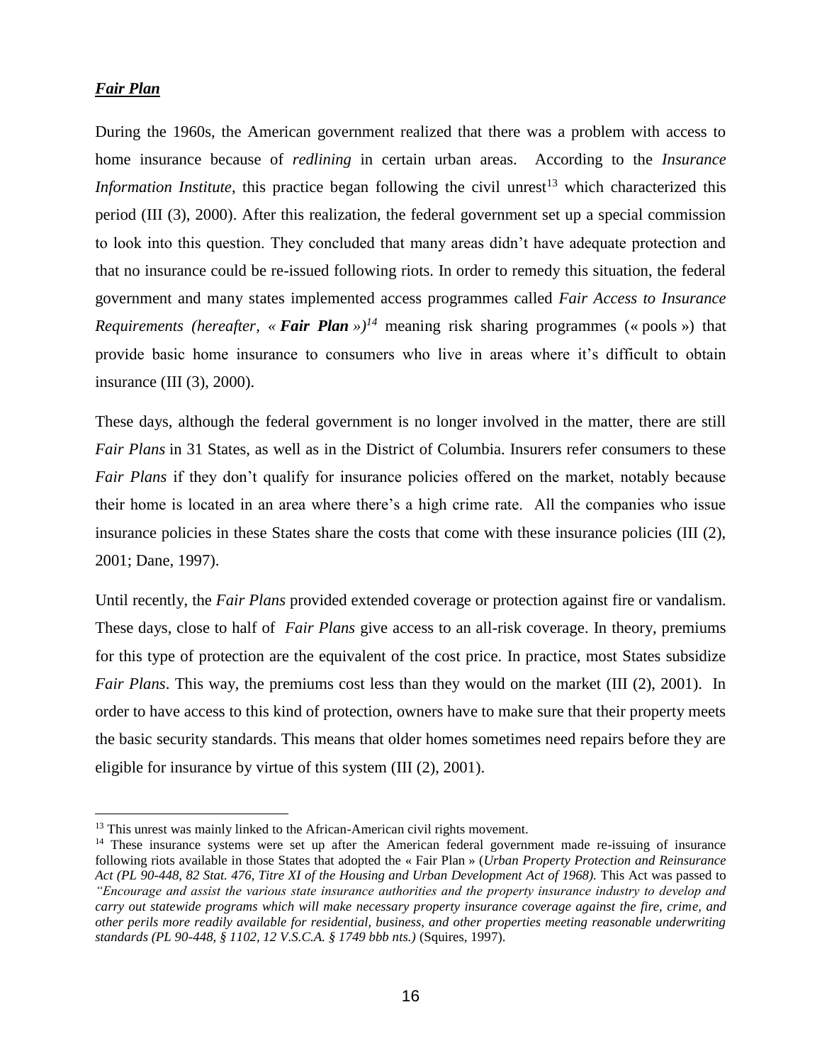***Fair Plan***

During the 1960s, the American government realized that there was a problem with access to home insurance because of *redlining* in certain urban areas. According to the *Insurance Information Institute*, this practice began following the civil unrest[13] which characterized this period (III (3), 2000). After this realization, the federal government set up a special commission to look into this question. They concluded that many areas didn't have adequate protection and that no insurance could be re-issued following riots. In order to remedy this situation, the federal government and many states implemented access programmes called *Fair Access to Insurance Requirements (hereafter, « **Fair Plan** »)*[14] meaning risk sharing programmes (« pools ») that provide basic home insurance to consumers who live in areas where it's difficult to obtain insurance (III (3), 2000).

These days, although the federal government is no longer involved in the matter, there are still *Fair Plans* in 31 States, as well as in the District of Columbia. Insurers refer consumers to these *Fair Plans* if they don't qualify for insurance policies offered on the market, notably because their home is located in an area where there's a high crime rate. All the companies who issue insurance policies in these States share the costs that come with these insurance policies (III (2), 2001; Dane, 1997).

Until recently, the *Fair Plans* provided extended coverage or protection against fire or vandalism. These days, close to half of *Fair Plans* give access to an all-risk coverage. In theory, premiums for this type of protection are the equivalent of the cost price. In practice, most States subsidize *Fair Plans*. This way, the premiums cost less than they would on the market (III (2), 2001). In order to have access to this kind of protection, owners have to make sure that their property meets the basic security standards. This means that older homes sometimes need repairs before they are eligible for insurance by virtue of this system (III (2), 2001).

---

[13] This unrest was mainly linked to the African-American civil rights movement.

[14] These insurance systems were set up after the American federal government made re-issuing of insurance following riots available in those States that adopted the « Fair Plan » (*Urban Property Protection and Reinsurance Act (PL 90-448, 82 Stat. 476, Titre XI of the Housing and Urban Development Act of 1968).* This Act was passed to *"Encourage and assist the various state insurance authorities and the property insurance industry to develop and carry out statewide programs which will make necessary property insurance coverage against the fire, crime, and other perils more readily available for residential, business, and other properties meeting reasonable underwriting standards (PL 90-448, § 1102, 12 V.S.C.A. § 1749 bbb nts.)* (Squires, 1997).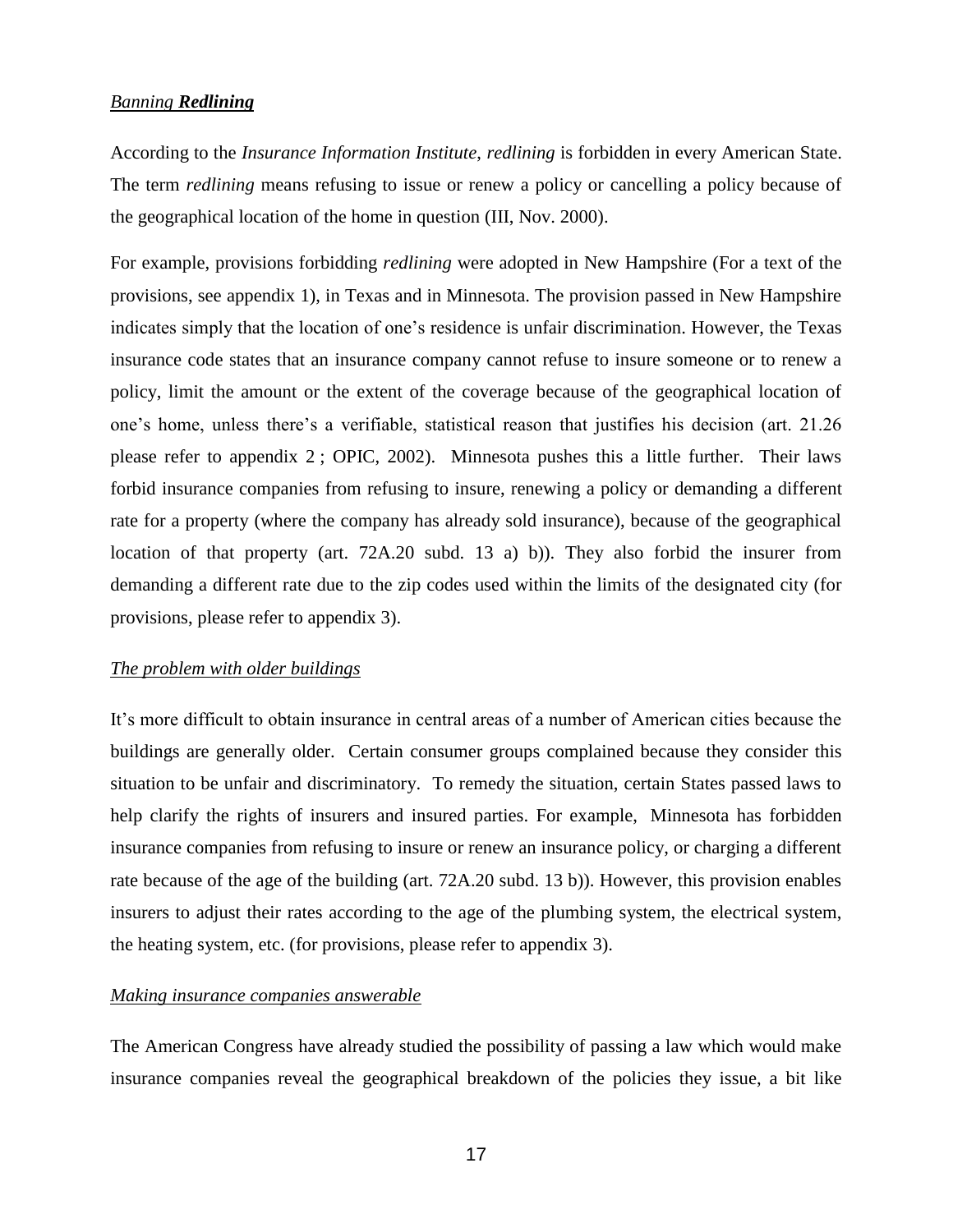*Banning **Redlining***

According to the *Insurance Information Institute*, *redlining* is forbidden in every American State. The term *redlining* means refusing to issue or renew a policy or cancelling a policy because of the geographical location of the home in question (III, Nov. 2000).

For example, provisions forbidding *redlining* were adopted in New Hampshire (For a text of the provisions, see appendix 1), in Texas and in Minnesota. The provision passed in New Hampshire indicates simply that the location of one's residence is unfair discrimination. However, the Texas insurance code states that an insurance company cannot refuse to insure someone or to renew a policy, limit the amount or the extent of the coverage because of the geographical location of one's home, unless there's a verifiable, statistical reason that justifies his decision (art. 21.26 please refer to appendix 2 ; OPIC, 2002). Minnesota pushes this a little further. Their laws forbid insurance companies from refusing to insure, renewing a policy or demanding a different rate for a property (where the company has already sold insurance), because of the geographical location of that property (art. 72A.20 subd. 13 a) b)). They also forbid the insurer from demanding a different rate due to the zip codes used within the limits of the designated city (for provisions, please refer to appendix 3).

*The problem with older buildings*

It's more difficult to obtain insurance in central areas of a number of American cities because the buildings are generally older. Certain consumer groups complained because they consider this situation to be unfair and discriminatory. To remedy the situation, certain States passed laws to help clarify the rights of insurers and insured parties. For example, Minnesota has forbidden insurance companies from refusing to insure or renew an insurance policy, or charging a different rate because of the age of the building (art. 72A.20 subd. 13 b)). However, this provision enables insurers to adjust their rates according to the age of the plumbing system, the electrical system, the heating system, etc. (for provisions, please refer to appendix 3).

*Making insurance companies answerable*

The American Congress have already studied the possibility of passing a law which would make insurance companies reveal the geographical breakdown of the policies they issue, a bit like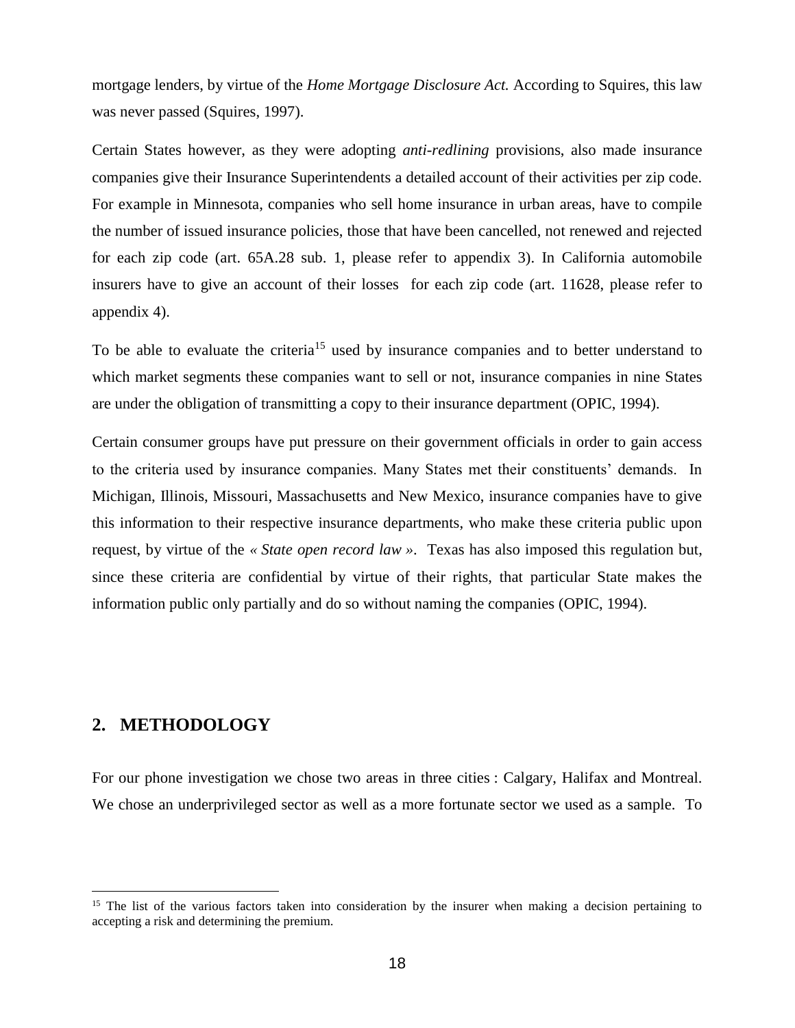mortgage lenders, by virtue of the *Home Mortgage Disclosure Act.* According to Squires, this law was never passed (Squires, 1997).

Certain States however, as they were adopting *anti-redlining* provisions, also made insurance companies give their Insurance Superintendents a detailed account of their activities per zip code. For example in Minnesota, companies who sell home insurance in urban areas, have to compile the number of issued insurance policies, those that have been cancelled, not renewed and rejected for each zip code (art. 65A.28 sub. 1, please refer to appendix 3). In California automobile insurers have to give an account of their losses for each zip code (art. 11628, please refer to appendix 4).

To be able to evaluate the criteria[15] used by insurance companies and to better understand to which market segments these companies want to sell or not, insurance companies in nine States are under the obligation of transmitting a copy to their insurance department (OPIC, 1994).

Certain consumer groups have put pressure on their government officials in order to gain access to the criteria used by insurance companies. Many States met their constituents' demands. In Michigan, Illinois, Missouri, Massachusetts and New Mexico, insurance companies have to give this information to their respective insurance departments, who make these criteria public upon request, by virtue of the *« State open record law »*. Texas has also imposed this regulation but, since these criteria are confidential by virtue of their rights, that particular State makes the information public only partially and do so without naming the companies (OPIC, 1994).

## 2. METHODOLOGY

For our phone investigation we chose two areas in three cities : Calgary, Halifax and Montreal. We chose an underprivileged sector as well as a more fortunate sector we used as a sample. To

[15] The list of the various factors taken into consideration by the insurer when making a decision pertaining to accepting a risk and determining the premium.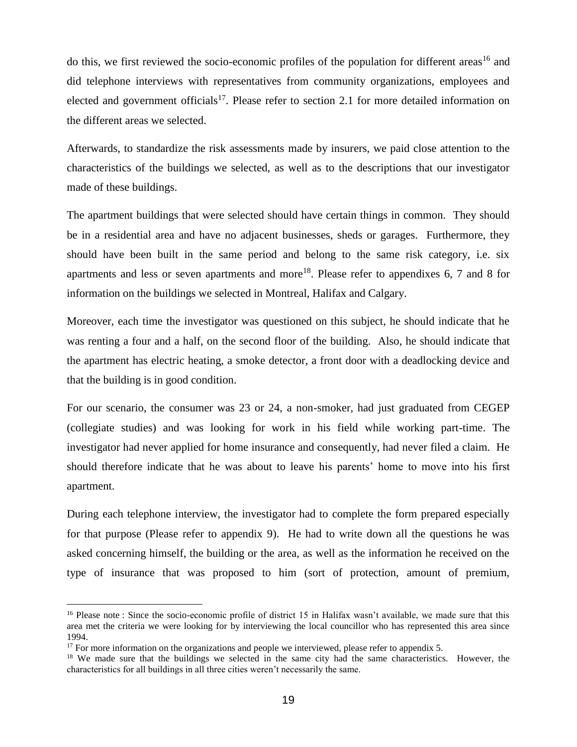do this, we first reviewed the socio-economic profiles of the population for different areas[16] and did telephone interviews with representatives from community organizations, employees and elected and government officials[17]. Please refer to section 2.1 for more detailed information on the different areas we selected.

Afterwards, to standardize the risk assessments made by insurers, we paid close attention to the characteristics of the buildings we selected, as well as to the descriptions that our investigator made of these buildings.

The apartment buildings that were selected should have certain things in common. They should be in a residential area and have no adjacent businesses, sheds or garages. Furthermore, they should have been built in the same period and belong to the same risk category, i.e. six apartments and less or seven apartments and more[18]. Please refer to appendixes 6, 7 and 8 for information on the buildings we selected in Montreal, Halifax and Calgary.

Moreover, each time the investigator was questioned on this subject, he should indicate that he was renting a four and a half, on the second floor of the building. Also, he should indicate that the apartment has electric heating, a smoke detector, a front door with a deadlocking device and that the building is in good condition.

For our scenario, the consumer was 23 or 24, a non-smoker, had just graduated from CEGEP (collegiate studies) and was looking for work in his field while working part-time. The investigator had never applied for home insurance and consequently, had never filed a claim. He should therefore indicate that he was about to leave his parents' home to move into his first apartment.

During each telephone interview, the investigator had to complete the form prepared especially for that purpose (Please refer to appendix 9). He had to write down all the questions he was asked concerning himself, the building or the area, as well as the information he received on the type of insurance that was proposed to him (sort of protection, amount of premium,

---

[16] Please note : Since the socio-economic profile of district 15 in Halifax wasn't available, we made sure that this area met the criteria we were looking for by interviewing the local councillor who has represented this area since 1994.

[17] For more information on the organizations and people we interviewed, please refer to appendix 5.

[18] We made sure that the buildings we selected in the same city had the same characteristics. However, the characteristics for all buildings in all three cities weren't necessarily the same.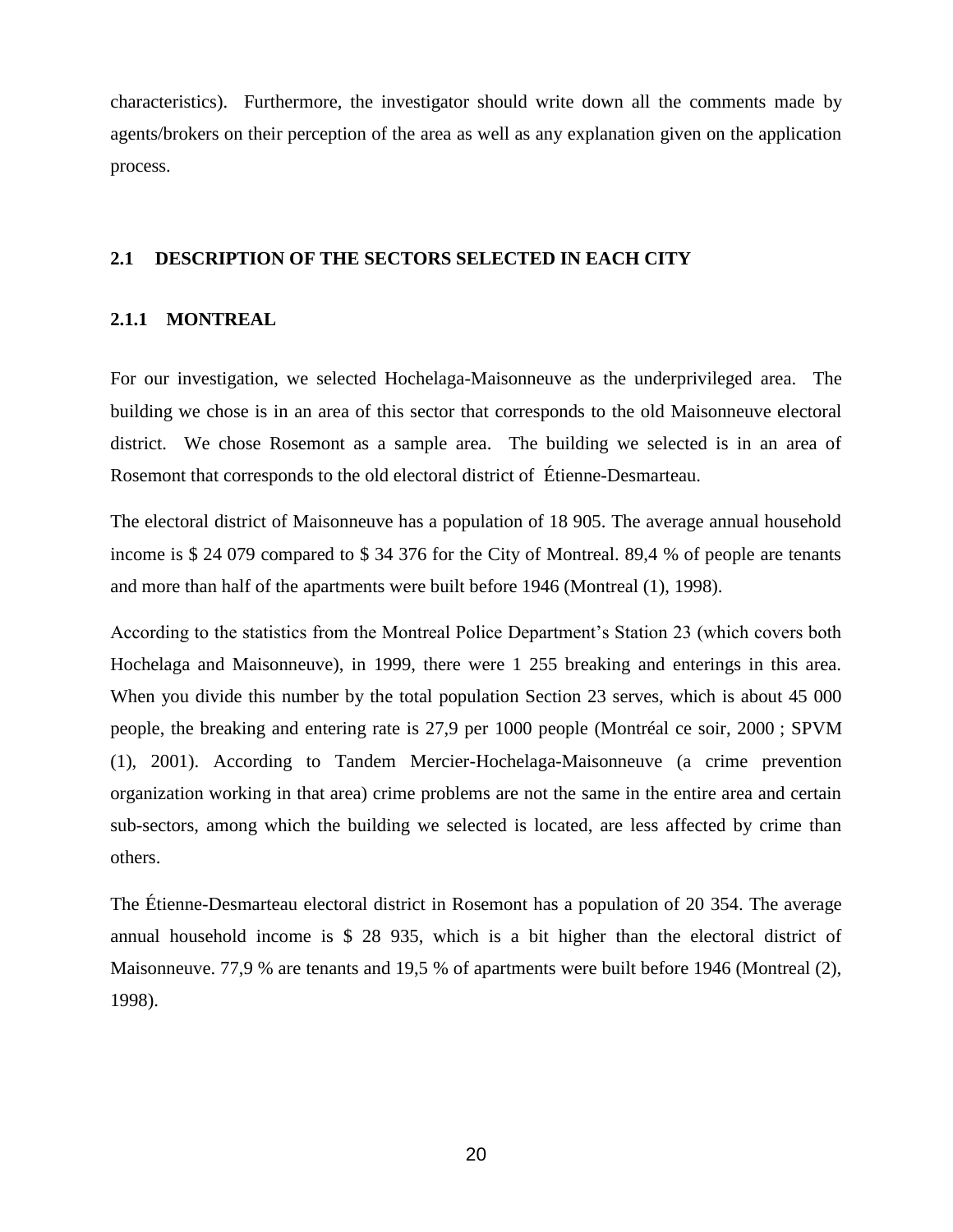characteristics). Furthermore, the investigator should write down all the comments made by agents/brokers on their perception of the area as well as any explanation given on the application process.

## 2.1 DESCRIPTION OF THE SECTORS SELECTED IN EACH CITY

### 2.1.1 MONTREAL

For our investigation, we selected Hochelaga-Maisonneuve as the underprivileged area. The building we chose is in an area of this sector that corresponds to the old Maisonneuve electoral district. We chose Rosemont as a sample area. The building we selected is in an area of Rosemont that corresponds to the old electoral district of Étienne-Desmarteau.

The electoral district of Maisonneuve has a population of 18 905. The average annual household income is $ 24 079 compared to $ 34 376 for the City of Montreal. 89,4 % of people are tenants and more than half of the apartments were built before 1946 (Montreal (1), 1998).

According to the statistics from the Montreal Police Department's Station 23 (which covers both Hochelaga and Maisonneuve), in 1999, there were 1 255 breaking and enterings in this area. When you divide this number by the total population Section 23 serves, which is about 45 000 people, the breaking and entering rate is 27,9 per 1000 people (Montréal ce soir, 2000 ; SPVM (1), 2001). According to Tandem Mercier-Hochelaga-Maisonneuve (a crime prevention organization working in that area) crime problems are not the same in the entire area and certain sub-sectors, among which the building we selected is located, are less affected by crime than others.

The Étienne-Desmarteau electoral district in Rosemont has a population of 20 354. The average annual household income is $ 28 935, which is a bit higher than the electoral district of Maisonneuve. 77,9 % are tenants and 19,5 % of apartments were built before 1946 (Montreal (2), 1998).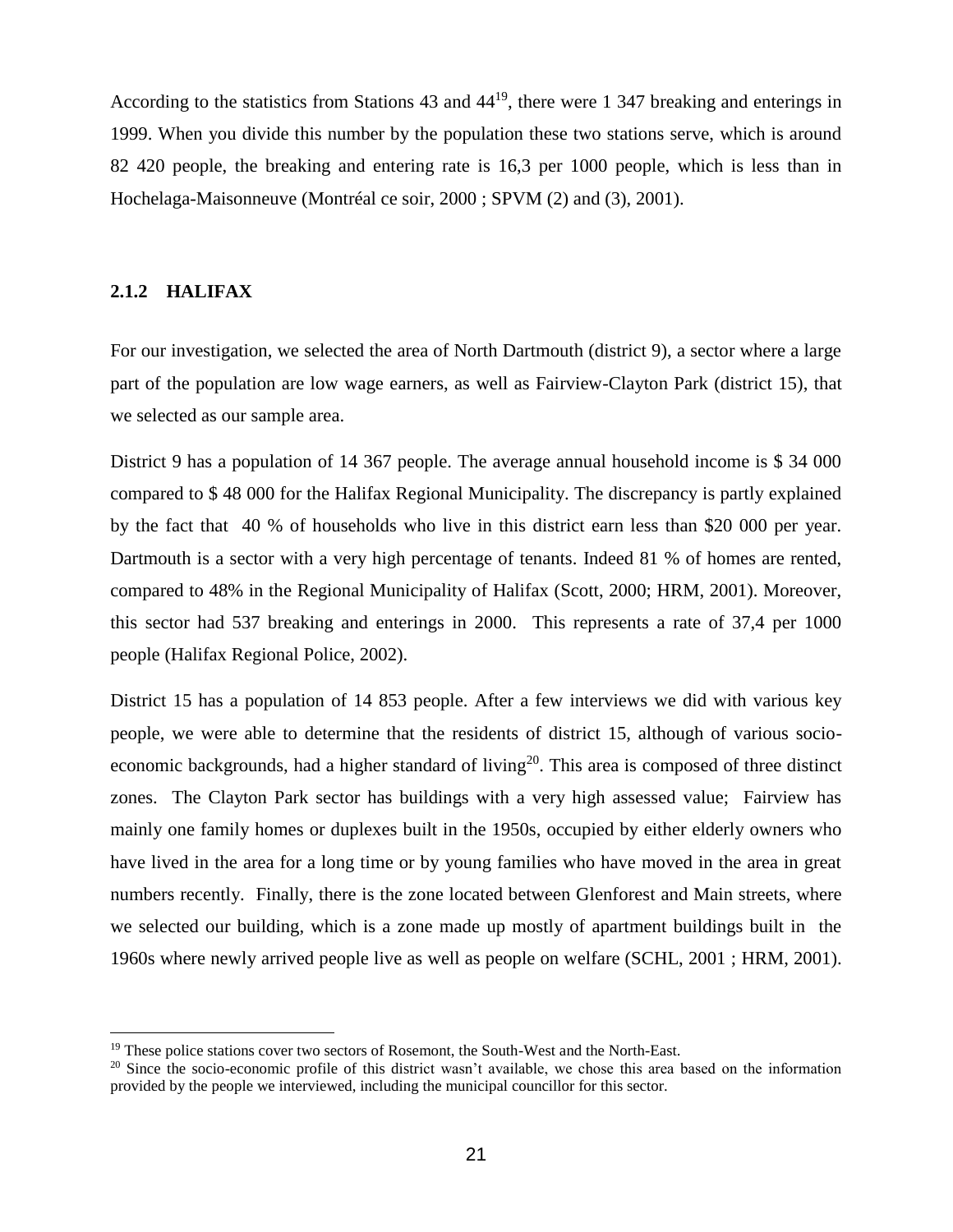According to the statistics from Stations 43 and 44[19], there were 1 347 breaking and enterings in 1999. When you divide this number by the population these two stations serve, which is around 82 420 people, the breaking and entering rate is 16,3 per 1000 people, which is less than in Hochelaga-Maisonneuve (Montréal ce soir, 2000 ; SPVM (2) and (3), 2001).

### 2.1.2 HALIFAX

For our investigation, we selected the area of North Dartmouth (district 9), a sector where a large part of the population are low wage earners, as well as Fairview-Clayton Park (district 15), that we selected as our sample area.

District 9 has a population of 14 367 people. The average annual household income is $ 34 000 compared to $ 48 000 for the Halifax Regional Municipality. The discrepancy is partly explained by the fact that 40 % of households who live in this district earn less than $20 000 per year. Dartmouth is a sector with a very high percentage of tenants. Indeed 81 % of homes are rented, compared to 48% in the Regional Municipality of Halifax (Scott, 2000; HRM, 2001). Moreover, this sector had 537 breaking and enterings in 2000. This represents a rate of 37,4 per 1000 people (Halifax Regional Police, 2002).

District 15 has a population of 14 853 people. After a few interviews we did with various key people, we were able to determine that the residents of district 15, although of various socio-economic backgrounds, had a higher standard of living[20]. This area is composed of three distinct zones. The Clayton Park sector has buildings with a very high assessed value; Fairview has mainly one family homes or duplexes built in the 1950s, occupied by either elderly owners who have lived in the area for a long time or by young families who have moved in the area in great numbers recently. Finally, there is the zone located between Glenforest and Main streets, where we selected our building, which is a zone made up mostly of apartment buildings built in the 1960s where newly arrived people live as well as people on welfare (SCHL, 2001 ; HRM, 2001).

---

[19] These police stations cover two sectors of Rosemont, the South-West and the North-East.

[20] Since the socio-economic profile of this district wasn't available, we chose this area based on the information provided by the people we interviewed, including the municipal councillor for this sector.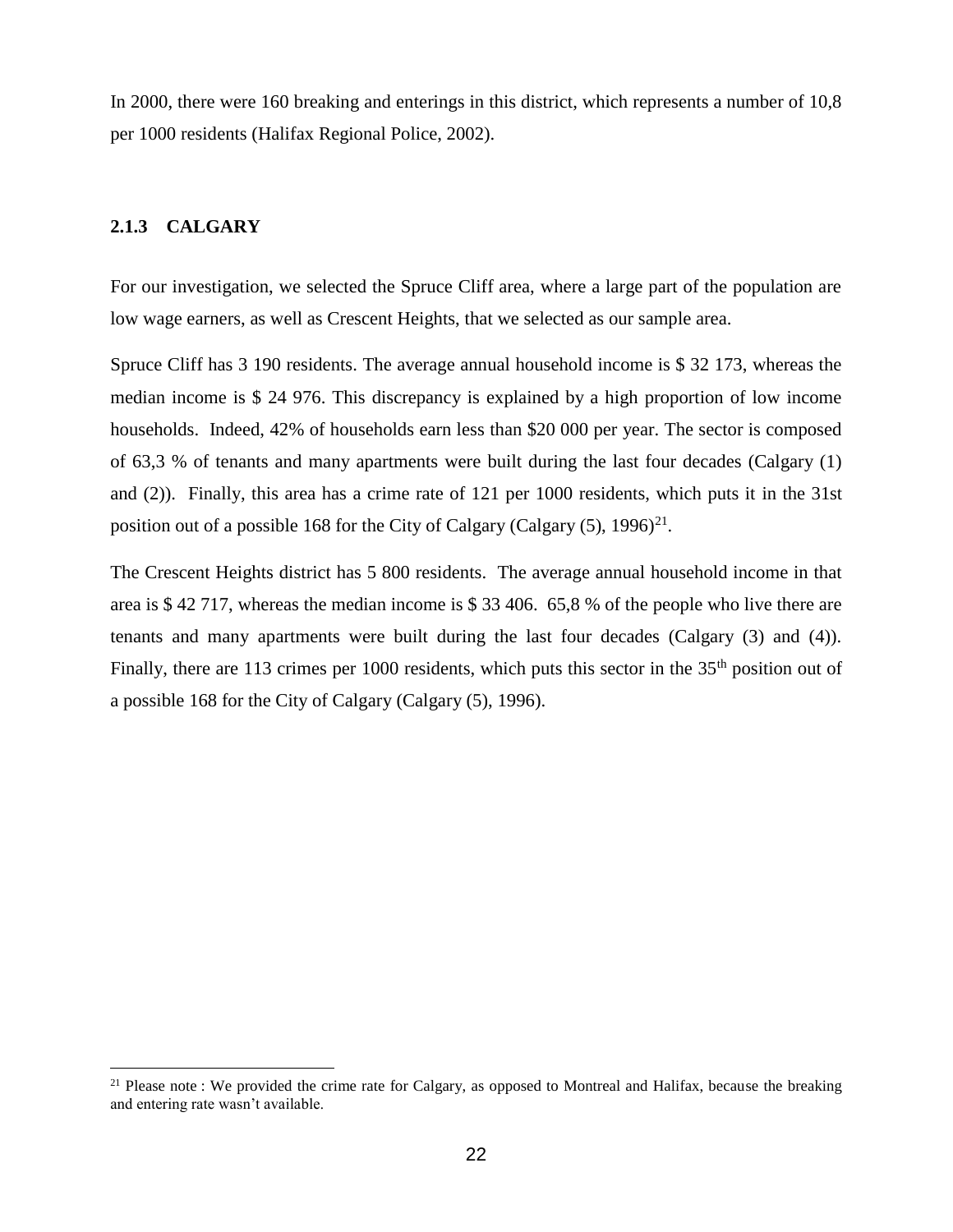In 2000, there were 160 breaking and enterings in this district, which represents a number of 10,8 per 1000 residents (Halifax Regional Police, 2002).

### 2.1.3 CALGARY

For our investigation, we selected the Spruce Cliff area, where a large part of the population are low wage earners, as well as Crescent Heights, that we selected as our sample area.

Spruce Cliff has 3 190 residents. The average annual household income is $ 32 173, whereas the median income is $ 24 976. This discrepancy is explained by a high proportion of low income households. Indeed, 42% of households earn less than $20 000 per year. The sector is composed of 63,3 % of tenants and many apartments were built during the last four decades (Calgary (1) and (2)). Finally, this area has a crime rate of 121 per 1000 residents, which puts it in the 31st position out of a possible 168 for the City of Calgary (Calgary (5), 1996)[21].

The Crescent Heights district has 5 800 residents. The average annual household income in that area is $ 42 717, whereas the median income is $ 33 406. 65,8 % of the people who live there are tenants and many apartments were built during the last four decades (Calgary (3) and (4)). Finally, there are 113 crimes per 1000 residents, which puts this sector in the 35th position out of a possible 168 for the City of Calgary (Calgary (5), 1996).

---

[21] Please note : We provided the crime rate for Calgary, as opposed to Montreal and Halifax, because the breaking and entering rate wasn't available.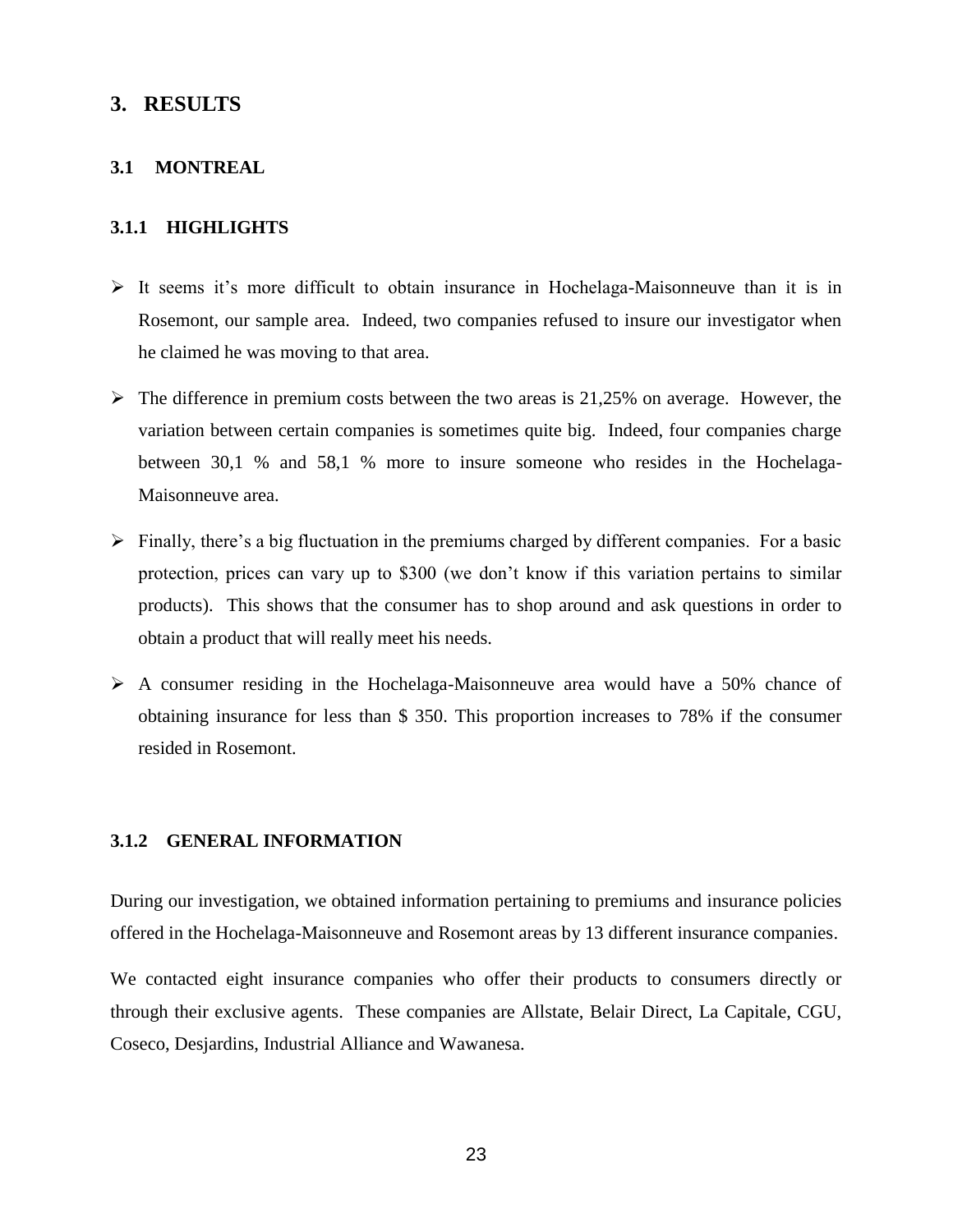# 3. RESULTS

## 3.1 MONTREAL

### 3.1.1 HIGHLIGHTS

- It seems it's more difficult to obtain insurance in Hochelaga-Maisonneuve than it is in Rosemont, our sample area. Indeed, two companies refused to insure our investigator when he claimed he was moving to that area.
- The difference in premium costs between the two areas is 21,25% on average. However, the variation between certain companies is sometimes quite big. Indeed, four companies charge between 30,1 % and 58,1 % more to insure someone who resides in the Hochelaga-Maisonneuve area.
- Finally, there's a big fluctuation in the premiums charged by different companies. For a basic protection, prices can vary up to $300 (we don't know if this variation pertains to similar products). This shows that the consumer has to shop around and ask questions in order to obtain a product that will really meet his needs.
- A consumer residing in the Hochelaga-Maisonneuve area would have a 50% chance of obtaining insurance for less than $ 350. This proportion increases to 78% if the consumer resided in Rosemont.

### 3.1.2 GENERAL INFORMATION

During our investigation, we obtained information pertaining to premiums and insurance policies offered in the Hochelaga-Maisonneuve and Rosemont areas by 13 different insurance companies.

We contacted eight insurance companies who offer their products to consumers directly or through their exclusive agents. These companies are Allstate, Belair Direct, La Capitale, CGU, Coseco, Desjardins, Industrial Alliance and Wawanesa.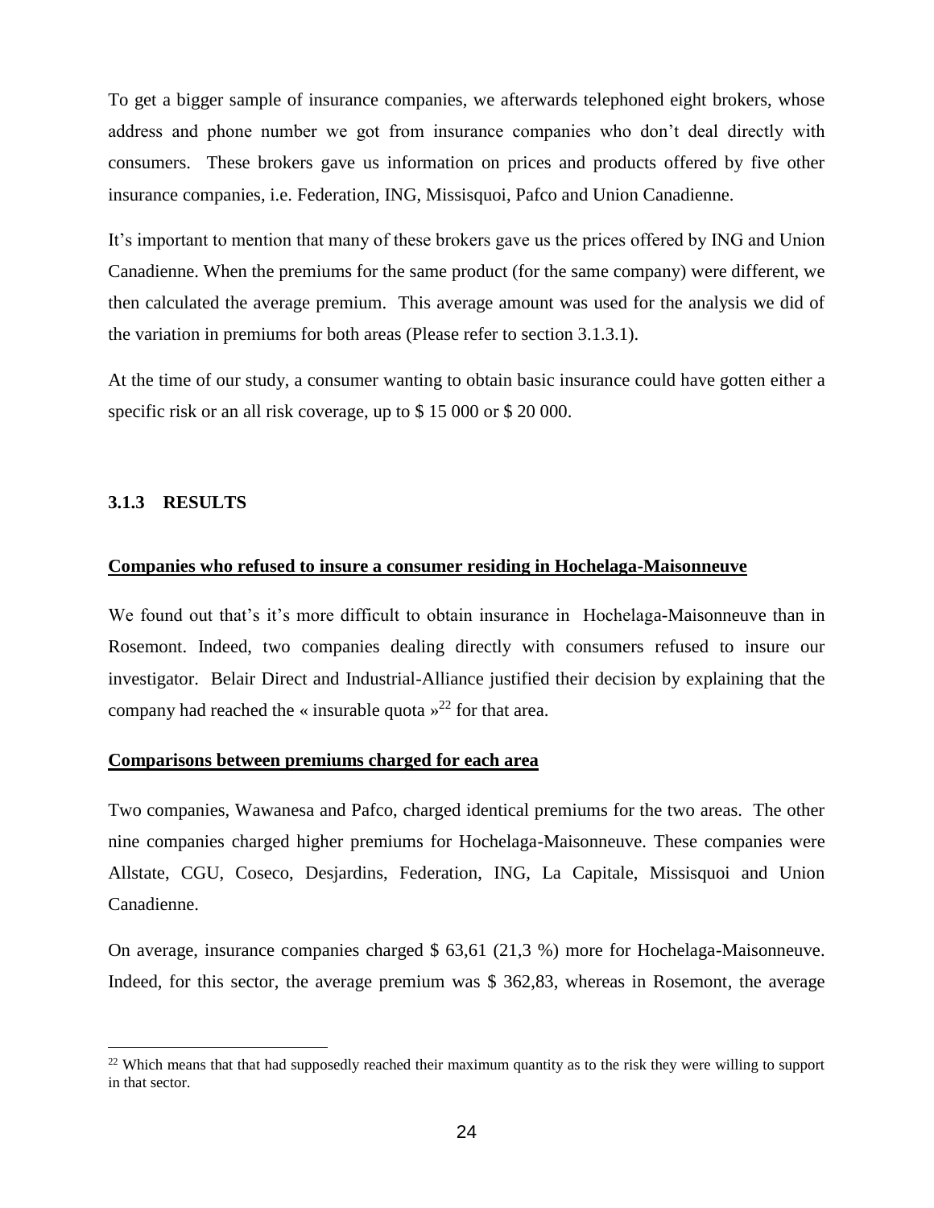To get a bigger sample of insurance companies, we afterwards telephoned eight brokers, whose address and phone number we got from insurance companies who don't deal directly with consumers. These brokers gave us information on prices and products offered by five other insurance companies, i.e. Federation, ING, Missisquoi, Pafco and Union Canadienne.

It's important to mention that many of these brokers gave us the prices offered by ING and Union Canadienne. When the premiums for the same product (for the same company) were different, we then calculated the average premium. This average amount was used for the analysis we did of the variation in premiums for both areas (Please refer to section 3.1.3.1).

At the time of our study, a consumer wanting to obtain basic insurance could have gotten either a specific risk or an all risk coverage, up to $ 15 000 or $ 20 000.

### 3.1.3 RESULTS

**Companies who refused to insure a consumer residing in Hochelaga-Maisonneuve**

We found out that's it's more difficult to obtain insurance in Hochelaga-Maisonneuve than in Rosemont. Indeed, two companies dealing directly with consumers refused to insure our investigator. Belair Direct and Industrial-Alliance justified their decision by explaining that the company had reached the « insurable quota »[22] for that area.

**Comparisons between premiums charged for each area**

Two companies, Wawanesa and Pafco, charged identical premiums for the two areas. The other nine companies charged higher premiums for Hochelaga-Maisonneuve. These companies were Allstate, CGU, Coseco, Desjardins, Federation, ING, La Capitale, Missisquoi and Union Canadienne.

On average, insurance companies charged $ 63,61 (21,3 %) more for Hochelaga-Maisonneuve. Indeed, for this sector, the average premium was $ 362,83, whereas in Rosemont, the average

---

[22] Which means that that had supposedly reached their maximum quantity as to the risk they were willing to support in that sector.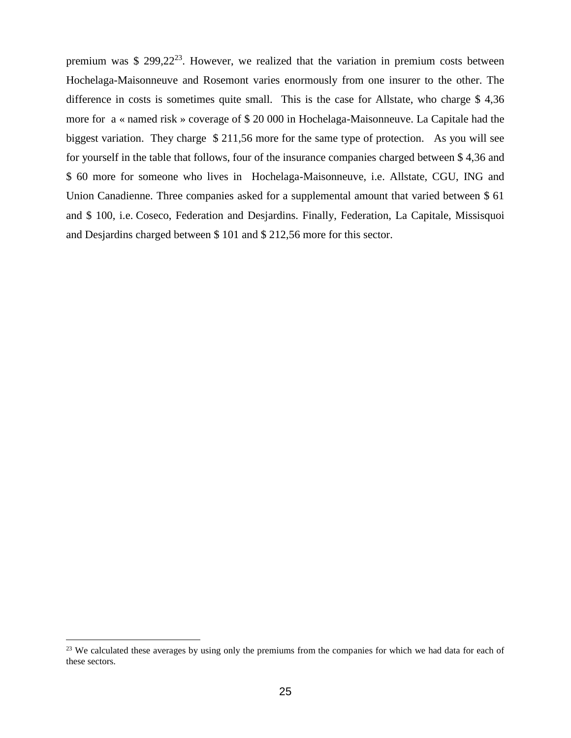premium was $ 299,22[23]. However, we realized that the variation in premium costs between Hochelaga-Maisonneuve and Rosemont varies enormously from one insurer to the other. The difference in costs is sometimes quite small. This is the case for Allstate, who charge $ 4,36 more for a « named risk » coverage of $ 20 000 in Hochelaga-Maisonneuve. La Capitale had the biggest variation. They charge $ 211,56 more for the same type of protection. As you will see for yourself in the table that follows, four of the insurance companies charged between $ 4,36 and $ 60 more for someone who lives in Hochelaga-Maisonneuve, i.e. Allstate, CGU, ING and Union Canadienne. Three companies asked for a supplemental amount that varied between $ 61 and $ 100, i.e. Coseco, Federation and Desjardins. Finally, Federation, La Capitale, Missisquoi and Desjardins charged between $ 101 and $ 212,56 more for this sector.

[23] We calculated these averages by using only the premiums from the companies for which we had data for each of these sectors.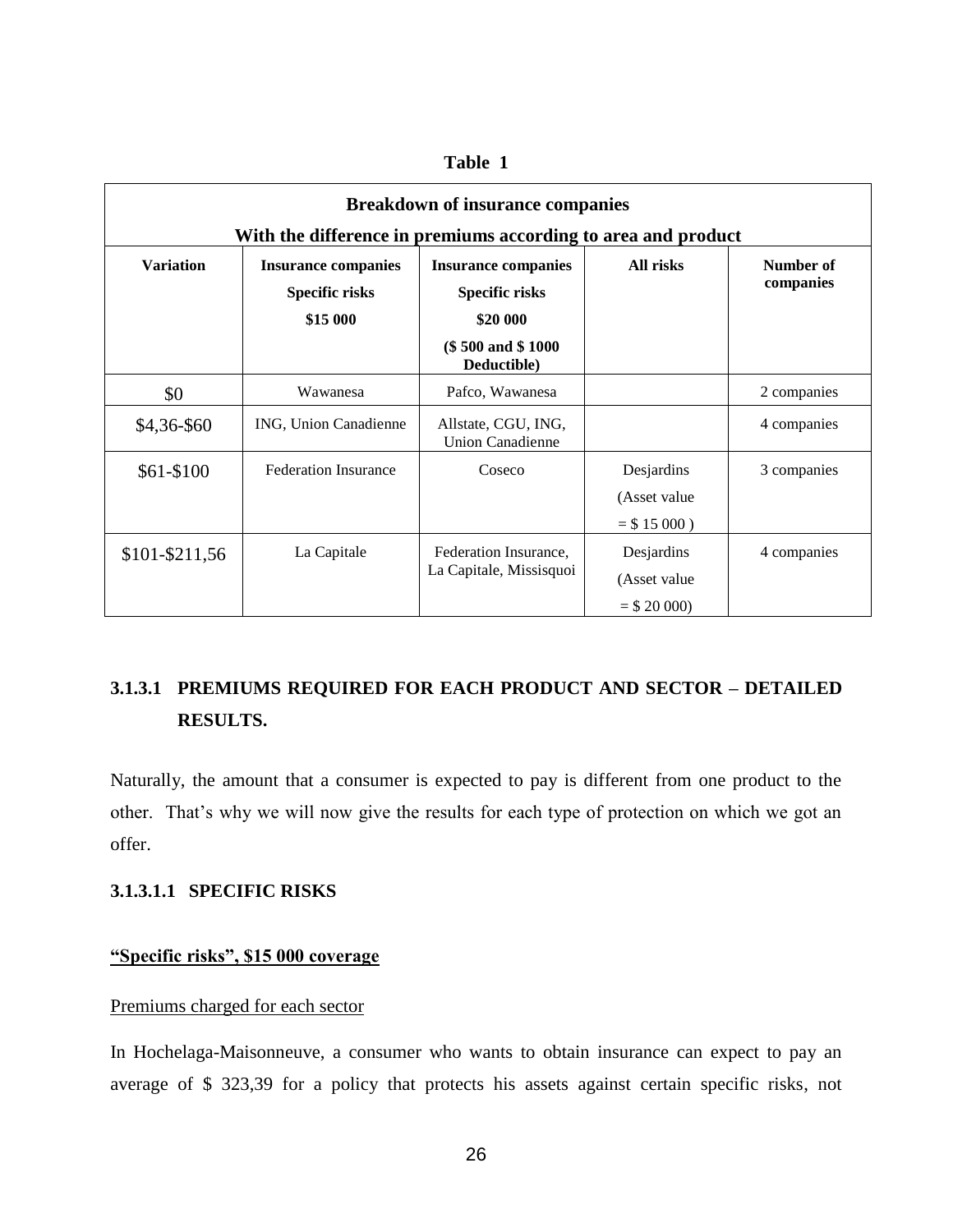**Table 1**

| Breakdown of insurance companies<br>With the difference in premiums according to area and product | | | | |
|---|---|---|---|---|
| **Variation** | **Insurance companies**<br>**Specific risks**<br>**$15 000** | **Insurance companies**<br>**Specific risks**<br>**$20 000**<br>**($ 500 and $ 1000 Deductible)** | **All risks** | **Number of companies** |
| $0 | Wawanesa | Pafco, Wawanesa | | 2 companies |
| $4,36-$60 | ING, Union Canadienne | Allstate, CGU, ING, Union Canadienne | | 4 companies |
| $61-$100 | Federation Insurance | Coseco | Desjardins (Asset value = $ 15 000 ) | 3 companies |
| $101-$211,56 | La Capitale | Federation Insurance, La Capitale, Missisquoi | Desjardins (Asset value = $ 20 000) | 4 companies |

#### 3.1.3.1 PREMIUMS REQUIRED FOR EACH PRODUCT AND SECTOR – DETAILED RESULTS.

Naturally, the amount that a consumer is expected to pay is different from one product to the other. That's why we will now give the results for each type of protection on which we got an offer.

##### 3.1.3.1.1 SPECIFIC RISKS

**"Specific risks", $15 000 coverage**

Premiums charged for each sector

In Hochelaga-Maisonneuve, a consumer who wants to obtain insurance can expect to pay an average of $ 323,39 for a policy that protects his assets against certain specific risks, not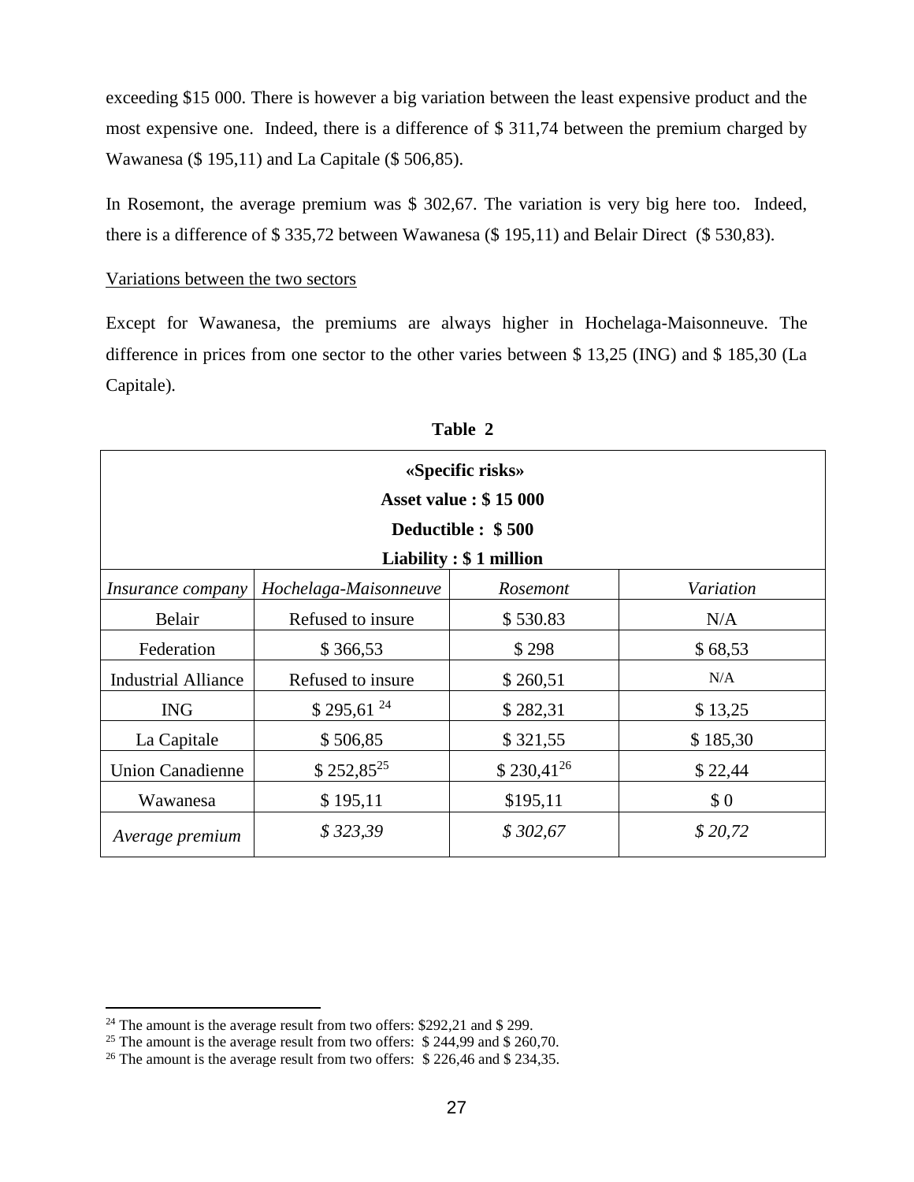exceeding $15 000. There is however a big variation between the least expensive product and the most expensive one. Indeed, there is a difference of $ 311,74 between the premium charged by Wawanesa ($ 195,11) and La Capitale ($ 506,85).

In Rosemont, the average premium was $ 302,67. The variation is very big here too. Indeed, there is a difference of $ 335,72 between Wawanesa ($ 195,11) and Belair Direct ($ 530,83).

<u>Variations between the two sectors</u>

Except for Wawanesa, the premiums are always higher in Hochelaga-Maisonneuve. The difference in prices from one sector to the other varies between $ 13,25 (ING) and $ 185,30 (La Capitale).

**Table 2**

| **«Specific risks» Asset value : $ 15 000 Deductible : $ 500 Liability : $ 1 million** | | | |
|---|---|---|---|
| *Insurance company* | *Hochelaga-Maisonneuve* | *Rosemont* | *Variation* |
| Belair | Refused to insure | $ 530.83 | N/A |
| Federation | $ 366,53 | $ 298 | $ 68,53 |
| Industrial Alliance | Refused to insure | $ 260,51 | N/A |
| ING | $ 295,61 [24] | $ 282,31 | $ 13,25 |
| La Capitale | $ 506,85 | $ 321,55 | $ 185,30 |
| Union Canadienne | $ 252,85[25] | $ 230,41[26] | $ 22,44 |
| Wawanesa | $ 195,11 | $195,11 | $ 0 |
| *Average premium* | *$ 323,39* | *$ 302,67* | *$ 20,72* |

[24] The amount is the average result from two offers: $292,21 and $ 299.

[25] The amount is the average result from two offers: $ 244,99 and $ 260,70.

[26] The amount is the average result from two offers: $ 226,46 and $ 234,35.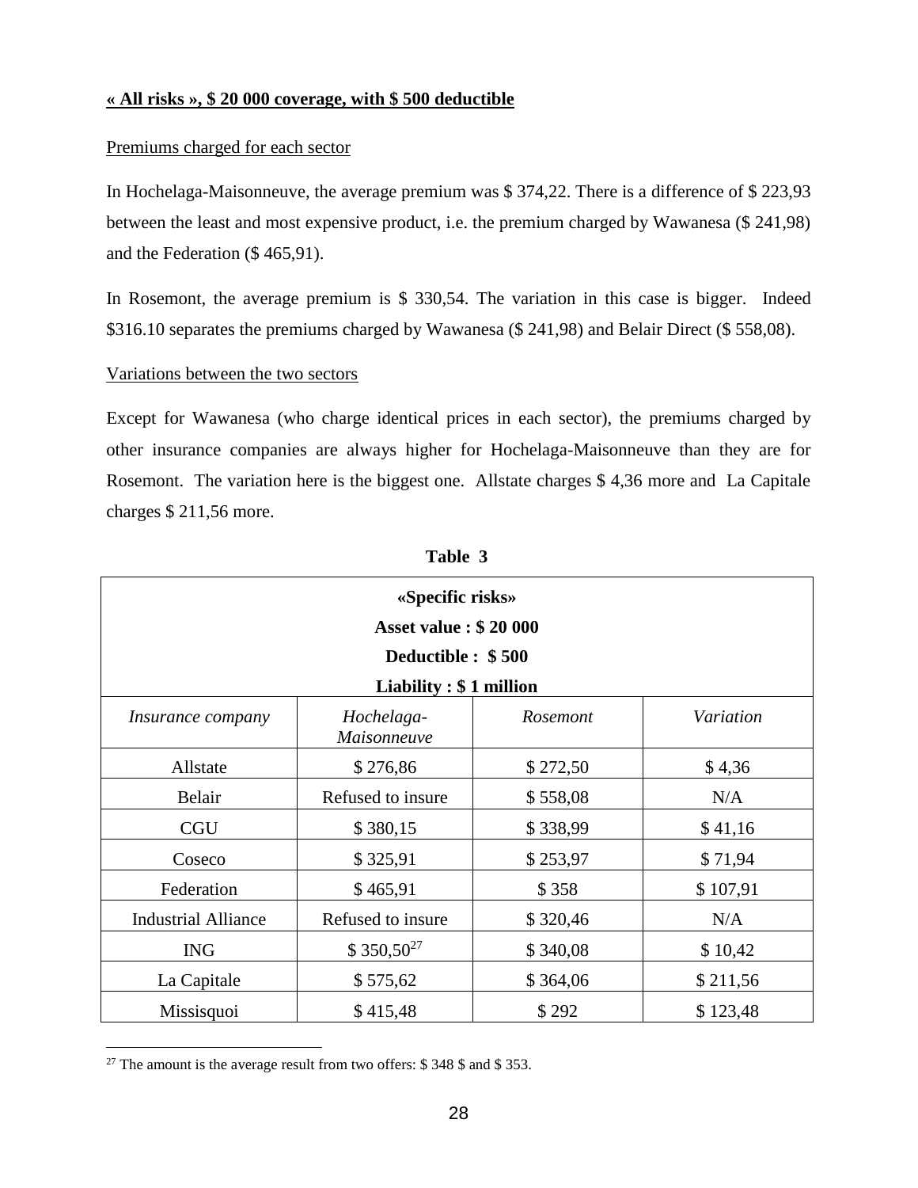**« All risks », $ 20 000 coverage, with $ 500 deductible**

Premiums charged for each sector

In Hochelaga-Maisonneuve, the average premium was $ 374,22. There is a difference of $ 223,93 between the least and most expensive product, i.e. the premium charged by Wawanesa ($ 241,98) and the Federation ($ 465,91).

In Rosemont, the average premium is $ 330,54. The variation in this case is bigger. Indeed $316.10 separates the premiums charged by Wawanesa ($ 241,98) and Belair Direct ($ 558,08).

Variations between the two sectors

Except for Wawanesa (who charge identical prices in each sector), the premiums charged by other insurance companies are always higher for Hochelaga-Maisonneuve than they are for Rosemont. The variation here is the biggest one. Allstate charges $ 4,36 more and La Capitale charges $ 211,56 more.

**Table 3**

| **«Specific risks» Asset value : $ 20 000 Deductible : $ 500 Liability : $ 1 million** | | | |
|---|---|---|---|
| *Insurance company* | *Hochelaga-Maisonneuve* | *Rosemont* | *Variation* |
| Allstate | $ 276,86 | $ 272,50 | $ 4,36 |
| Belair | Refused to insure | $ 558,08 | N/A |
| CGU | $ 380,15 | $ 338,99 | $ 41,16 |
| Coseco | $ 325,91 | $ 253,97 | $ 71,94 |
| Federation | $ 465,91 | $ 358 | $ 107,91 |
| Industrial Alliance | Refused to insure | $ 320,46 | N/A |
| ING | $ 350,50[27] | $ 340,08 | $ 10,42 |
| La Capitale | $ 575,62 | $ 364,06 | $ 211,56 |
| Missisquoi | $ 415,48 | $ 292 | $ 123,48 |

[27] The amount is the average result from two offers: $ 348 $ and $ 353.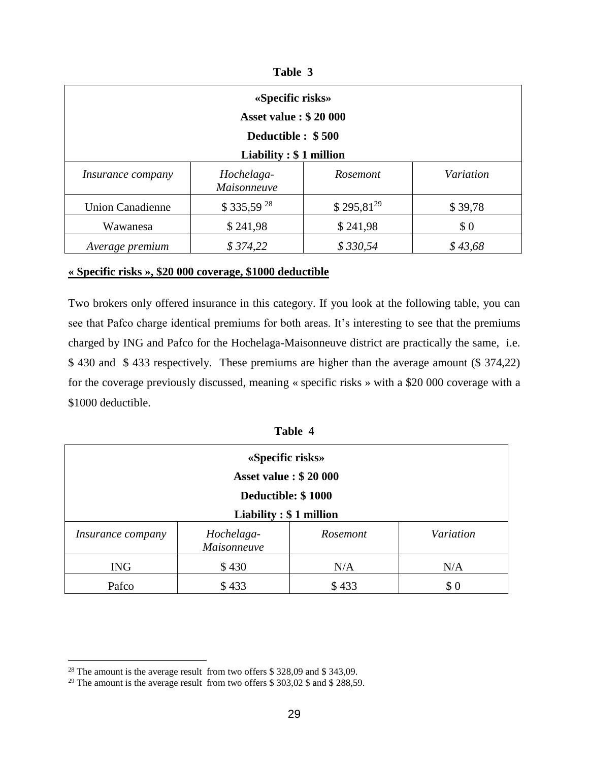**Table 3**

| «Specific risks» Asset value : $ 20 000 Deductible : $ 500 Liability : $ 1 million | | | |
|---|---|---|---|
| *Insurance company* | *Hochelaga-Maisonneuve* | *Rosemont* | *Variation* |
| Union Canadienne | $ 335,59 [28] | $ 295,81[29] | $ 39,78 |
| Wawanesa | $ 241,98 | $ 241,98 | $ 0 |
| *Average premium* | *$ 374,22* | *$ 330,54* | *$ 43,68* |

**« Specific risks », $20 000 coverage, $1000 deductible**

Two brokers only offered insurance in this category. If you look at the following table, you can see that Pafco charge identical premiums for both areas. It's interesting to see that the premiums charged by ING and Pafco for the Hochelaga-Maisonneuve district are practically the same, i.e. $ 430 and $ 433 respectively. These premiums are higher than the average amount ($ 374,22) for the coverage previously discussed, meaning « specific risks » with a $20 000 coverage with a $1000 deductible.

**Table 4**

| «Specific risks» Asset value : $ 20 000 Deductible: $ 1000 Liability : $ 1 million | | | |
|---|---|---|---|
| *Insurance company* | *Hochelaga-Maisonneuve* | *Rosemont* | *Variation* |
| ING | $ 430 | N/A | N/A |
| Pafco | $ 433 | $ 433 | $ 0 |

[28] The amount is the average result from two offers $ 328,09 and $ 343,09.

[29] The amount is the average result from two offers $ 303,02 $ and $ 288,59.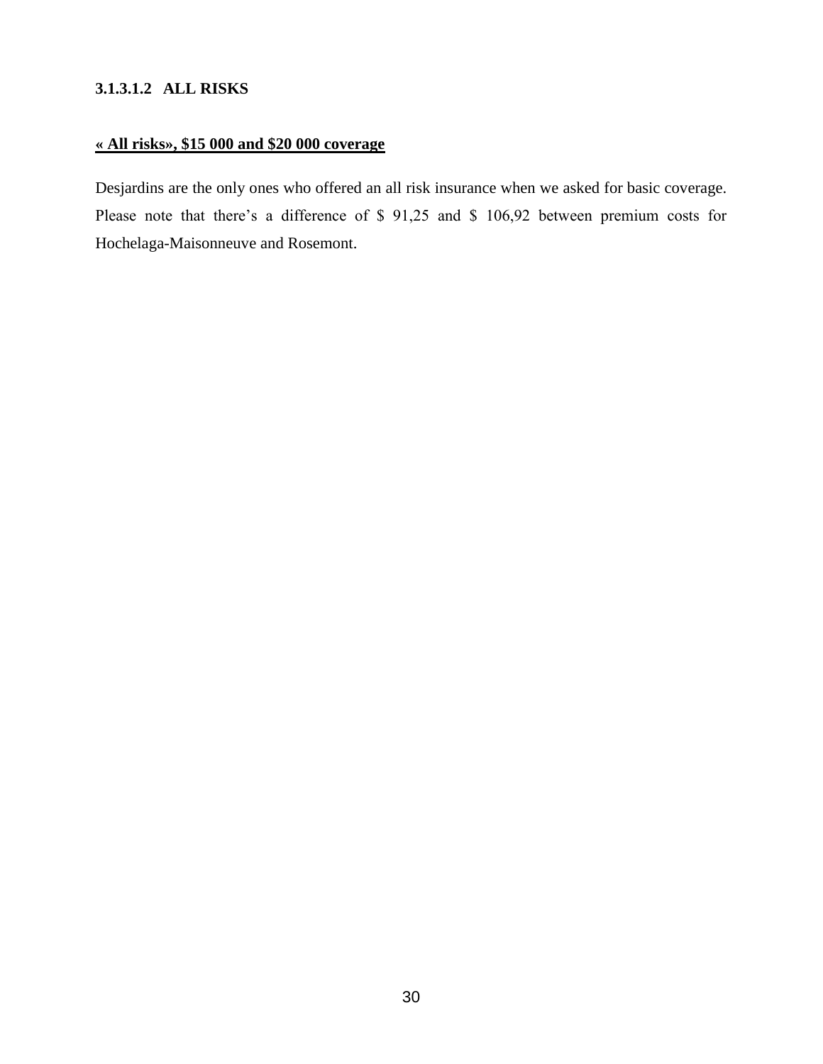#### 3.1.3.1.2 ALL RISKS

**« All risks», $15 000 and $20 000 coverage**

Desjardins are the only ones who offered an all risk insurance when we asked for basic coverage. Please note that there’s a difference of $ 91,25 and $ 106,92 between premium costs for Hochelaga-Maisonneuve and Rosemont.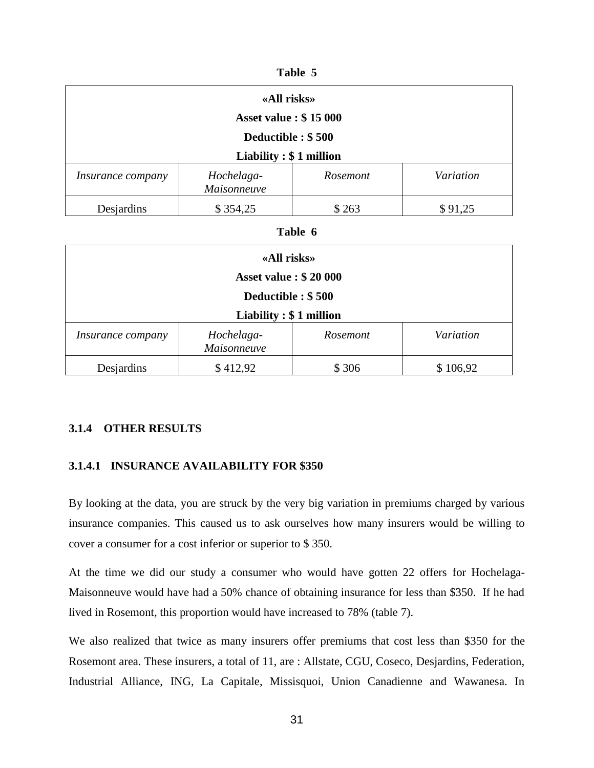**Table 5**

| «All risks» Asset value : $ 15 000 Deductible : $ 500 Liability : $ 1 million | | | |
|---|---|---|---|
| *Insurance company* | *Hochelaga-Maisonneuve* | *Rosemont* | *Variation* |
| Desjardins | $ 354,25 | $ 263 | $ 91,25 |

**Table 6**

| «All risks» Asset value : $ 20 000 Deductible : $ 500 Liability : $ 1 million | | | |
|---|---|---|---|
| *Insurance company* | *Hochelaga-Maisonneuve* | *Rosemont* | *Variation* |
| Desjardins | $ 412,92 | $ 306 | $ 106,92 |

### 3.1.4 OTHER RESULTS

#### 3.1.4.1 INSURANCE AVAILABILITY FOR $350

By looking at the data, you are struck by the very big variation in premiums charged by various insurance companies. This caused us to ask ourselves how many insurers would be willing to cover a consumer for a cost inferior or superior to $ 350.

At the time we did our study a consumer who would have gotten 22 offers for Hochelaga-Maisonneuve would have had a 50% chance of obtaining insurance for less than $350. If he had lived in Rosemont, this proportion would have increased to 78% (table 7).

We also realized that twice as many insurers offer premiums that cost less than $350 for the Rosemont area. These insurers, a total of 11, are : Allstate, CGU, Coseco, Desjardins, Federation, Industrial Alliance, ING, La Capitale, Missisquoi, Union Canadienne and Wawanesa. In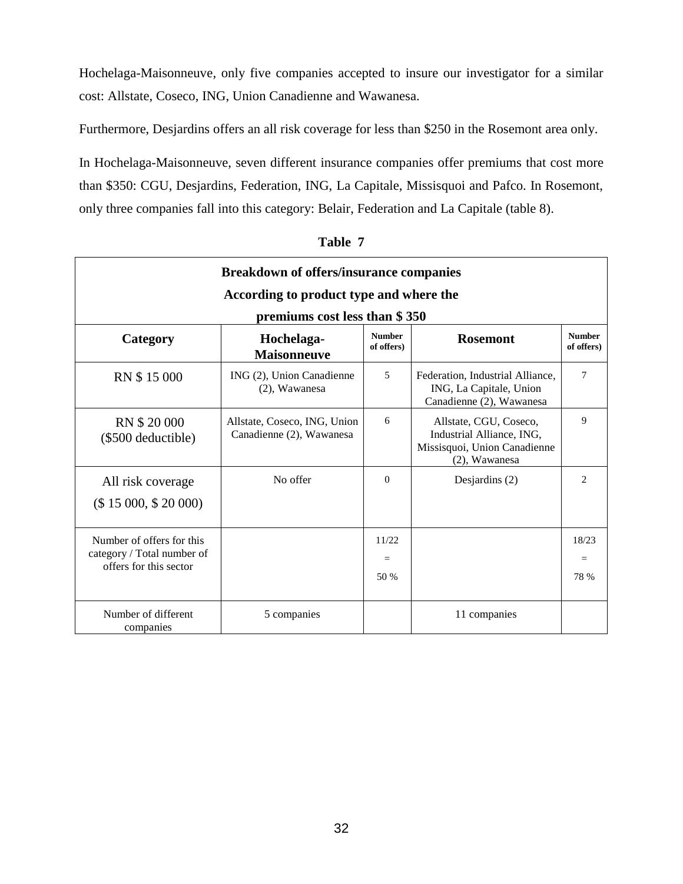Hochelaga-Maisonneuve, only five companies accepted to insure our investigator for a similar cost: Allstate, Coseco, ING, Union Canadienne and Wawanesa.

Furthermore, Desjardins offers an all risk coverage for less than $250 in the Rosemont area only.

In Hochelaga-Maisonneuve, seven different insurance companies offer premiums that cost more than $350: CGU, Desjardins, Federation, ING, La Capitale, Missisquoi and Pafco. In Rosemont, only three companies fall into this category: Belair, Federation and La Capitale (table 8).

**Table 7**

**Breakdown of offers/insurance companies According to product type and where the premiums cost less than $ 350**

| Category | Hochelaga-Maisonneuve | Number of offers) | Rosemont | Number of offers) |
|---|---|---|---|---|
| RN $ 15 000 | ING (2), Union Canadienne (2), Wawanesa | 5 | Federation, Industrial Alliance, ING, La Capitale, Union Canadienne (2), Wawanesa | 7 |
| RN $ 20 000 ($500 deductible) | Allstate, Coseco, ING, Union Canadienne (2), Wawanesa | 6 | Allstate, CGU, Coseco, Industrial Alliance, ING, Missisquoi, Union Canadienne (2), Wawanesa | 9 |
| All risk coverage ($ 15 000, $ 20 000) | No offer | 0 | Desjardins (2) | 2 |
| Number of offers for this category / Total number of offers for this sector | | 11/22 = 50 % | | 18/23 = 78 % |
| Number of different companies | 5 companies | | 11 companies | |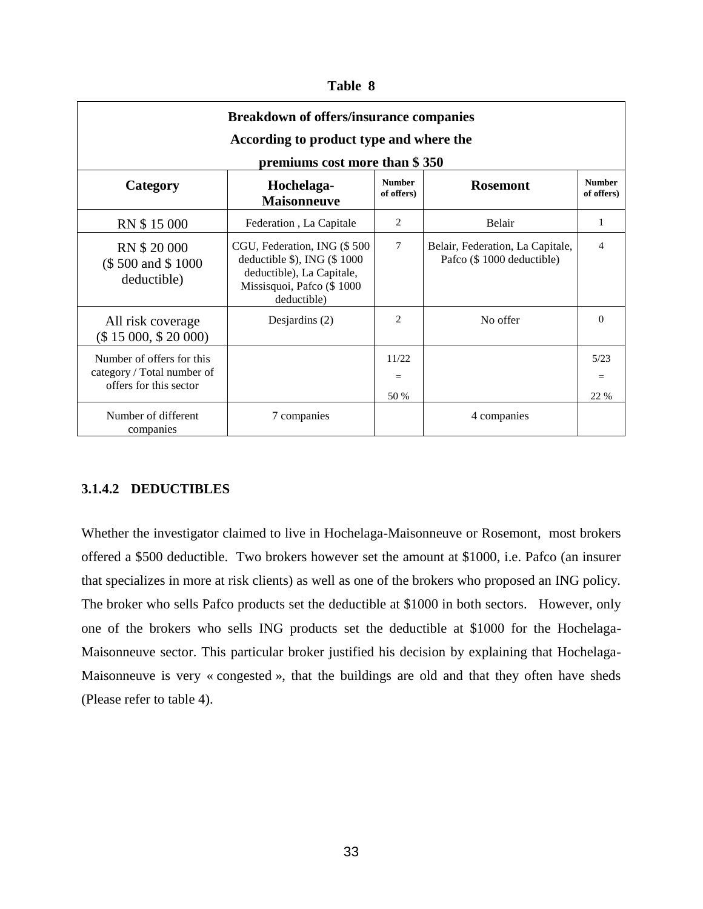**Table 8**

| Breakdown of offers/insurance companies According to product type and where the premiums cost more than $ 350 | | | | |
|---|---|---|---|---|
| **Category** | **Hochelaga-Maisonneuve** | **Number of offers)** | **Rosemont** | **Number of offers)** |
| RN $ 15 000 | Federation , La Capitale | 2 | Belair | 1 |
| RN $ 20 000 ($ 500 and $ 1000 deductible) | CGU, Federation, ING ($ 500 deductible $), ING ($ 1000 deductible), La Capitale, Missisquoi, Pafco ($ 1000 deductible) | 7 | Belair, Federation, La Capitale, Pafco ($ 1000 deductible) | 4 |
| All risk coverage ($ 15 000, $ 20 000) | Desjardins (2) | 2 | No offer | 0 |
| Number of offers for this category / Total number of offers for this sector | | 11/22 = 50 % | | 5/23 = 22 % |
| Number of different companies | 7 companies | | 4 companies | |

#### 3.1.4.2 DEDUCTIBLES

Whether the investigator claimed to live in Hochelaga-Maisonneuve or Rosemont, most brokers offered a $500 deductible. Two brokers however set the amount at $1000, i.e. Pafco (an insurer that specializes in more at risk clients) as well as one of the brokers who proposed an ING policy. The broker who sells Pafco products set the deductible at $1000 in both sectors. However, only one of the brokers who sells ING products set the deductible at $1000 for the Hochelaga-Maisonneuve sector. This particular broker justified his decision by explaining that Hochelaga-Maisonneuve is very « congested », that the buildings are old and that they often have sheds (Please refer to table 4).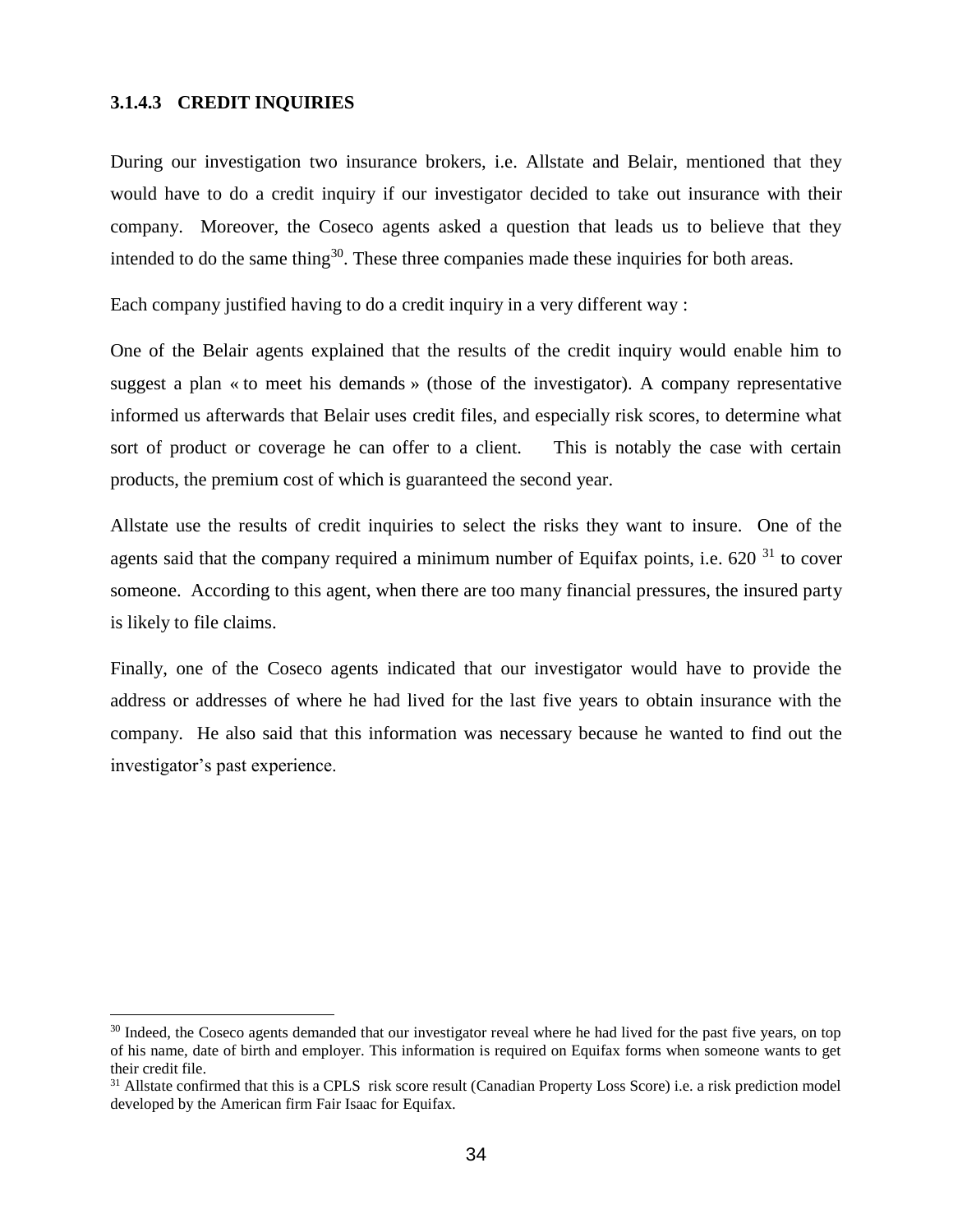### 3.1.4.3 CREDIT INQUIRIES

During our investigation two insurance brokers, i.e. Allstate and Belair, mentioned that they would have to do a credit inquiry if our investigator decided to take out insurance with their company. Moreover, the Coseco agents asked a question that leads us to believe that they intended to do the same thing[30]. These three companies made these inquiries for both areas.

Each company justified having to do a credit inquiry in a very different way :

One of the Belair agents explained that the results of the credit inquiry would enable him to suggest a plan « to meet his demands » (those of the investigator). A company representative informed us afterwards that Belair uses credit files, and especially risk scores, to determine what sort of product or coverage he can offer to a client. This is notably the case with certain products, the premium cost of which is guaranteed the second year.

Allstate use the results of credit inquiries to select the risks they want to insure. One of the agents said that the company required a minimum number of Equifax points, i.e. 620 [31] to cover someone. According to this agent, when there are too many financial pressures, the insured party is likely to file claims.

Finally, one of the Coseco agents indicated that our investigator would have to provide the address or addresses of where he had lived for the last five years to obtain insurance with the company. He also said that this information was necessary because he wanted to find out the investigator's past experience.

---

[30] Indeed, the Coseco agents demanded that our investigator reveal where he had lived for the past five years, on top of his name, date of birth and employer. This information is required on Equifax forms when someone wants to get their credit file.

[31] Allstate confirmed that this is a CPLS risk score result (Canadian Property Loss Score) i.e. a risk prediction model developed by the American firm Fair Isaac for Equifax.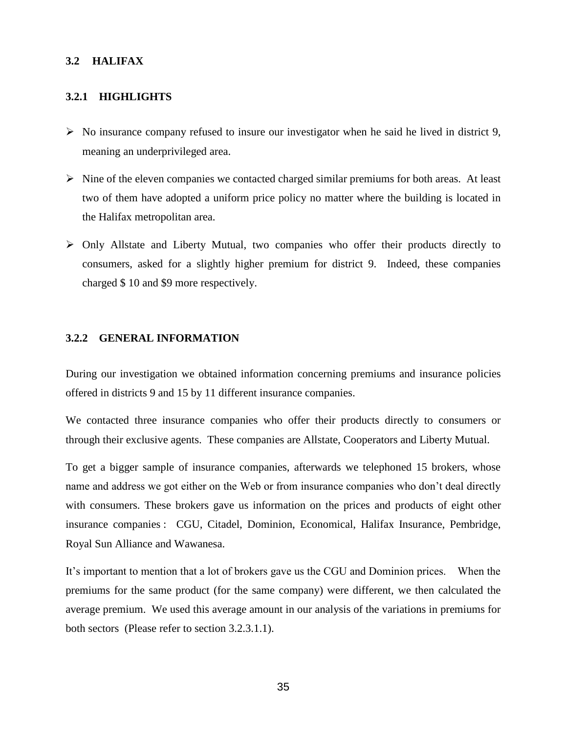## 3.2 HALIFAX

### 3.2.1 HIGHLIGHTS

- No insurance company refused to insure our investigator when he said he lived in district 9, meaning an underprivileged area.
- Nine of the eleven companies we contacted charged similar premiums for both areas. At least two of them have adopted a uniform price policy no matter where the building is located in the Halifax metropolitan area.
- Only Allstate and Liberty Mutual, two companies who offer their products directly to consumers, asked for a slightly higher premium for district 9. Indeed, these companies charged $ 10 and $9 more respectively.

### 3.2.2 GENERAL INFORMATION

During our investigation we obtained information concerning premiums and insurance policies offered in districts 9 and 15 by 11 different insurance companies.

We contacted three insurance companies who offer their products directly to consumers or through their exclusive agents. These companies are Allstate, Cooperators and Liberty Mutual.

To get a bigger sample of insurance companies, afterwards we telephoned 15 brokers, whose name and address we got either on the Web or from insurance companies who don't deal directly with consumers. These brokers gave us information on the prices and products of eight other insurance companies : CGU, Citadel, Dominion, Economical, Halifax Insurance, Pembridge, Royal Sun Alliance and Wawanesa.

It's important to mention that a lot of brokers gave us the CGU and Dominion prices. When the premiums for the same product (for the same company) were different, we then calculated the average premium. We used this average amount in our analysis of the variations in premiums for both sectors (Please refer to section 3.2.3.1.1).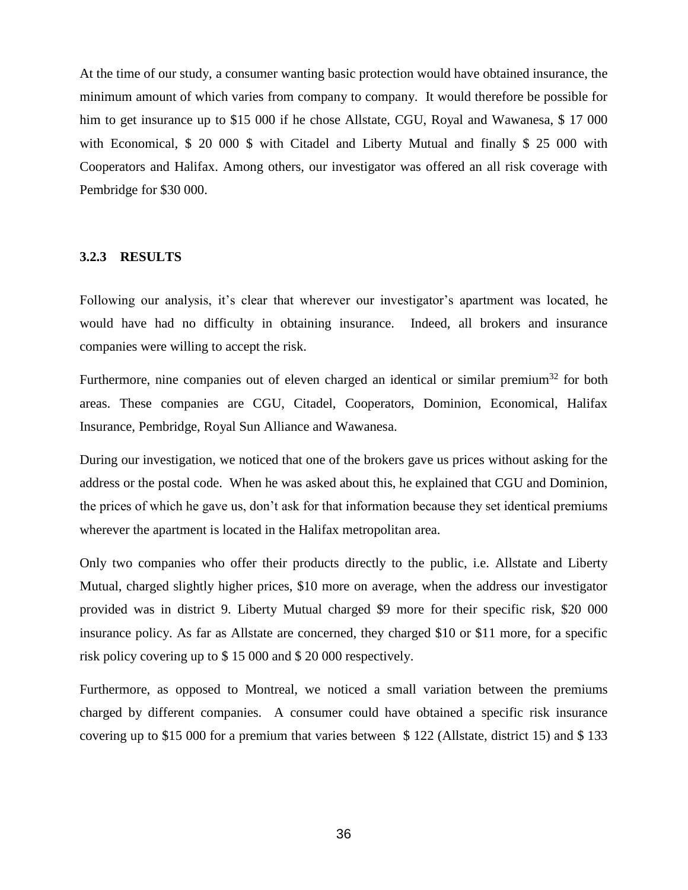At the time of our study, a consumer wanting basic protection would have obtained insurance, the minimum amount of which varies from company to company. It would therefore be possible for him to get insurance up to $15 000 if he chose Allstate, CGU, Royal and Wawanesa, $ 17 000 with Economical, $ 20 000 $ with Citadel and Liberty Mutual and finally $ 25 000 with Cooperators and Halifax. Among others, our investigator was offered an all risk coverage with Pembridge for $30 000.

### 3.2.3 RESULTS

Following our analysis, it's clear that wherever our investigator's apartment was located, he would have had no difficulty in obtaining insurance. Indeed, all brokers and insurance companies were willing to accept the risk.

Furthermore, nine companies out of eleven charged an identical or similar premium[32] for both areas. These companies are CGU, Citadel, Cooperators, Dominion, Economical, Halifax Insurance, Pembridge, Royal Sun Alliance and Wawanesa.

During our investigation, we noticed that one of the brokers gave us prices without asking for the address or the postal code. When he was asked about this, he explained that CGU and Dominion, the prices of which he gave us, don't ask for that information because they set identical premiums wherever the apartment is located in the Halifax metropolitan area.

Only two companies who offer their products directly to the public, i.e. Allstate and Liberty Mutual, charged slightly higher prices, $10 more on average, when the address our investigator provided was in district 9. Liberty Mutual charged $9 more for their specific risk, $20 000 insurance policy. As far as Allstate are concerned, they charged $10 or $11 more, for a specific risk policy covering up to $ 15 000 and $ 20 000 respectively.

Furthermore, as opposed to Montreal, we noticed a small variation between the premiums charged by different companies. A consumer could have obtained a specific risk insurance covering up to $15 000 for a premium that varies between $ 122 (Allstate, district 15) and $ 133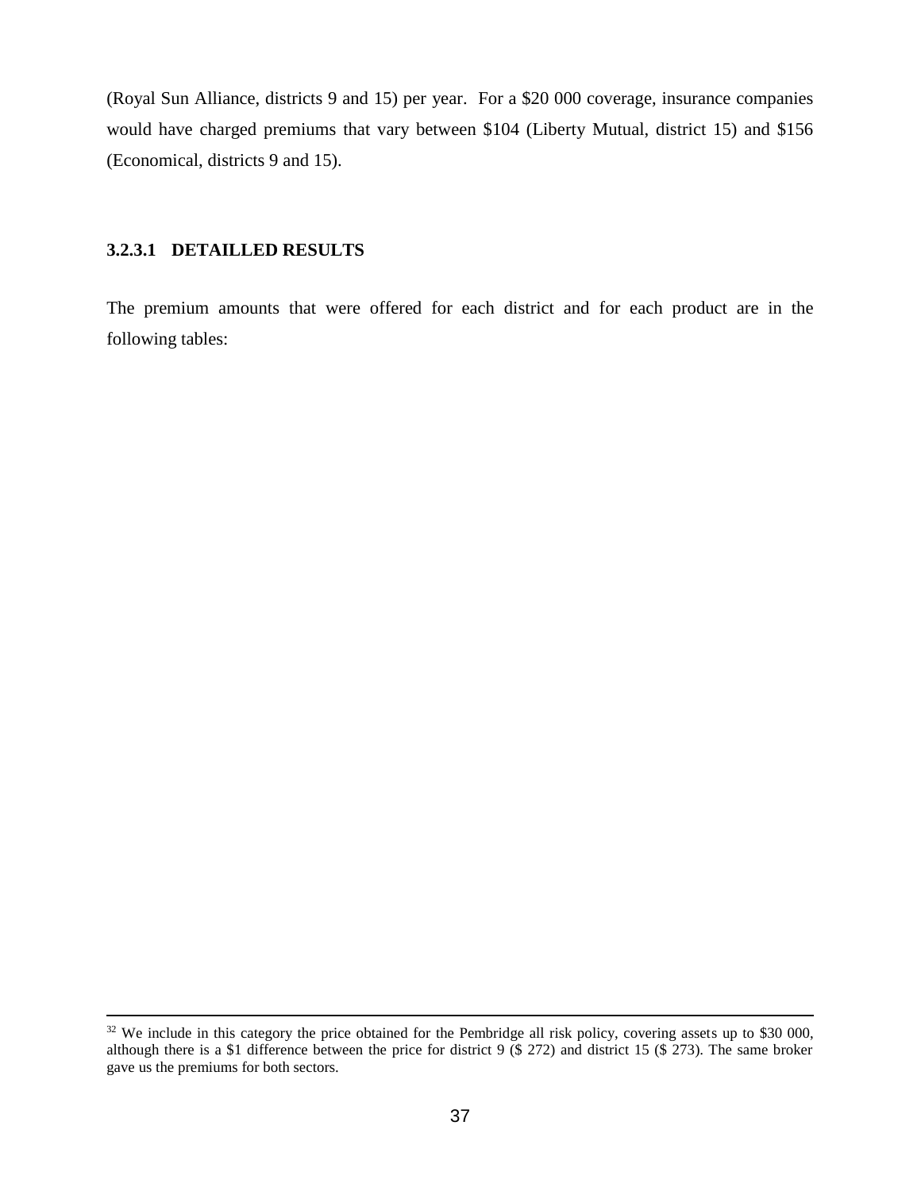(Royal Sun Alliance, districts 9 and 15) per year. For a $20 000 coverage, insurance companies would have charged premiums that vary between $104 (Liberty Mutual, district 15) and $156 (Economical, districts 9 and 15).

#### 3.2.3.1 DETAILLED RESULTS

The premium amounts that were offered for each district and for each product are in the following tables:

---

[32] We include in this category the price obtained for the Pembridge all risk policy, covering assets up to $30 000, although there is a $1 difference between the price for district 9 ($ 272) and district 15 ($ 273). The same broker gave us the premiums for both sectors.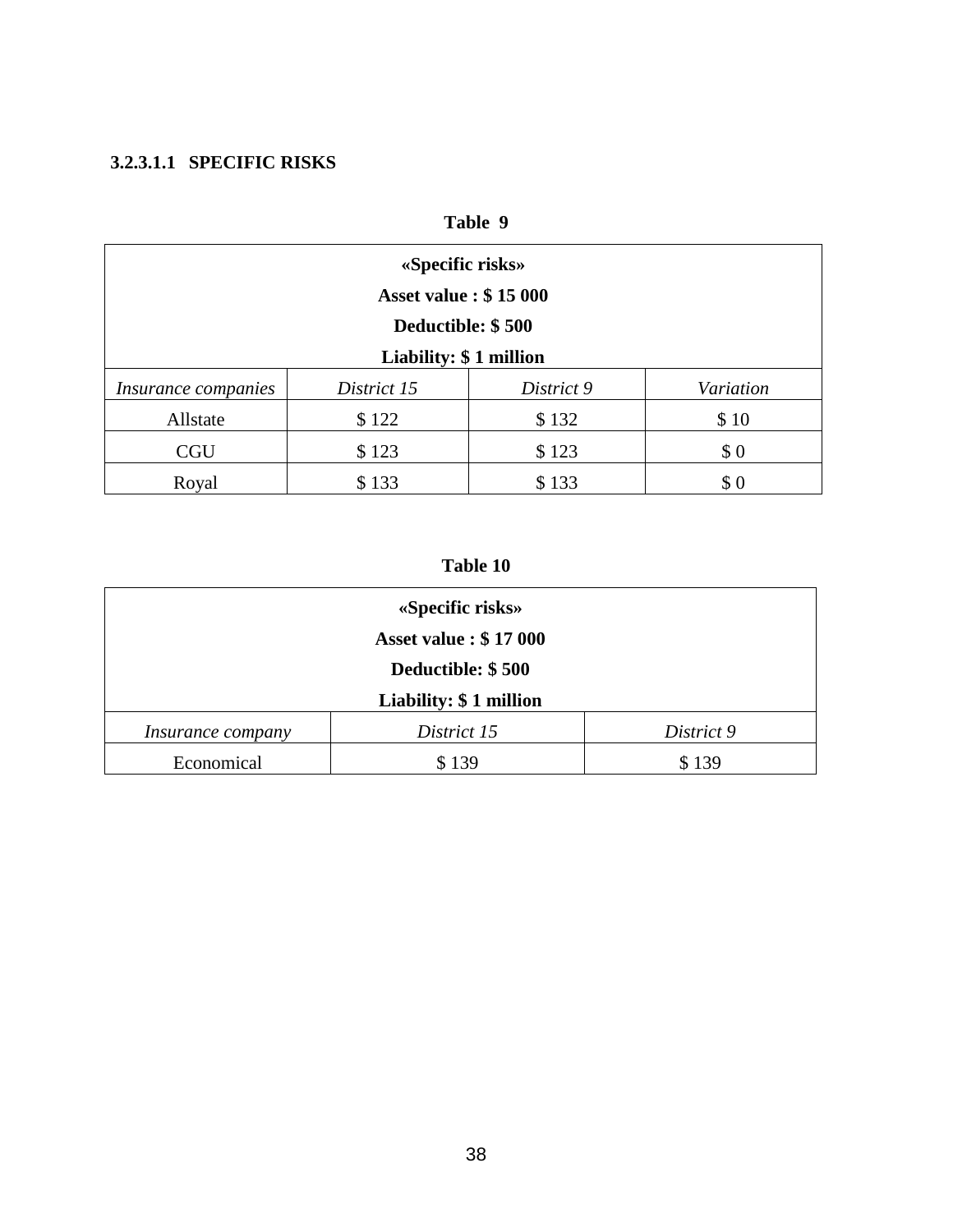#### 3.2.3.1.1 SPECIFIC RISKS

**Table 9**

| **«Specific risks» Asset value : $ 15 000 Deductible: $ 500 Liability: $ 1 million** | | | |
|---|---|---|---|
| *Insurance companies* | *District 15* | *District 9* | *Variation* |
| Allstate | $ 122 | $ 132 | $ 10 |
| CGU | $ 123 | $ 123 | $ 0 |
| Royal | $ 133 | $ 133 | $ 0 |

**Table 10**

| **«Specific risks» Asset value : $ 17 000 Deductible: $ 500 Liability: $ 1 million** | | |
|---|---|---|
| *Insurance company* | *District 15* | *District 9* |
| Economical | $ 139 | $ 139 |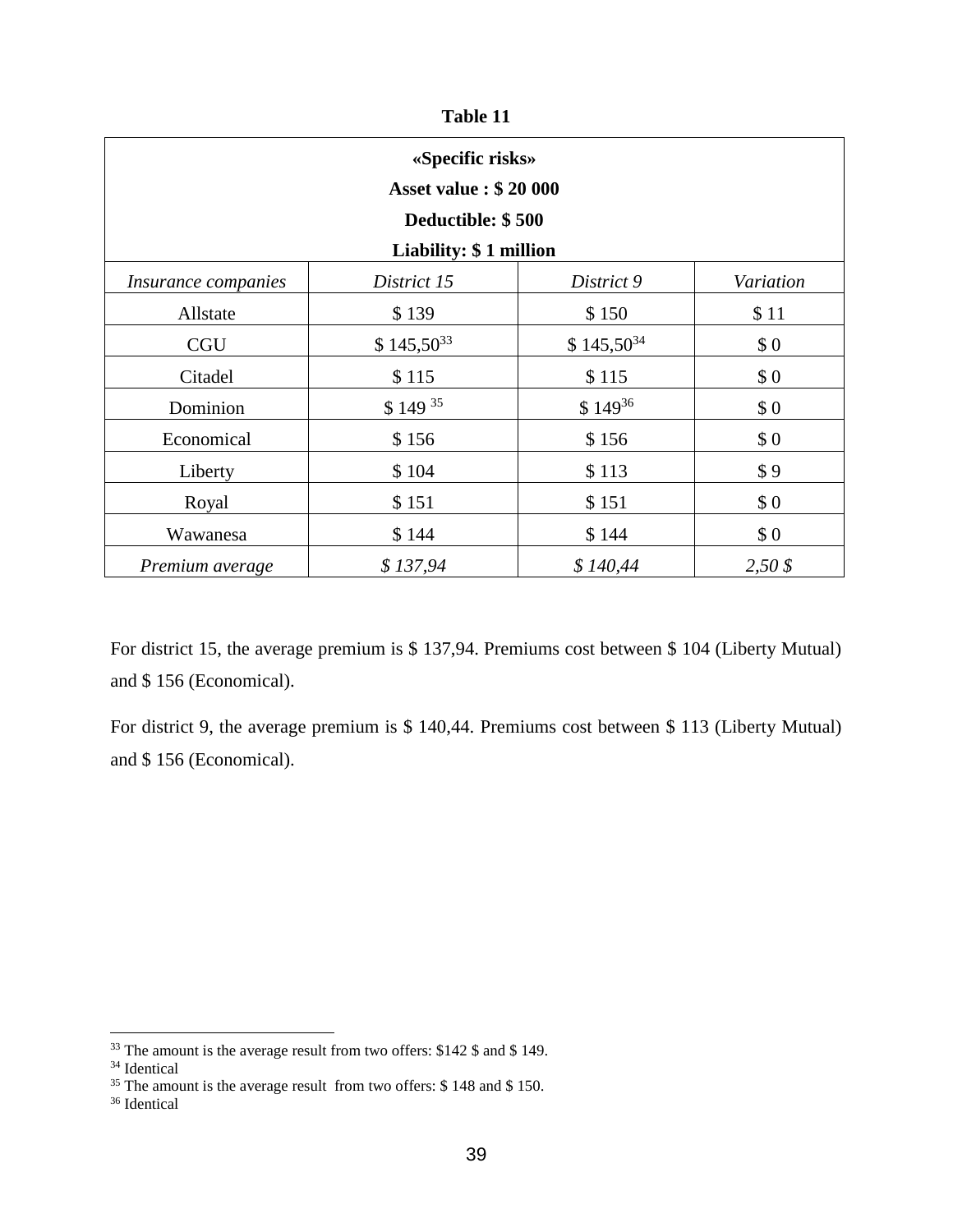**Table 11**

| «Specific risks»<br>Asset value : $ 20 000<br>Deductible: $ 500<br>Liability: $ 1 million | | | |
|---|---|---|---|
| *Insurance companies* | *District 15* | *District 9* | *Variation* |
| Allstate | $ 139 | $ 150 | $ 11 |
| CGU | $ 145,50[33] | $ 145,50[34] | $ 0 |
| Citadel | $ 115 | $ 115 | $ 0 |
| Dominion | $ 149 [35] | $ 149[36] | $ 0 |
| Economical | $ 156 | $ 156 | $ 0 |
| Liberty | $ 104 | $ 113 | $ 9 |
| Royal | $ 151 | $ 151 | $ 0 |
| Wawanesa | $ 144 | $ 144 | $ 0 |
| *Premium average* | *$ 137,94* | *$ 140,44* | *2,50 $* |

For district 15, the average premium is $ 137,94. Premiums cost between $ 104 (Liberty Mutual) and $ 156 (Economical).

For district 9, the average premium is $ 140,44. Premiums cost between $ 113 (Liberty Mutual) and $ 156 (Economical).

---

[33] The amount is the average result from two offers: $142 $ and $ 149.

[34] Identical

[35] The amount is the average result from two offers: $ 148 and $ 150.

[36] Identical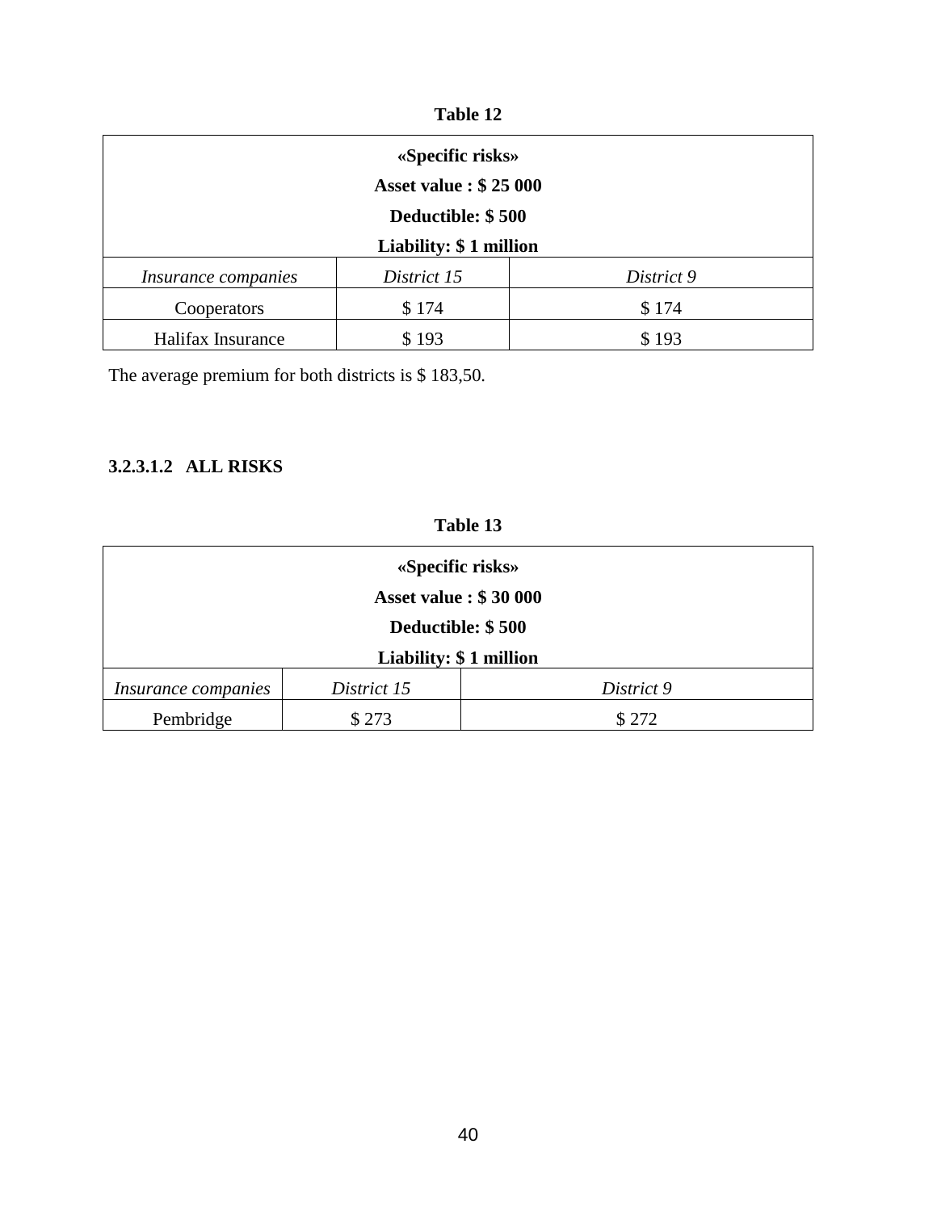**Table 12**

| «Specific risks» Asset value : $ 25 000 Deductible: $ 500 Liability: $ 1 million | | |
|---|---|---|
| *Insurance companies* | *District 15* | *District 9* |
| Cooperators | $ 174 | $ 174 |
| Halifax Insurance | $ 193 | $ 193 |

The average premium for both districts is $ 183,50.

#### 3.2.3.1.2 ALL RISKS

**Table 13**

| «Specific risks» Asset value : $ 30 000 Deductible: $ 500 Liability: $ 1 million | | |
|---|---|---|
| *Insurance companies* | *District 15* | *District 9* |
| Pembridge | $ 273 | $ 272 |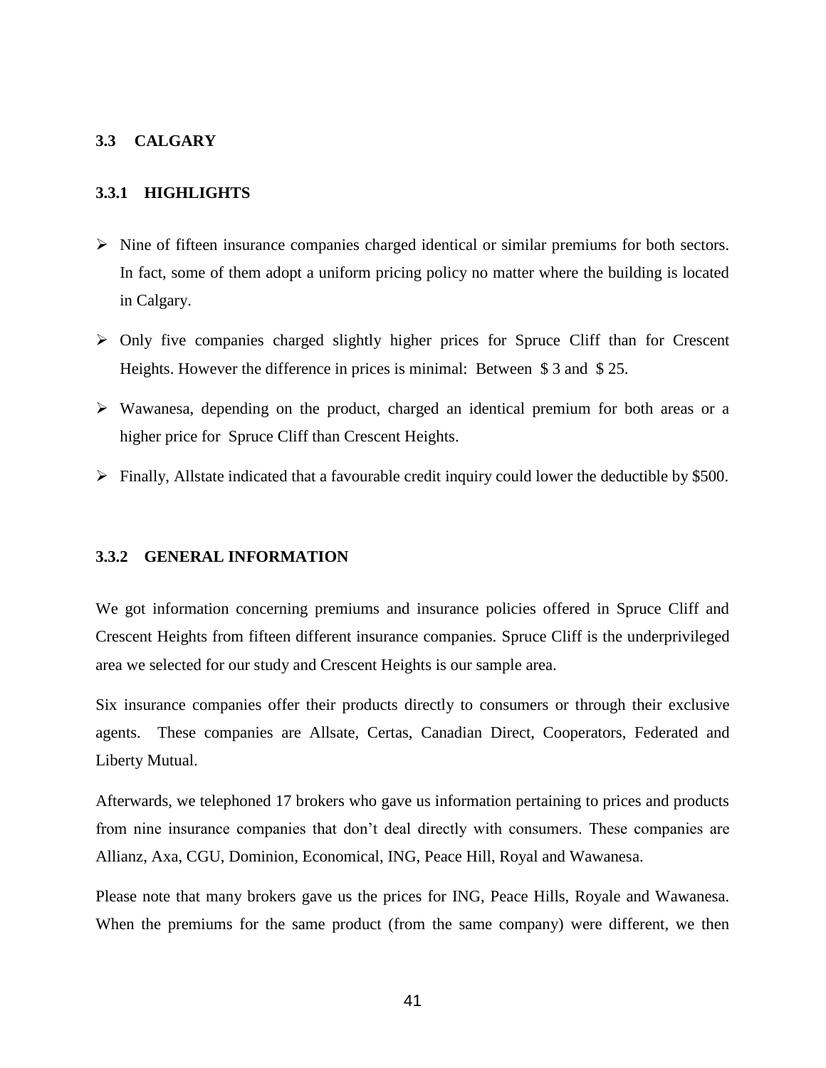## 3.3 CALGARY

### 3.3.1 HIGHLIGHTS

- Nine of fifteen insurance companies charged identical or similar premiums for both sectors. In fact, some of them adopt a uniform pricing policy no matter where the building is located in Calgary.
- Only five companies charged slightly higher prices for Spruce Cliff than for Crescent Heights. However the difference in prices is minimal: Between $ 3 and $ 25.
- Wawanesa, depending on the product, charged an identical premium for both areas or a higher price for Spruce Cliff than Crescent Heights.
- Finally, Allstate indicated that a favourable credit inquiry could lower the deductible by $500.

### 3.3.2 GENERAL INFORMATION

We got information concerning premiums and insurance policies offered in Spruce Cliff and Crescent Heights from fifteen different insurance companies. Spruce Cliff is the underprivileged area we selected for our study and Crescent Heights is our sample area.

Six insurance companies offer their products directly to consumers or through their exclusive agents. These companies are Allsate, Certas, Canadian Direct, Cooperators, Federated and Liberty Mutual.

Afterwards, we telephoned 17 brokers who gave us information pertaining to prices and products from nine insurance companies that don't deal directly with consumers. These companies are Allianz, Axa, CGU, Dominion, Economical, ING, Peace Hill, Royal and Wawanesa.

Please note that many brokers gave us the prices for ING, Peace Hills, Royale and Wawanesa. When the premiums for the same product (from the same company) were different, we then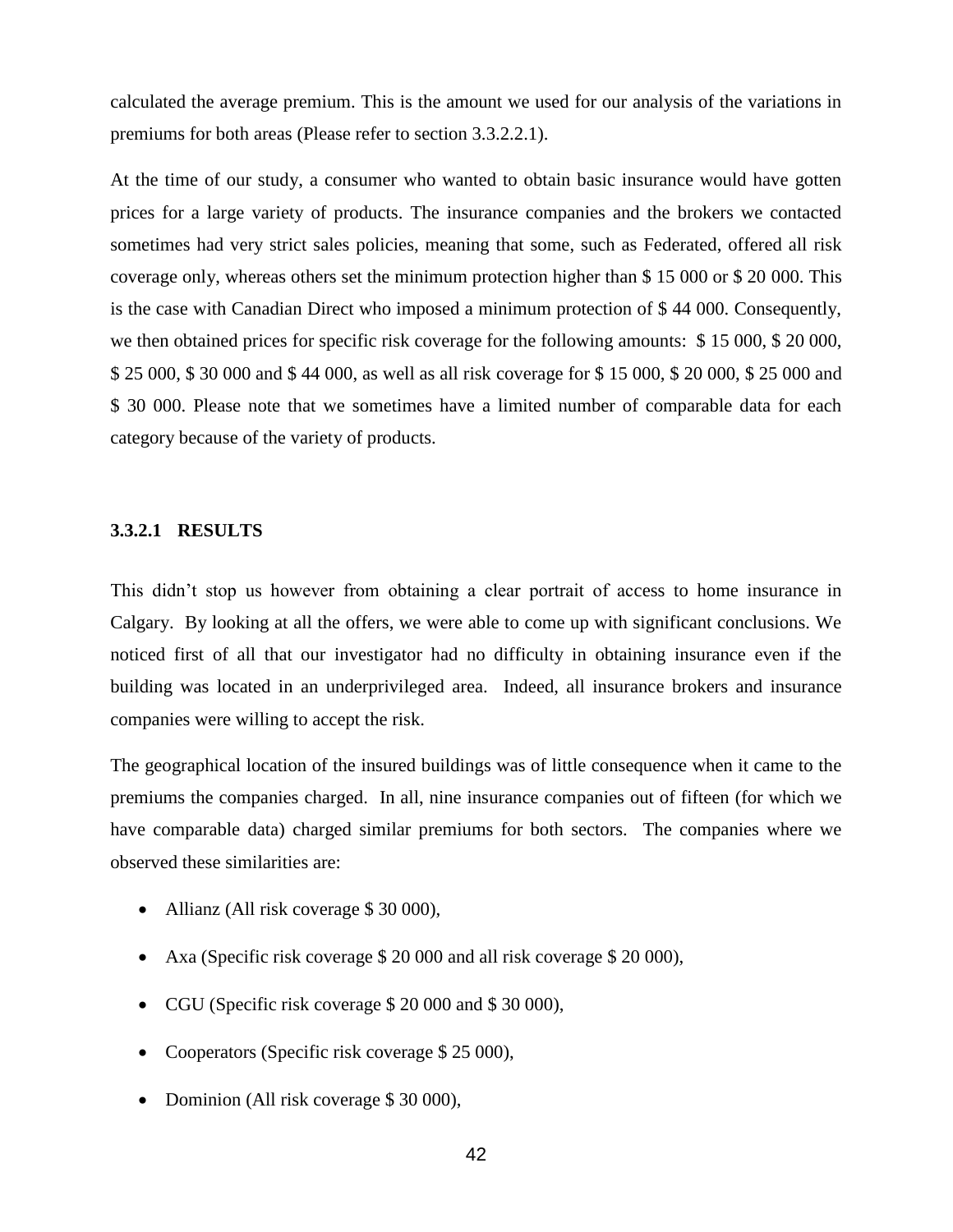calculated the average premium. This is the amount we used for our analysis of the variations in premiums for both areas (Please refer to section 3.3.2.2.1).

At the time of our study, a consumer who wanted to obtain basic insurance would have gotten prices for a large variety of products. The insurance companies and the brokers we contacted sometimes had very strict sales policies, meaning that some, such as Federated, offered all risk coverage only, whereas others set the minimum protection higher than $ 15 000 or $ 20 000. This is the case with Canadian Direct who imposed a minimum protection of $ 44 000. Consequently, we then obtained prices for specific risk coverage for the following amounts: $ 15 000, $ 20 000, $ 25 000, $ 30 000 and $ 44 000, as well as all risk coverage for $ 15 000, $ 20 000, $ 25 000 and $ 30 000. Please note that we sometimes have a limited number of comparable data for each category because of the variety of products.

#### 3.3.2.1 RESULTS

This didn't stop us however from obtaining a clear portrait of access to home insurance in Calgary. By looking at all the offers, we were able to come up with significant conclusions. We noticed first of all that our investigator had no difficulty in obtaining insurance even if the building was located in an underprivileged area. Indeed, all insurance brokers and insurance companies were willing to accept the risk.

The geographical location of the insured buildings was of little consequence when it came to the premiums the companies charged. In all, nine insurance companies out of fifteen (for which we have comparable data) charged similar premiums for both sectors. The companies where we observed these similarities are:

- Allianz (All risk coverage $ 30 000),
- Axa (Specific risk coverage $ 20 000 and all risk coverage $ 20 000),
- CGU (Specific risk coverage $ 20 000 and $ 30 000),
- Cooperators (Specific risk coverage $ 25 000),
- Dominion (All risk coverage $ 30 000),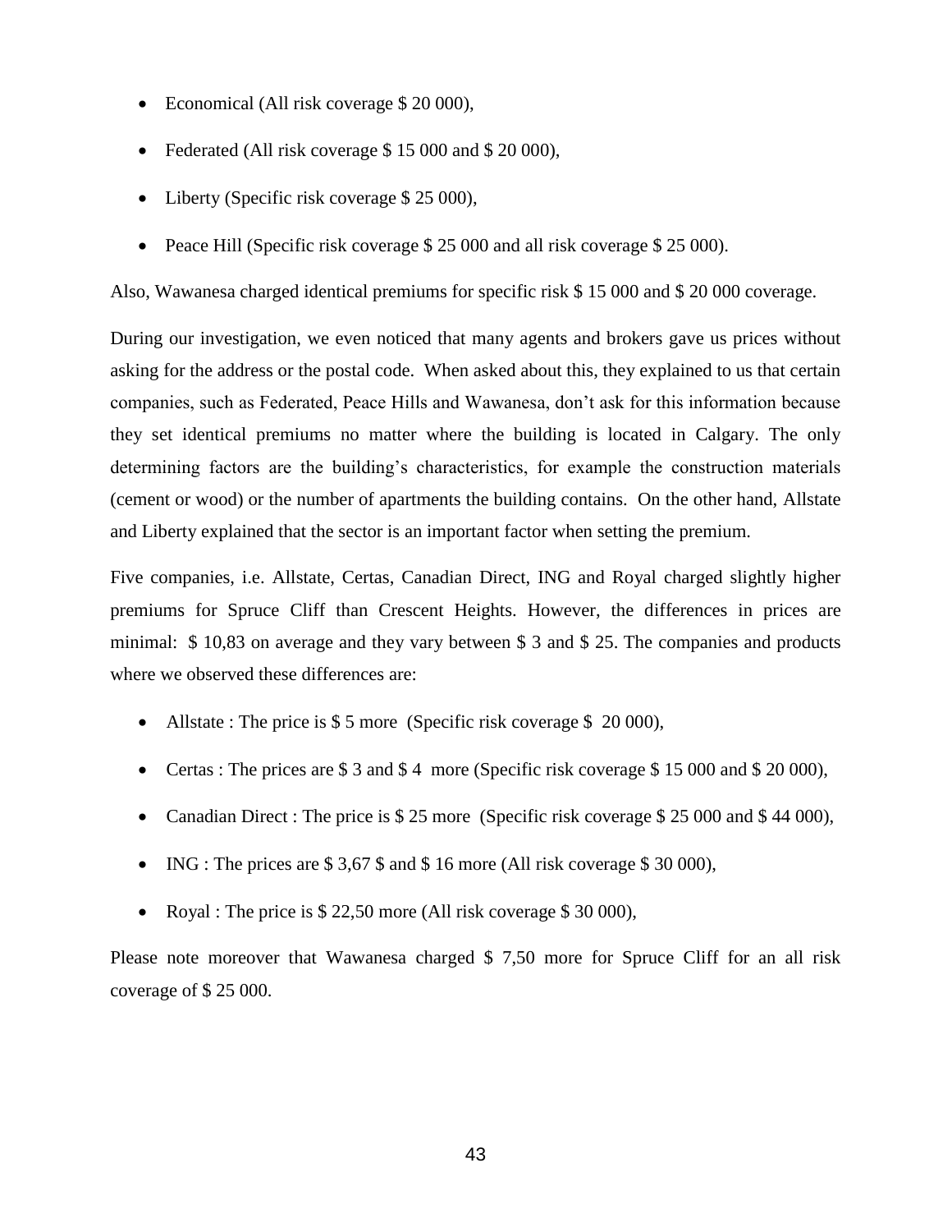- Economical (All risk coverage $ 20 000),
- Federated (All risk coverage $ 15 000 and $ 20 000),
- Liberty (Specific risk coverage $ 25 000),
- Peace Hill (Specific risk coverage $ 25 000 and all risk coverage $ 25 000).

Also, Wawanesa charged identical premiums for specific risk $ 15 000 and $ 20 000 coverage.

During our investigation, we even noticed that many agents and brokers gave us prices without asking for the address or the postal code. When asked about this, they explained to us that certain companies, such as Federated, Peace Hills and Wawanesa, don't ask for this information because they set identical premiums no matter where the building is located in Calgary. The only determining factors are the building's characteristics, for example the construction materials (cement or wood) or the number of apartments the building contains. On the other hand, Allstate and Liberty explained that the sector is an important factor when setting the premium.

Five companies, i.e. Allstate, Certas, Canadian Direct, ING and Royal charged slightly higher premiums for Spruce Cliff than Crescent Heights. However, the differences in prices are minimal: $ 10,83 on average and they vary between $ 3 and $ 25. The companies and products where we observed these differences are:

- Allstate : The price is $ 5 more (Specific risk coverage $ 20 000),
- Certas : The prices are $ 3 and $ 4 more (Specific risk coverage $ 15 000 and $ 20 000),
- Canadian Direct : The price is $ 25 more (Specific risk coverage $ 25 000 and $ 44 000),
- ING : The prices are $ 3,67 $ and $ 16 more (All risk coverage $ 30 000),
- Royal : The price is $ 22,50 more (All risk coverage $ 30 000),

Please note moreover that Wawanesa charged $ 7,50 more for Spruce Cliff for an all risk coverage of $ 25 000.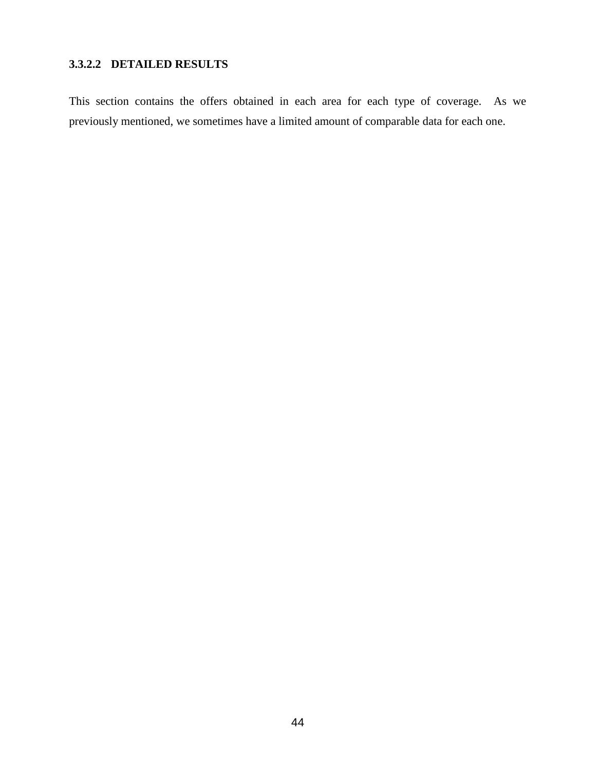#### 3.3.2.2 DETAILED RESULTS

This section contains the offers obtained in each area for each type of coverage. As we previously mentioned, we sometimes have a limited amount of comparable data for each one.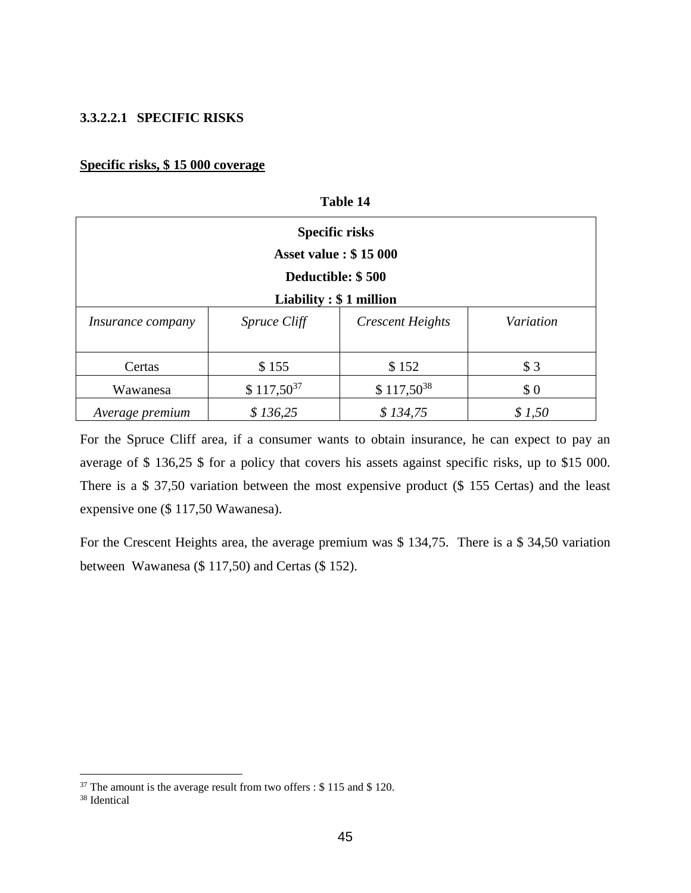#### 3.3.2.2.1 SPECIFIC RISKS

**Specific risks, $ 15 000 coverage**

**Table 14**

| **Specific risks<br>Asset value : $ 15 000<br>Deductible: $ 500<br>Liability : $ 1 million** | | | |
|---|---|---|---|
| *Insurance company* | *Spruce Cliff* | *Crescent Heights* | *Variation* |
| Certas | $ 155 | $ 152 | $ 3 |
| Wawanesa | $ 117,50[37] | $ 117,50[38] | $ 0 |
| *Average premium* | *$ 136,25* | *$ 134,75* | *$ 1,50* |

For the Spruce Cliff area, if a consumer wants to obtain insurance, he can expect to pay an average of $ 136,25 $ for a policy that covers his assets against specific risks, up to $15 000. There is a $ 37,50 variation between the most expensive product ($ 155 Certas) and the least expensive one ($ 117,50 Wawanesa).

For the Crescent Heights area, the average premium was $ 134,75. There is a $ 34,50 variation between Wawanesa ($ 117,50) and Certas ($ 152).

---

[37] The amount is the average result from two offers : $ 115 and $ 120.

[38] Identical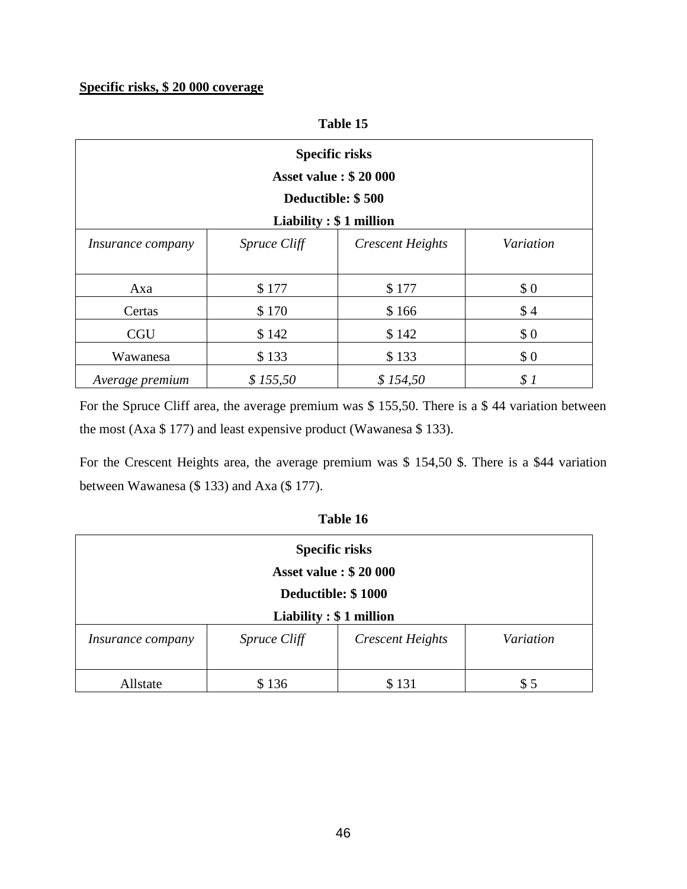**Specific risks, $ 20 000 coverage**

**Table 15**

| **Specific risks**<br>**Asset value : $ 20 000**<br>**Deductible: $ 500**<br>**Liability : $ 1 million** | | | |
|---|---|---|---|
| *Insurance company* | *Spruce Cliff* | *Crescent Heights* | *Variation* |
| Axa | $ 177 | $ 177 | $ 0 |
| Certas | $ 170 | $ 166 | $ 4 |
| CGU | $ 142 | $ 142 | $ 0 |
| Wawanesa | $ 133 | $ 133 | $ 0 |
| *Average premium* | *$ 155,50* | *$ 154,50* | *$ 1* |

For the Spruce Cliff area, the average premium was $ 155,50. There is a $ 44 variation between the most (Axa $ 177) and least expensive product (Wawanesa $ 133).

For the Crescent Heights area, the average premium was $ 154,50 $. There is a $44 variation between Wawanesa ($ 133) and Axa ($ 177).

**Table 16**

| **Specific risks**<br>**Asset value : $ 20 000**<br>**Deductible: $ 1000**<br>**Liability : $ 1 million** | | | |
|---|---|---|---|
| *Insurance company* | *Spruce Cliff* | *Crescent Heights* | *Variation* |
| Allstate | $ 136 | $ 131 | $ 5 |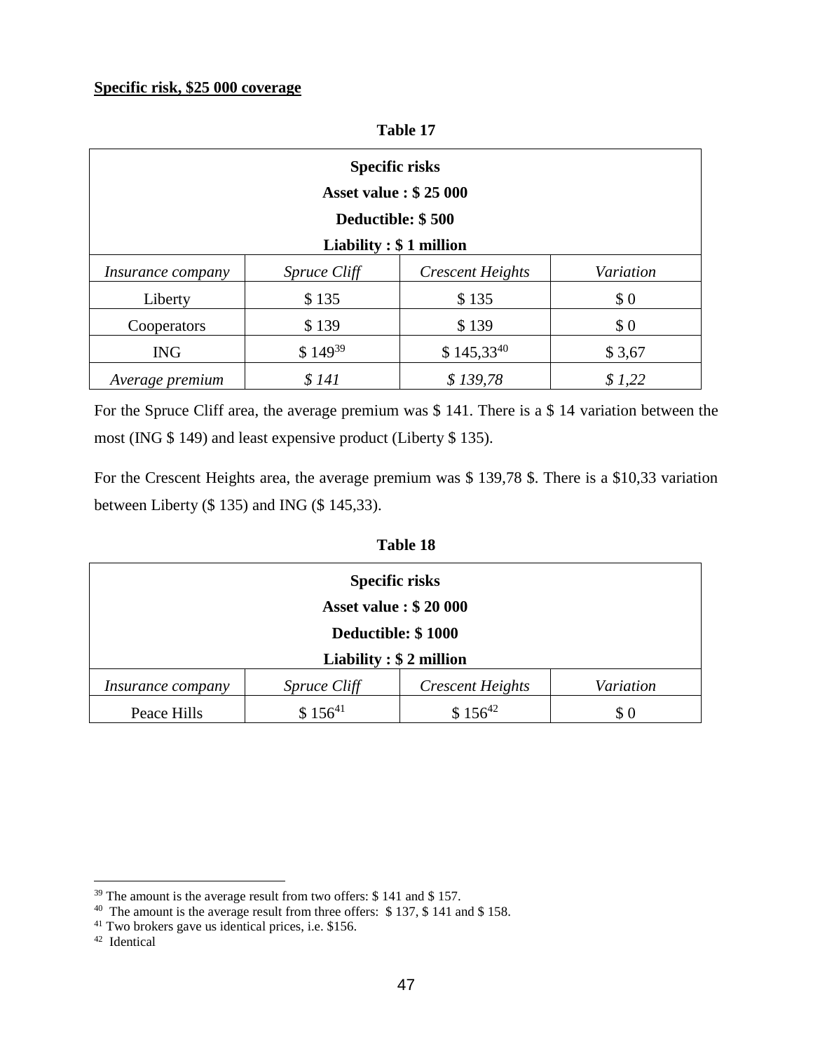**Specific risk, \$25 000 coverage**

**Table 17**

| Specific risks<br>Asset value : \$ 25 000<br>Deductible: \$ 500<br>Liability : \$ 1 million | | | |
|---|---|---|---|
| *Insurance company* | *Spruce Cliff* | *Crescent Heights* | *Variation* |
| Liberty | \$ 135 | \$ 135 | \$ 0 |
| Cooperators | \$ 139 | \$ 139 | \$ 0 |
| ING | \$ 149[39] | \$ 145,33[40] | \$ 3,67 |
| *Average premium* | *\$ 141* | *\$ 139,78* | *\$ 1,22* |

For the Spruce Cliff area, the average premium was \$ 141. There is a \$ 14 variation between the most (ING \$ 149) and least expensive product (Liberty \$ 135).

For the Crescent Heights area, the average premium was \$ 139,78 \$. There is a \$10,33 variation between Liberty (\$ 135) and ING (\$ 145,33).

**Table 18**

| Specific risks<br>Asset value : \$ 20 000<br>Deductible: \$ 1000<br>Liability : \$ 2 million | | | |
|---|---|---|---|
| *Insurance company* | *Spruce Cliff* | *Crescent Heights* | *Variation* |
| Peace Hills | \$ 156[41] | \$ 156[42] | \$ 0 |

---

[39] The amount is the average result from two offers: \$ 141 and \$ 157.

[40] The amount is the average result from three offers: \$ 137, \$ 141 and \$ 158.

[41] Two brokers gave us identical prices, i.e. \$156.

[42] Identical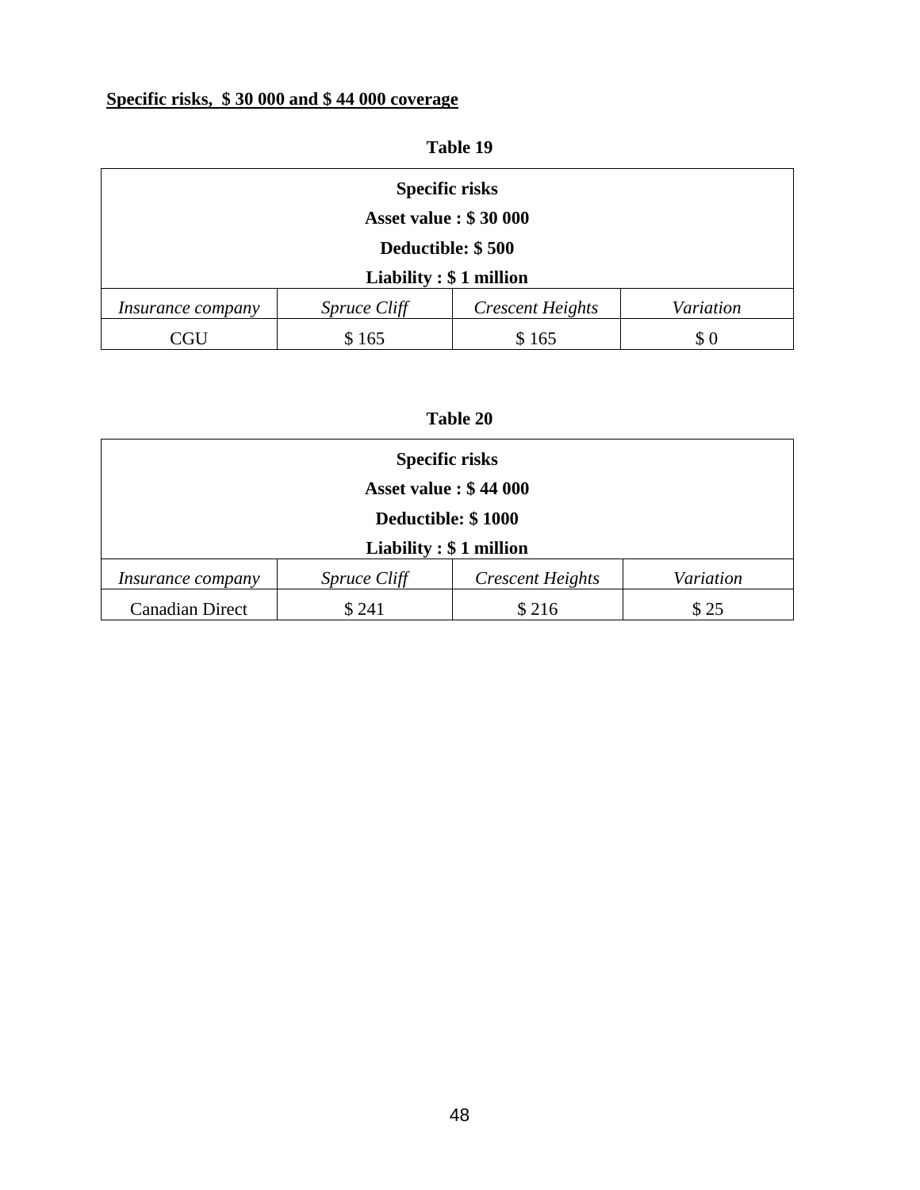**<u>Specific risks, $ 30 000 and $ 44 000 coverage</u>**

**Table 19**

| Specific risks<br>Asset value : $ 30 000<br>Deductible: $ 500<br>Liability : $ 1 million | | | |
|---|---|---|---|
| *Insurance company* | *Spruce Cliff* | *Crescent Heights* | *Variation* |
| CGU | $ 165 | $ 165 | $ 0 |

**Table 20**

| Specific risks<br>Asset value : $ 44 000<br>Deductible: $ 1000<br>Liability : $ 1 million | | | |
|---|---|---|---|
| *Insurance company* | *Spruce Cliff* | *Crescent Heights* | *Variation* |
| Canadian Direct | $ 241 | $ 216 | $ 25 |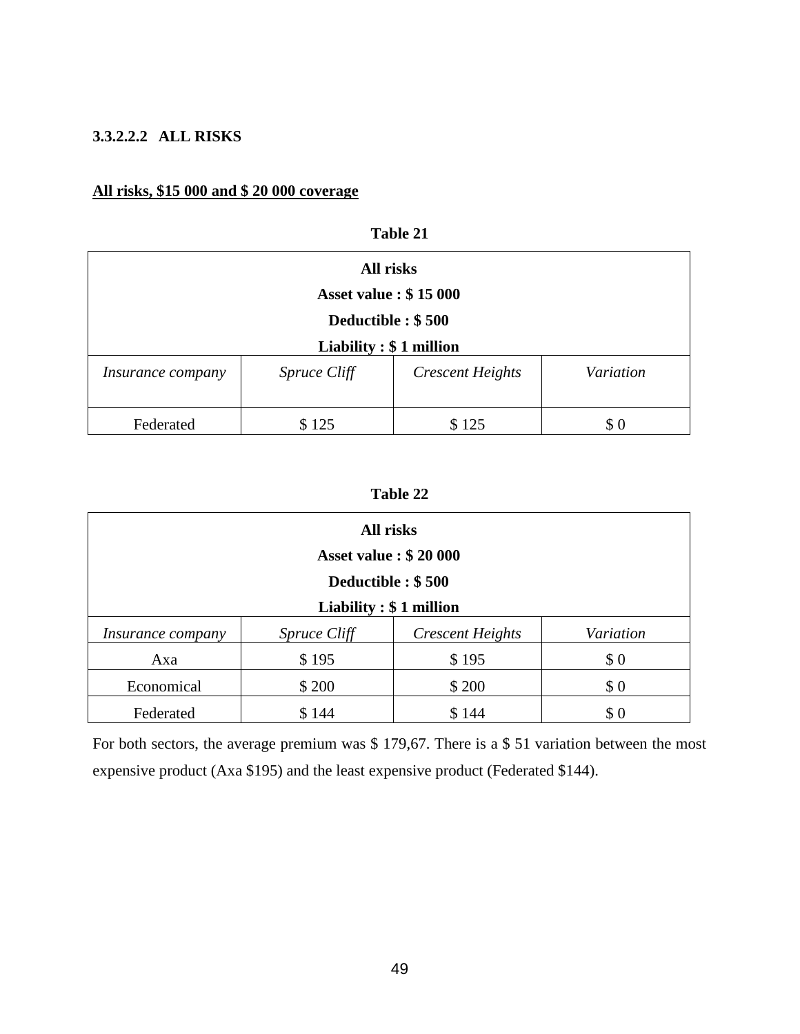#### 3.3.2.2.2 ALL RISKS

**<u>All risks, $15 000 and $ 20 000 coverage</u>**

**Table 21**

| **All risks**<br>**Asset value : $ 15 000**<br>**Deductible : $ 500**<br>**Liability : $ 1 million** | | | |
|---|---|---|---|
| *Insurance company* | *Spruce Cliff* | *Crescent Heights* | *Variation* |
| Federated | $ 125 | $ 125 | $ 0 |

**Table 22**

| **All risks**<br>**Asset value : $ 20 000**<br>**Deductible : $ 500**<br>**Liability : $ 1 million** | | | |
|---|---|---|---|
| *Insurance company* | *Spruce Cliff* | *Crescent Heights* | *Variation* |
| Axa | $ 195 | $ 195 | $ 0 |
| Economical | $ 200 | $ 200 | $ 0 |
| Federated | $ 144 | $ 144 | $ 0 |

For both sectors, the average premium was $ 179,67. There is a $ 51 variation between the most expensive product (Axa $195) and the least expensive product (Federated $144).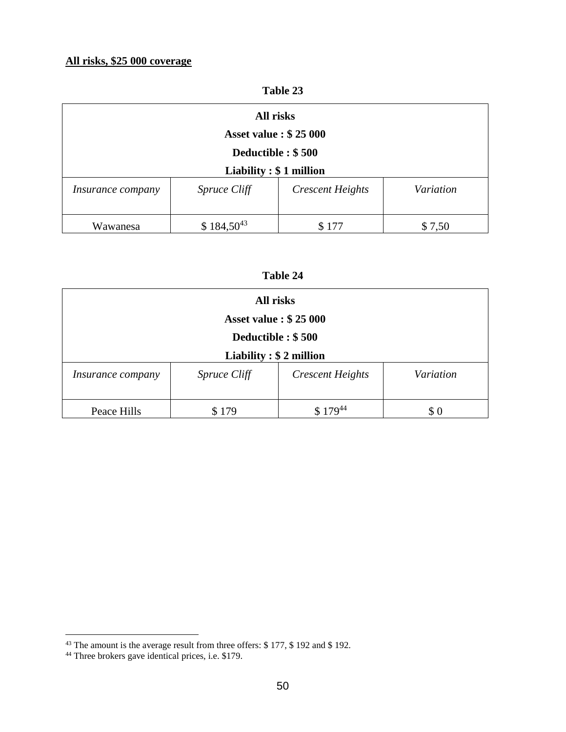**All risks, $25 000 coverage**

**Table 23**

| **All risks**<br>**Asset value : $ 25 000**<br>**Deductible : $ 500**<br>**Liability : $ 1 million** | | | |
|---|---|---|---|
| *Insurance company* | *Spruce Cliff* | *Crescent Heights* | *Variation* |
| Wawanesa | $ 184,50[43] | $ 177 | $ 7,50 |

**Table 24**

| **All risks**<br>**Asset value : $ 25 000**<br>**Deductible : $ 500**<br>**Liability : $ 2 million** | | | |
|---|---|---|---|
| *Insurance company* | *Spruce Cliff* | *Crescent Heights* | *Variation* |
| Peace Hills | $ 179 | $ 179[44] | $ 0 |

[43] The amount is the average result from three offers: $ 177, $ 192 and $ 192.

[44] Three brokers gave identical prices, i.e. $179.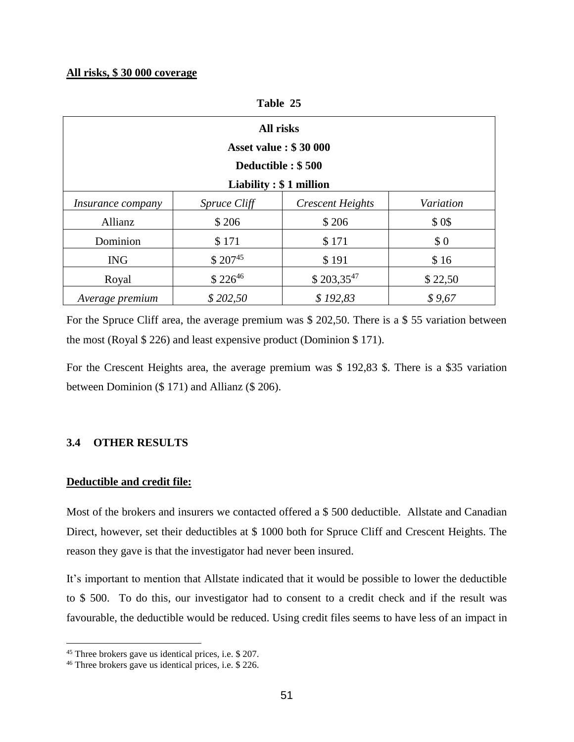**All risks, $ 30 000 coverage**

**Table 25**

| **All risks**<br>**Asset value : $ 30 000**<br>**Deductible : $ 500**<br>**Liability : $ 1 million** | | | |
|---|---|---|---|
| *Insurance company* | *Spruce Cliff* | *Crescent Heights* | *Variation* |
| Allianz | $ 206 | $ 206 | $ 0$ |
| Dominion | $ 171 | $ 171 | $ 0 |
| ING | $ 207[45] | $ 191 | $ 16 |
| Royal | $ 226[46] | $ 203,35[47] | $ 22,50 |
| *Average premium* | *$ 202,50* | *$ 192,83* | *$ 9,67* |

For the Spruce Cliff area, the average premium was $ 202,50. There is a $ 55 variation between the most (Royal $ 226) and least expensive product (Dominion $ 171).

For the Crescent Heights area, the average premium was $ 192,83 $. There is a $35 variation between Dominion ($ 171) and Allianz ($ 206).

### 3.4 OTHER RESULTS

**Deductible and credit file:**

Most of the brokers and insurers we contacted offered a $ 500 deductible. Allstate and Canadian Direct, however, set their deductibles at $ 1000 both for Spruce Cliff and Crescent Heights. The reason they gave is that the investigator had never been insured.

It's important to mention that Allstate indicated that it would be possible to lower the deductible to $ 500. To do this, our investigator had to consent to a credit check and if the result was favourable, the deductible would be reduced. Using credit files seems to have less of an impact in

[45] Three brokers gave us identical prices, i.e. $ 207.

[46] Three brokers gave us identical prices, i.e. $ 226.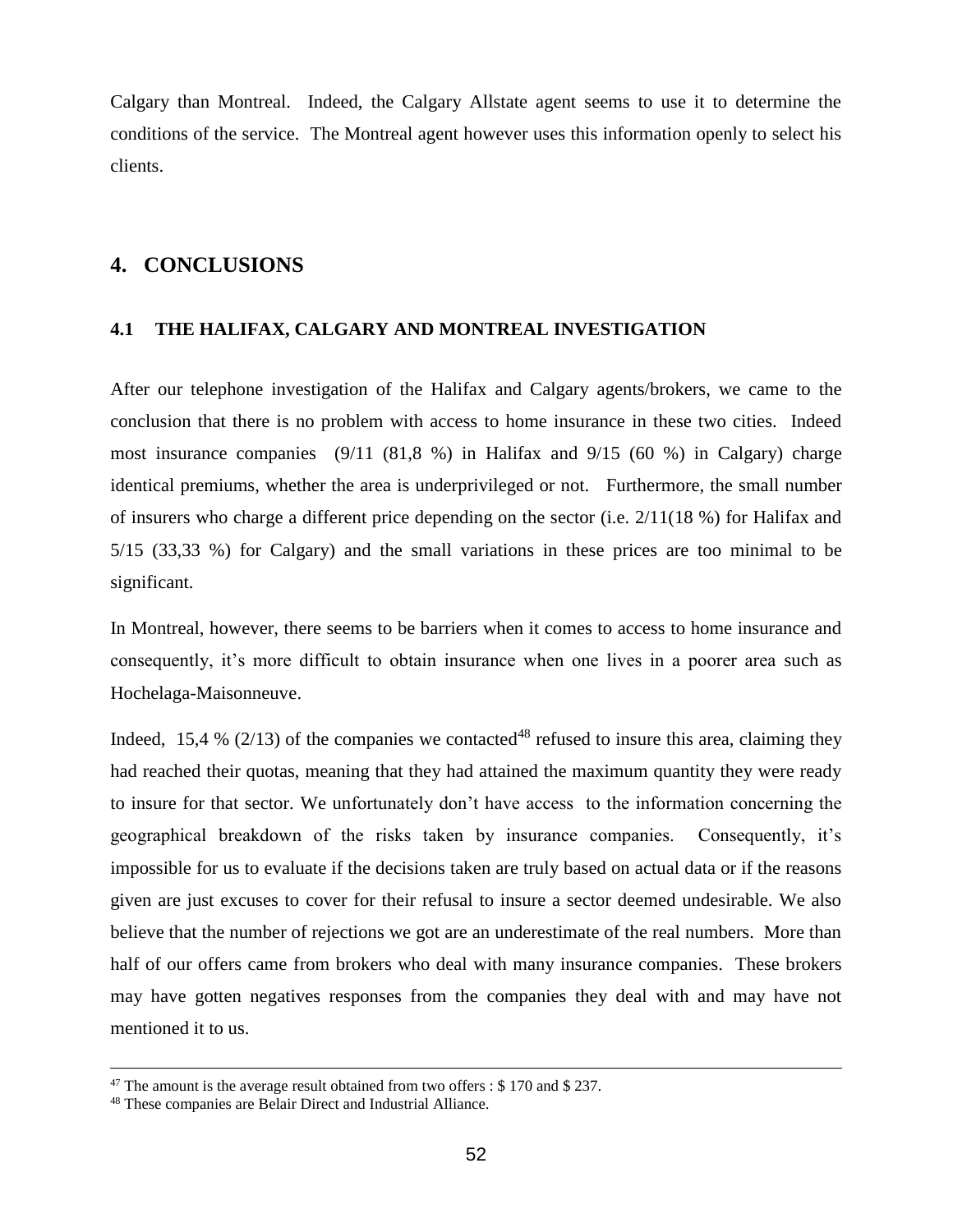Calgary than Montreal. Indeed, the Calgary Allstate agent seems to use it to determine the conditions of the service. The Montreal agent however uses this information openly to select his clients.

# 4. CONCLUSIONS

## 4.1 THE HALIFAX, CALGARY AND MONTREAL INVESTIGATION

After our telephone investigation of the Halifax and Calgary agents/brokers, we came to the conclusion that there is no problem with access to home insurance in these two cities. Indeed most insurance companies (9/11 (81,8 %) in Halifax and 9/15 (60 %) in Calgary) charge identical premiums, whether the area is underprivileged or not. Furthermore, the small number of insurers who charge a different price depending on the sector (i.e. 2/11(18 %) for Halifax and 5/15 (33,33 %) for Calgary) and the small variations in these prices are too minimal to be significant.

In Montreal, however, there seems to be barriers when it comes to access to home insurance and consequently, it's more difficult to obtain insurance when one lives in a poorer area such as Hochelaga-Maisonneuve.

Indeed, 15,4 % (2/13) of the companies we contacted[48] refused to insure this area, claiming they had reached their quotas, meaning that they had attained the maximum quantity they were ready to insure for that sector. We unfortunately don't have access to the information concerning the geographical breakdown of the risks taken by insurance companies. Consequently, it's impossible for us to evaluate if the decisions taken are truly based on actual data or if the reasons given are just excuses to cover for their refusal to insure a sector deemed undesirable. We also believe that the number of rejections we got are an underestimate of the real numbers. More than half of our offers came from brokers who deal with many insurance companies. These brokers may have gotten negatives responses from the companies they deal with and may have not mentioned it to us.

---

[47] The amount is the average result obtained from two offers : $ 170 and $ 237.

[48] These companies are Belair Direct and Industrial Alliance.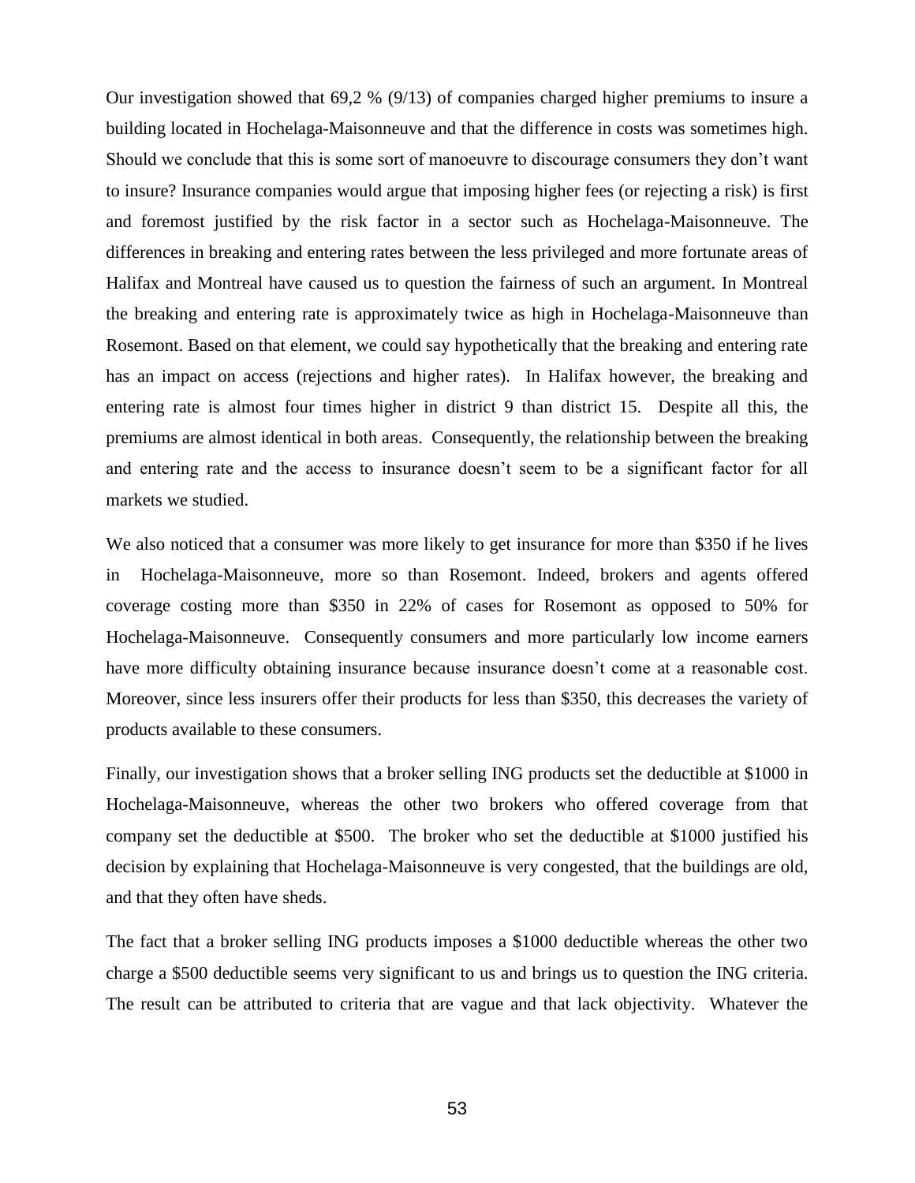Our investigation showed that 69,2 % (9/13) of companies charged higher premiums to insure a building located in Hochelaga-Maisonneuve and that the difference in costs was sometimes high. Should we conclude that this is some sort of manoeuvre to discourage consumers they don't want to insure? Insurance companies would argue that imposing higher fees (or rejecting a risk) is first and foremost justified by the risk factor in a sector such as Hochelaga-Maisonneuve. The differences in breaking and entering rates between the less privileged and more fortunate areas of Halifax and Montreal have caused us to question the fairness of such an argument. In Montreal the breaking and entering rate is approximately twice as high in Hochelaga-Maisonneuve than Rosemont. Based on that element, we could say hypothetically that the breaking and entering rate has an impact on access (rejections and higher rates). In Halifax however, the breaking and entering rate is almost four times higher in district 9 than district 15. Despite all this, the premiums are almost identical in both areas. Consequently, the relationship between the breaking and entering rate and the access to insurance doesn't seem to be a significant factor for all markets we studied.

We also noticed that a consumer was more likely to get insurance for more than $350 if he lives in Hochelaga-Maisonneuve, more so than Rosemont. Indeed, brokers and agents offered coverage costing more than $350 in 22% of cases for Rosemont as opposed to 50% for Hochelaga-Maisonneuve. Consequently consumers and more particularly low income earners have more difficulty obtaining insurance because insurance doesn't come at a reasonable cost. Moreover, since less insurers offer their products for less than $350, this decreases the variety of products available to these consumers.

Finally, our investigation shows that a broker selling ING products set the deductible at $1000 in Hochelaga-Maisonneuve, whereas the other two brokers who offered coverage from that company set the deductible at $500. The broker who set the deductible at $1000 justified his decision by explaining that Hochelaga-Maisonneuve is very congested, that the buildings are old, and that they often have sheds.

The fact that a broker selling ING products imposes a $1000 deductible whereas the other two charge a $500 deductible seems very significant to us and brings us to question the ING criteria. The result can be attributed to criteria that are vague and that lack objectivity. Whatever the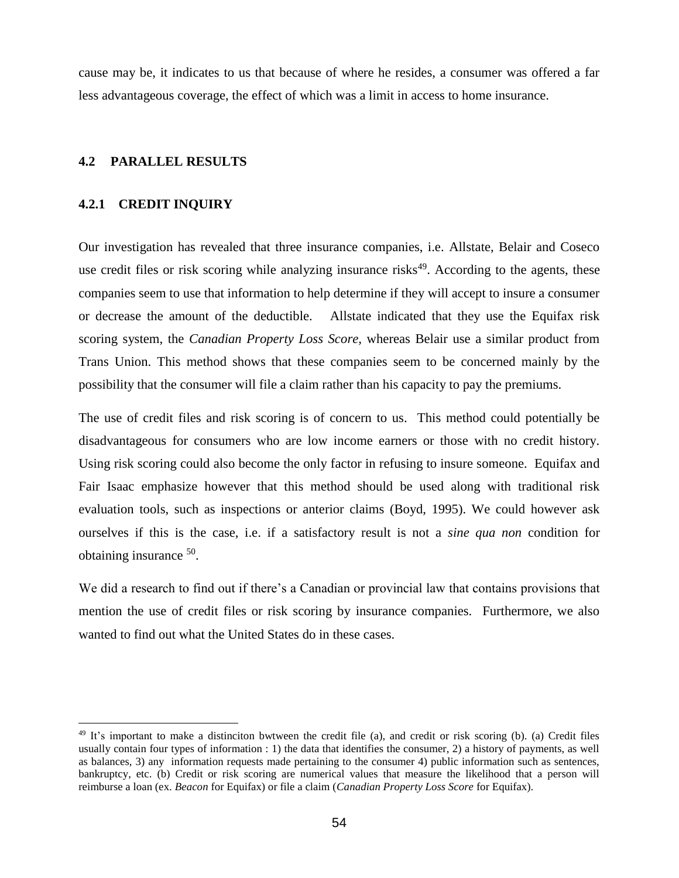cause may be, it indicates to us that because of where he resides, a consumer was offered a far less advantageous coverage, the effect of which was a limit in access to home insurance.

## 4.2 PARALLEL RESULTS

### 4.2.1 CREDIT INQUIRY

Our investigation has revealed that three insurance companies, i.e. Allstate, Belair and Coseco use credit files or risk scoring while analyzing insurance risks[49]. According to the agents, these companies seem to use that information to help determine if they will accept to insure a consumer or decrease the amount of the deductible. Allstate indicated that they use the Equifax risk scoring system, the *Canadian Property Loss Score,* whereas Belair use a similar product from Trans Union. This method shows that these companies seem to be concerned mainly by the possibility that the consumer will file a claim rather than his capacity to pay the premiums.

The use of credit files and risk scoring is of concern to us. This method could potentially be disadvantageous for consumers who are low income earners or those with no credit history. Using risk scoring could also become the only factor in refusing to insure someone. Equifax and Fair Isaac emphasize however that this method should be used along with traditional risk evaluation tools, such as inspections or anterior claims (Boyd, 1995). We could however ask ourselves if this is the case, i.e. if a satisfactory result is not a *sine qua non* condition for obtaining insurance [50].

We did a research to find out if there's a Canadian or provincial law that contains provisions that mention the use of credit files or risk scoring by insurance companies. Furthermore, we also wanted to find out what the United States do in these cases.

---

[49] It's important to make a distinciton bwtween the credit file (a), and credit or risk scoring (b). (a) Credit files usually contain four types of information : 1) the data that identifies the consumer, 2) a history of payments, as well as balances, 3) any information requests made pertaining to the consumer 4) public information such as sentences, bankruptcy, etc. (b) Credit or risk scoring are numerical values that measure the likelihood that a person will reimburse a loan (ex. *Beacon* for Equifax) or file a claim (*Canadian Property Loss Score* for Equifax).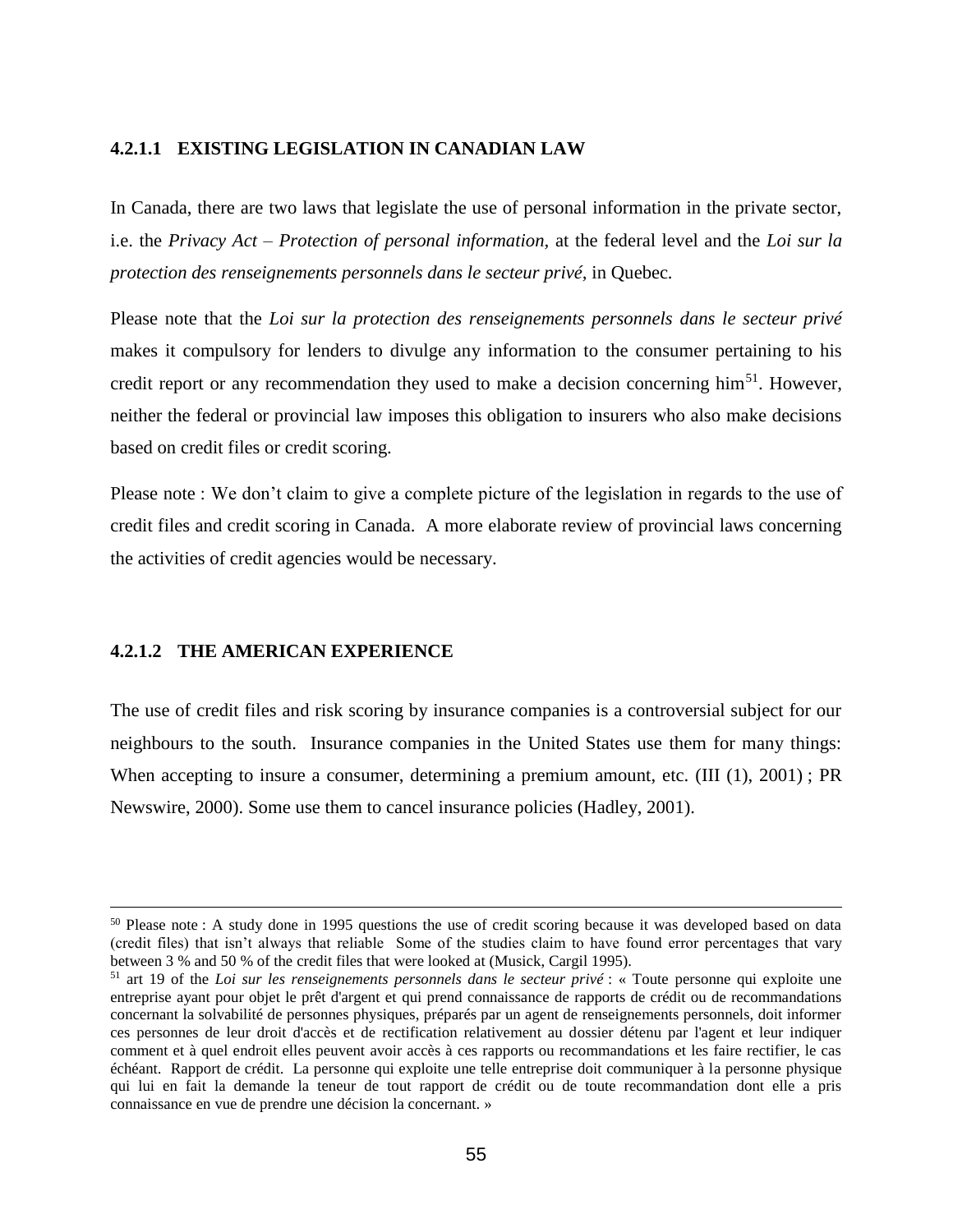#### 4.2.1.1 EXISTING LEGISLATION IN CANADIAN LAW

In Canada, there are two laws that legislate the use of personal information in the private sector, i.e. the *Privacy Act – Protection of personal information,* at the federal level and the *Loi sur la protection des renseignements personnels dans le secteur privé,* in Quebec.

Please note that the *Loi sur la protection des renseignements personnels dans le secteur privé* makes it compulsory for lenders to divulge any information to the consumer pertaining to his credit report or any recommendation they used to make a decision concerning him[51]. However, neither the federal or provincial law imposes this obligation to insurers who also make decisions based on credit files or credit scoring.

Please note : We don't claim to give a complete picture of the legislation in regards to the use of credit files and credit scoring in Canada. A more elaborate review of provincial laws concerning the activities of credit agencies would be necessary.

#### 4.2.1.2 THE AMERICAN EXPERIENCE

The use of credit files and risk scoring by insurance companies is a controversial subject for our neighbours to the south. Insurance companies in the United States use them for many things: When accepting to insure a consumer, determining a premium amount, etc. (III (1), 2001) ; PR Newswire, 2000). Some use them to cancel insurance policies (Hadley, 2001).

---

[50] Please note : A study done in 1995 questions the use of credit scoring because it was developed based on data (credit files) that isn't always that reliable Some of the studies claim to have found error percentages that vary between 3 % and 50 % of the credit files that were looked at (Musick, Cargil 1995).

[51] art 19 of the *Loi sur les renseignements personnels dans le secteur privé* : « Toute personne qui exploite une entreprise ayant pour objet le prêt d'argent et qui prend connaissance de rapports de crédit ou de recommandations concernant la solvabilité de personnes physiques, préparés par un agent de renseignements personnels, doit informer ces personnes de leur droit d'accès et de rectification relativement au dossier détenu par l'agent et leur indiquer comment et à quel endroit elles peuvent avoir accès à ces rapports ou recommandations et les faire rectifier, le cas échéant. Rapport de crédit. La personne qui exploite une telle entreprise doit communiquer à la personne physique qui lui en fait la demande la teneur de tout rapport de crédit ou de toute recommandation dont elle a pris connaissance en vue de prendre une décision la concernant. »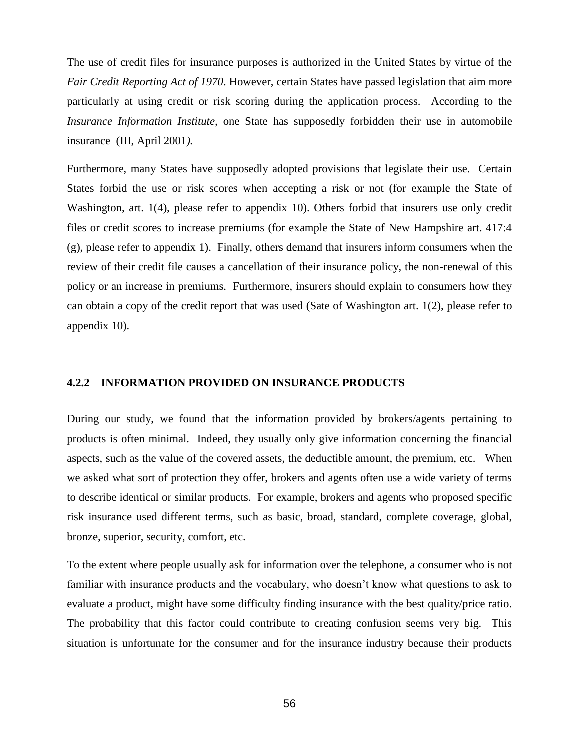The use of credit files for insurance purposes is authorized in the United States by virtue of the *Fair Credit Reporting Act of 1970*. However, certain States have passed legislation that aim more particularly at using credit or risk scoring during the application process. According to the *Insurance Information Institute,* one State has supposedly forbidden their use in automobile insurance (III, April 2001*).*

Furthermore, many States have supposedly adopted provisions that legislate their use. Certain States forbid the use or risk scores when accepting a risk or not (for example the State of Washington, art. 1(4), please refer to appendix 10). Others forbid that insurers use only credit files or credit scores to increase premiums (for example the State of New Hampshire art. 417:4 (g), please refer to appendix 1). Finally, others demand that insurers inform consumers when the review of their credit file causes a cancellation of their insurance policy, the non-renewal of this policy or an increase in premiums. Furthermore, insurers should explain to consumers how they can obtain a copy of the credit report that was used (Sate of Washington art. 1(2), please refer to appendix 10).

### 4.2.2 INFORMATION PROVIDED ON INSURANCE PRODUCTS

During our study, we found that the information provided by brokers/agents pertaining to products is often minimal. Indeed, they usually only give information concerning the financial aspects, such as the value of the covered assets, the deductible amount, the premium, etc. When we asked what sort of protection they offer, brokers and agents often use a wide variety of terms to describe identical or similar products. For example, brokers and agents who proposed specific risk insurance used different terms, such as basic, broad, standard, complete coverage, global, bronze, superior, security, comfort, etc.

To the extent where people usually ask for information over the telephone, a consumer who is not familiar with insurance products and the vocabulary, who doesn't know what questions to ask to evaluate a product, might have some difficulty finding insurance with the best quality/price ratio. The probability that this factor could contribute to creating confusion seems very big. This situation is unfortunate for the consumer and for the insurance industry because their products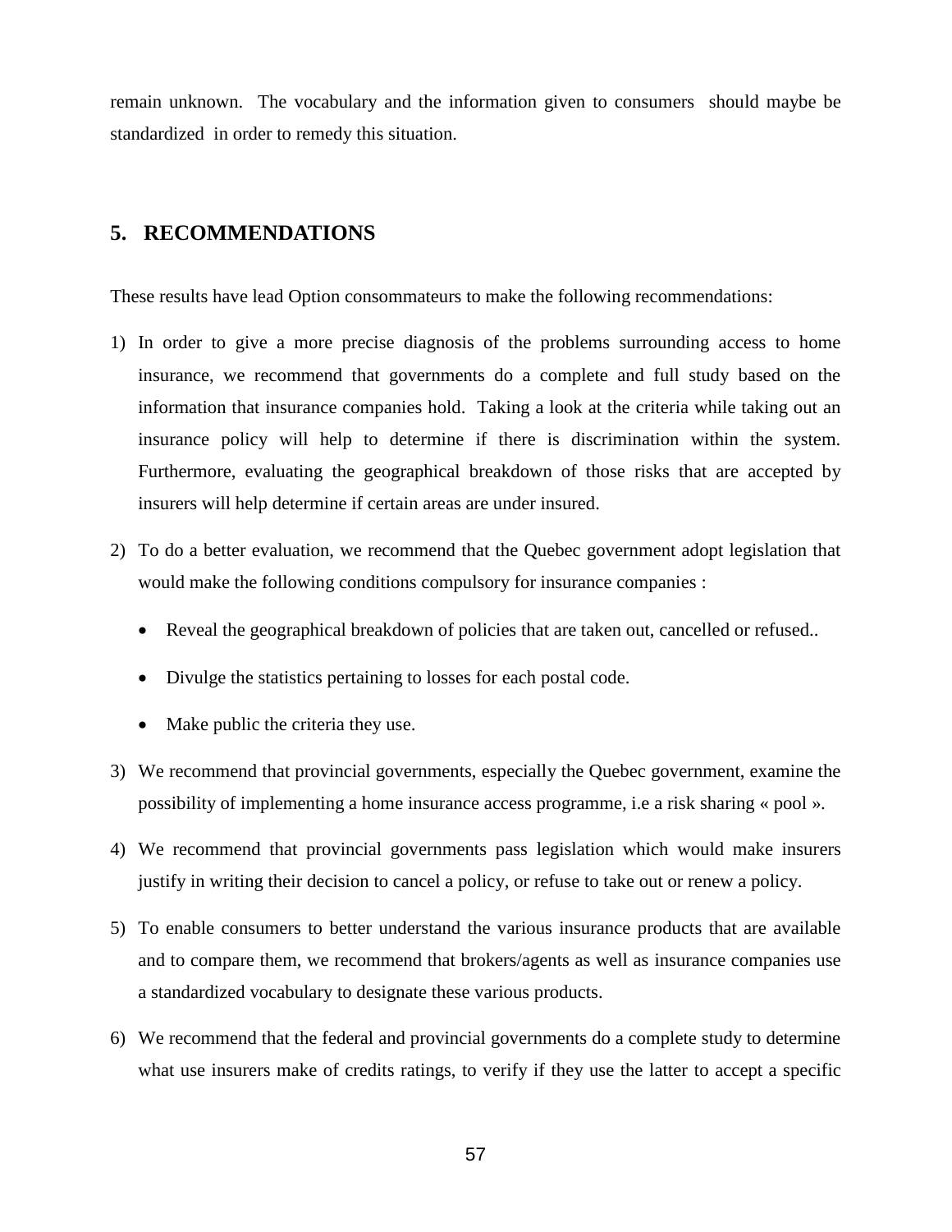remain unknown. The vocabulary and the information given to consumers should maybe be standardized in order to remedy this situation.

## 5. RECOMMENDATIONS

These results have lead Option consommateurs to make the following recommendations:

1) In order to give a more precise diagnosis of the problems surrounding access to home insurance, we recommend that governments do a complete and full study based on the information that insurance companies hold. Taking a look at the criteria while taking out an insurance policy will help to determine if there is discrimination within the system. Furthermore, evaluating the geographical breakdown of those risks that are accepted by insurers will help determine if certain areas are under insured.

2) To do a better evaluation, we recommend that the Quebec government adopt legislation that would make the following conditions compulsory for insurance companies :

   - Reveal the geographical breakdown of policies that are taken out, cancelled or refused..
   - Divulge the statistics pertaining to losses for each postal code.
   - Make public the criteria they use.

3) We recommend that provincial governments, especially the Quebec government, examine the possibility of implementing a home insurance access programme, i.e a risk sharing « pool ».

4) We recommend that provincial governments pass legislation which would make insurers justify in writing their decision to cancel a policy, or refuse to take out or renew a policy.

5) To enable consumers to better understand the various insurance products that are available and to compare them, we recommend that brokers/agents as well as insurance companies use a standardized vocabulary to designate these various products.

6) We recommend that the federal and provincial governments do a complete study to determine what use insurers make of credits ratings, to verify if they use the latter to accept a specific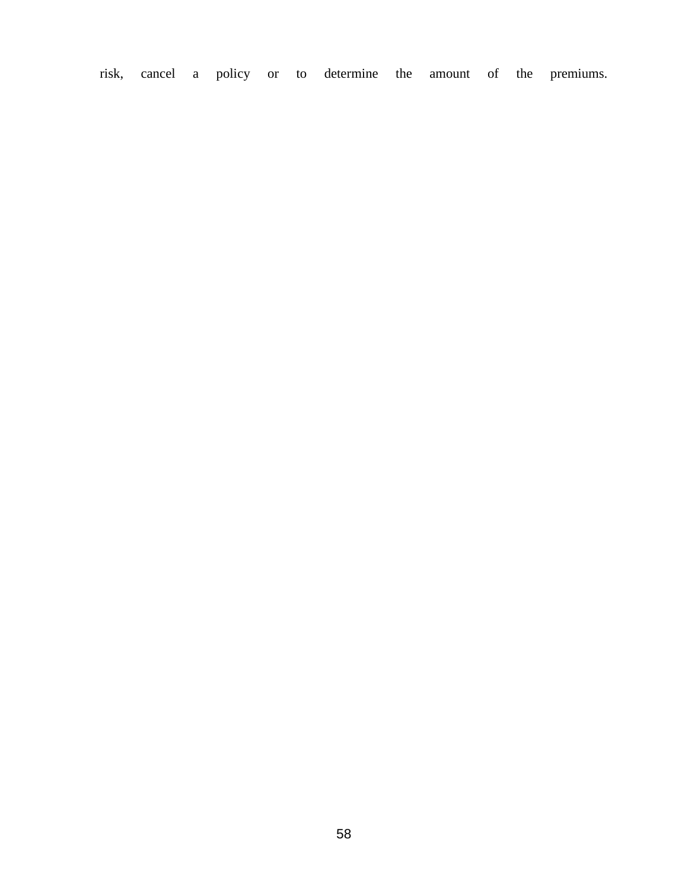risk, cancel a policy or to determine the amount of the premiums.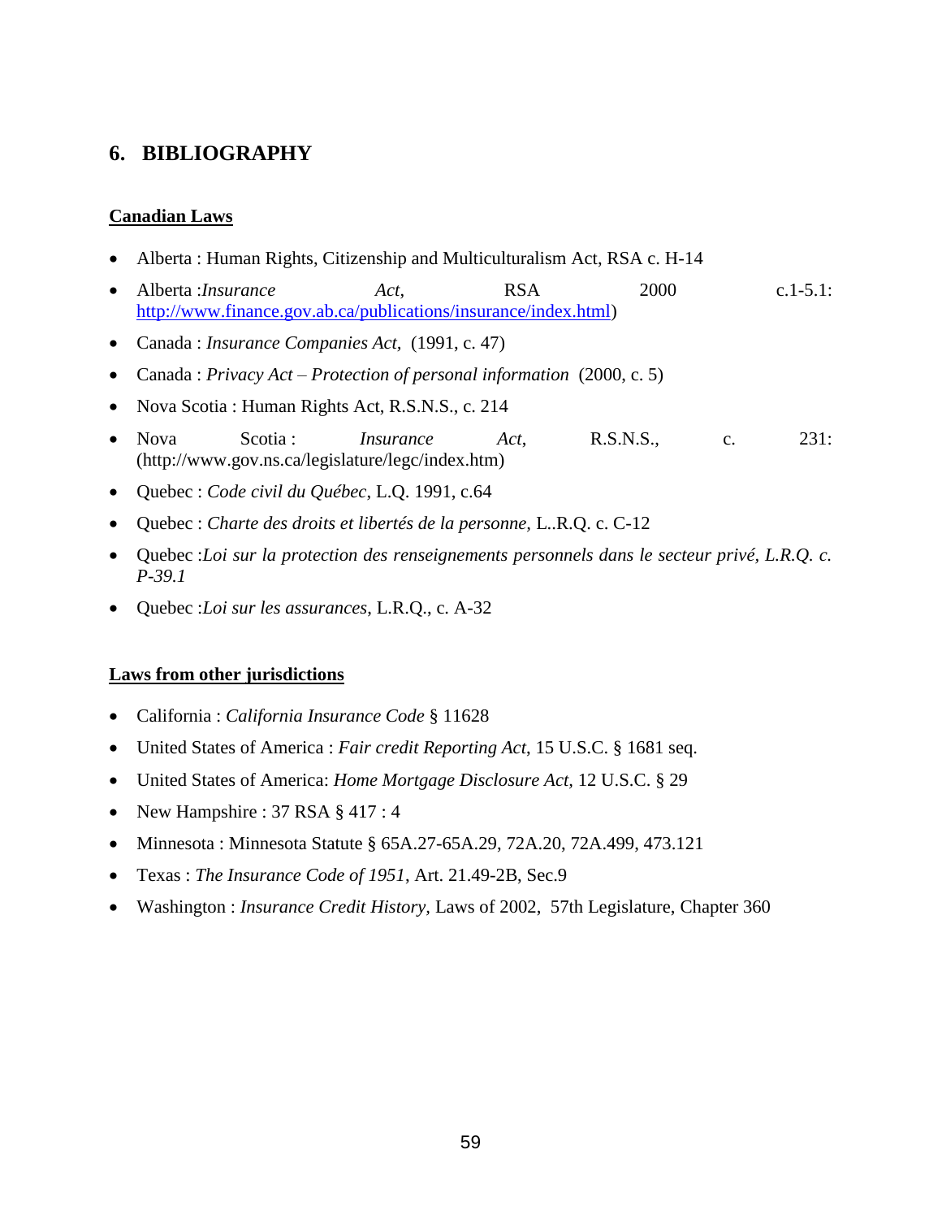## 6. BIBLIOGRAPHY

**Canadian Laws**

- Alberta : Human Rights, Citizenship and Multiculturalism Act, RSA c. H-14
- Alberta :*Insurance Act*, RSA 2000 c.1-5.1: http://www.finance.gov.ab.ca/publications/insurance/index.html)
- Canada : *Insurance Companies Act*, (1991, c. 47)
- Canada : *Privacy Act – Protection of personal information* (2000, c. 5)
- Nova Scotia : Human Rights Act, R.S.N.S., c. 214
- Nova Scotia : *Insurance Act*, R.S.N.S., c. 231: (http://www.gov.ns.ca/legislature/legc/index.htm)
- Quebec : *Code civil du Québec*, L.Q. 1991, c.64
- Quebec : *Charte des droits et libertés de la personne*, L..R.Q. c. C-12
- Quebec :*Loi sur la protection des renseignements personnels dans le secteur privé, L.R.Q. c. P-39.1*
- Quebec :*Loi sur les assurances*, L.R.Q., c. A-32

**Laws from other jurisdictions**

- California : *California Insurance Code* § 11628
- United States of America : *Fair credit Reporting Act*, 15 U.S.C. § 1681 seq.
- United States of America: *Home Mortgage Disclosure Act*, 12 U.S.C. § 29
- New Hampshire : 37 RSA § 417 : 4
- Minnesota : Minnesota Statute § 65A.27-65A.29, 72A.20, 72A.499, 473.121
- Texas : *The Insurance Code of 1951*, Art. 21.49-2B, Sec.9
- Washington : *Insurance Credit History*, Laws of 2002, 57th Legislature, Chapter 360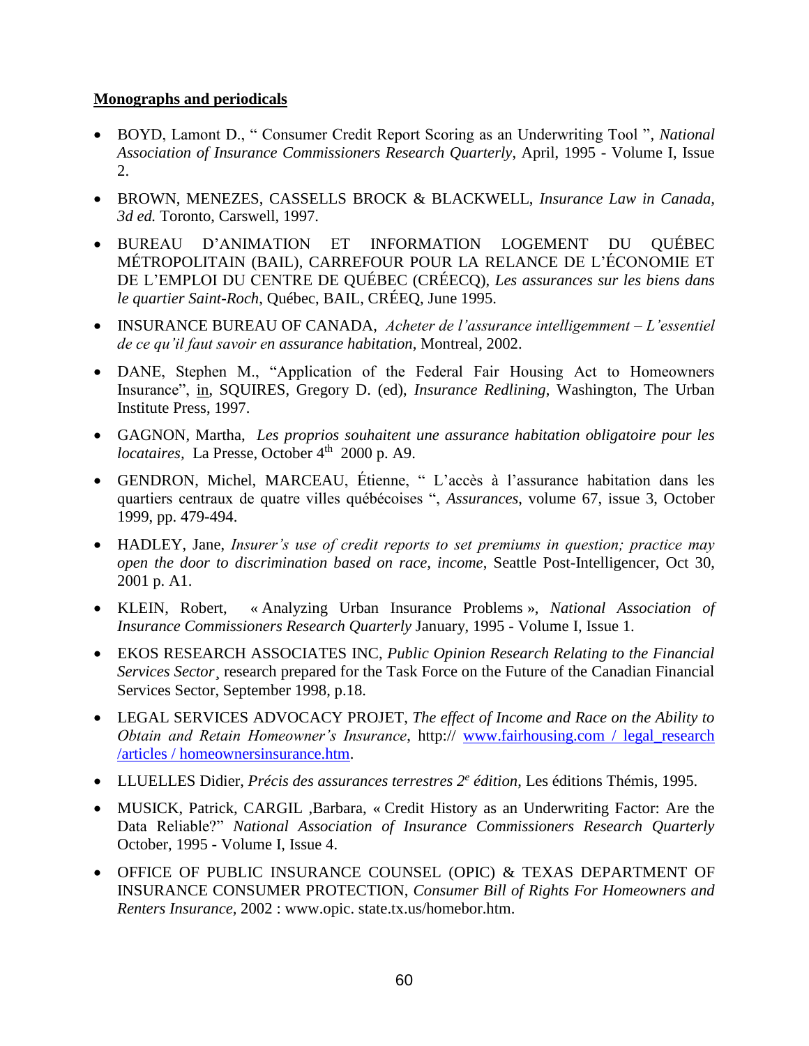**Monographs and periodicals**

- BOYD, Lamont D., " Consumer Credit Report Scoring as an Underwriting Tool ", *National Association of Insurance Commissioners Research Quarterly*, April, 1995 - Volume I, Issue 2.
- BROWN, MENEZES, CASSELLS BROCK & BLACKWELL, *Insurance Law in Canada, 3d ed.* Toronto, Carswell, 1997.
- BUREAU D'ANIMATION ET INFORMATION LOGEMENT DU QUÉBEC MÉTROPOLITAIN (BAIL), CARREFOUR POUR LA RELANCE DE L'ÉCONOMIE ET DE L'EMPLOI DU CENTRE DE QUÉBEC (CRÉECQ), *Les assurances sur les biens dans le quartier Saint-Roch*, Québec, BAIL, CRÉEQ, June 1995.
- INSURANCE BUREAU OF CANADA, *Acheter de l'assurance intelligemment – L'essentiel de ce qu'il faut savoir en assurance habitation*, Montreal, 2002.
- DANE, Stephen M., "Application of the Federal Fair Housing Act to Homeowners Insurance", in, SQUIRES, Gregory D. (ed), *Insurance Redlining*, Washington, The Urban Institute Press, 1997.
- GAGNON, Martha, *Les proprios souhaitent une assurance habitation obligatoire pour les locataires*, La Presse, October 4th 2000 p. A9.
- GENDRON, Michel, MARCEAU, Étienne, " L'accès à l'assurance habitation dans les quartiers centraux de quatre villes québécoises ", *Assurances*, volume 67, issue 3, October 1999, pp. 479-494.
- HADLEY, Jane, *Insurer's use of credit reports to set premiums in question; practice may open the door to discrimination based on race, income*, Seattle Post-Intelligencer, Oct 30, 2001 p. A1.
- KLEIN, Robert, « Analyzing Urban Insurance Problems », *National Association of Insurance Commissioners Research Quarterly* January, 1995 - Volume I, Issue 1.
- EKOS RESEARCH ASSOCIATES INC, *Public Opinion Research Relating to the Financial Services Sector*¸ research prepared for the Task Force on the Future of the Canadian Financial Services Sector, September 1998, p.18.
- LEGAL SERVICES ADVOCACY PROJET, *The effect of Income and Race on the Ability to Obtain and Retain Homeowner's Insurance*, http:// www.fairhousing.com / legal_research /articles / homeownersinsurance.htm.
- LLUELLES Didier, *Précis des assurances terrestres 2e édition*, Les éditions Thémis, 1995.
- MUSICK, Patrick, CARGIL ,Barbara, « Credit History as an Underwriting Factor: Are the Data Reliable?" *National Association of Insurance Commissioners Research Quarterly* October, 1995 - Volume I, Issue 4.
- OFFICE OF PUBLIC INSURANCE COUNSEL (OPIC) & TEXAS DEPARTMENT OF INSURANCE CONSUMER PROTECTION, *Consumer Bill of Rights For Homeowners and Renters Insurance*, 2002 : www.opic. state.tx.us/homebor.htm.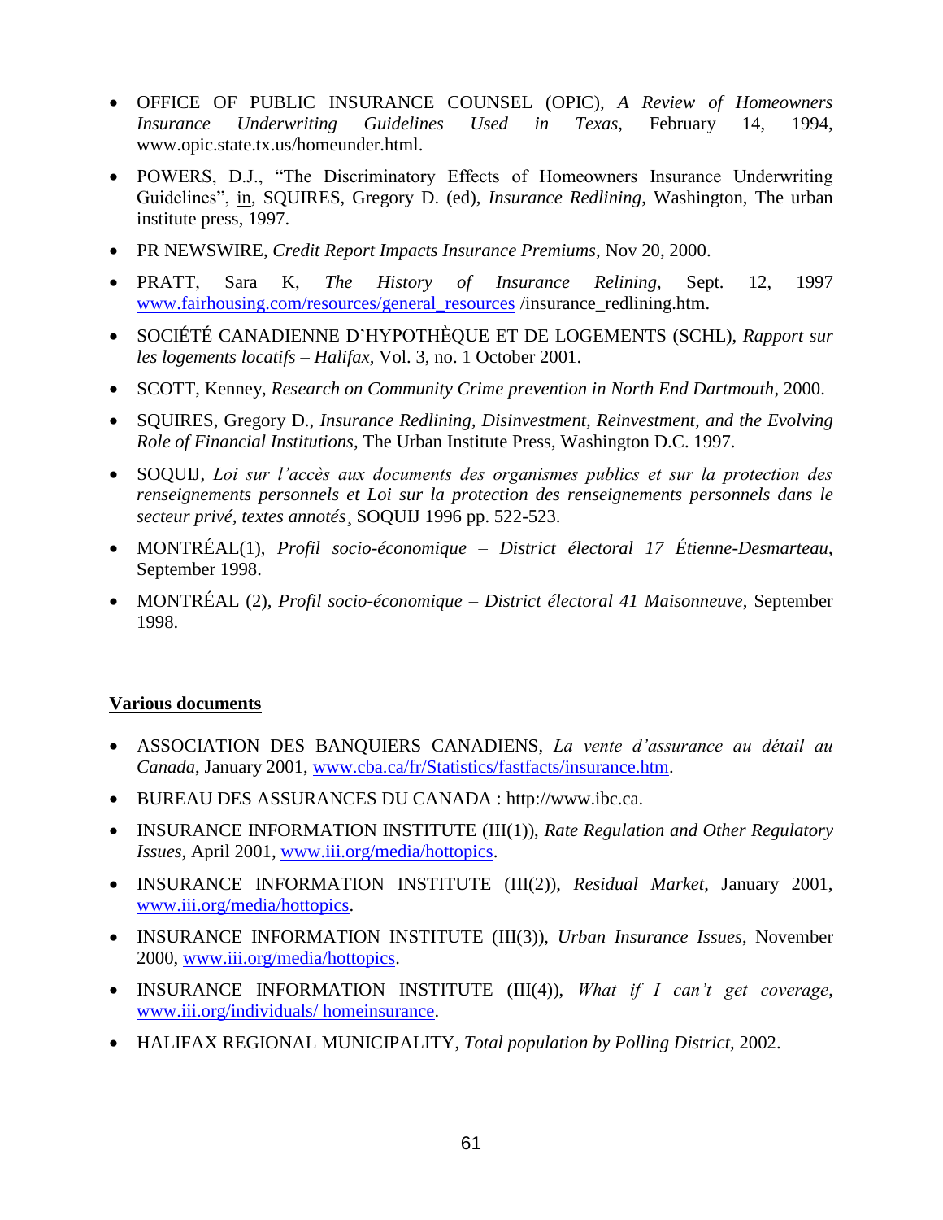- OFFICE OF PUBLIC INSURANCE COUNSEL (OPIC), *A Review of Homeowners Insurance Underwriting Guidelines Used in Texas,* February 14, 1994, www.opic.state.tx.us/homeunder.html.

- POWERS, D.J., "The Discriminatory Effects of Homeowners Insurance Underwriting Guidelines", in, SQUIRES, Gregory D. (ed), *Insurance Redlining*, Washington, The urban institute press, 1997.

- PR NEWSWIRE, *Credit Report Impacts Insurance Premiums*, Nov 20, 2000.

- PRATT, Sara K, *The History of Insurance Relining*, Sept. 12, 1997 www.fairhousing.com/resources/general_resources /insurance_redlining.htm.

- SOCIÉTÉ CANADIENNE D'HYPOTHÈQUE ET DE LOGEMENTS (SCHL), *Rapport sur les logements locatifs – Halifax,* Vol. 3, no. 1 October 2001.

- SCOTT, Kenney, *Research on Community Crime prevention in North End Dartmouth*, 2000.

- SQUIRES, Gregory D., *Insurance Redlining, Disinvestment, Reinvestment, and the Evolving Role of Financial Institutions,* The Urban Institute Press, Washington D.C. 1997.

- SOQUIJ, *Loi sur l'accès aux documents des organismes publics et sur la protection des renseignements personnels et Loi sur la protection des renseignements personnels dans le secteur privé, textes annotés*¸ SOQUIJ 1996 pp. 522-523.

- MONTRÉAL(1), *Profil socio-économique – District électoral 17 Étienne-Desmarteau*, September 1998.

- MONTRÉAL (2), *Profil socio-économique – District électoral 41 Maisonneuve*, September 1998.

## Various documents

- ASSOCIATION DES BANQUIERS CANADIENS, *La vente d'assurance au détail au Canada*, January 2001, www.cba.ca/fr/Statistics/fastfacts/insurance.htm.

- BUREAU DES ASSURANCES DU CANADA : http://www.ibc.ca.

- INSURANCE INFORMATION INSTITUTE (III(1)), *Rate Regulation and Other Regulatory Issues*, April 2001, www.iii.org/media/hottopics.

- INSURANCE INFORMATION INSTITUTE (III(2)), *Residual Market*, January 2001, www.iii.org/media/hottopics.

- INSURANCE INFORMATION INSTITUTE (III(3)), *Urban Insurance Issues*, November 2000, www.iii.org/media/hottopics.

- INSURANCE INFORMATION INSTITUTE (III(4)), *What if I can't get coverage*, www.iii.org/individuals/ homeinsurance.

- HALIFAX REGIONAL MUNICIPALITY, *Total population by Polling District,* 2002.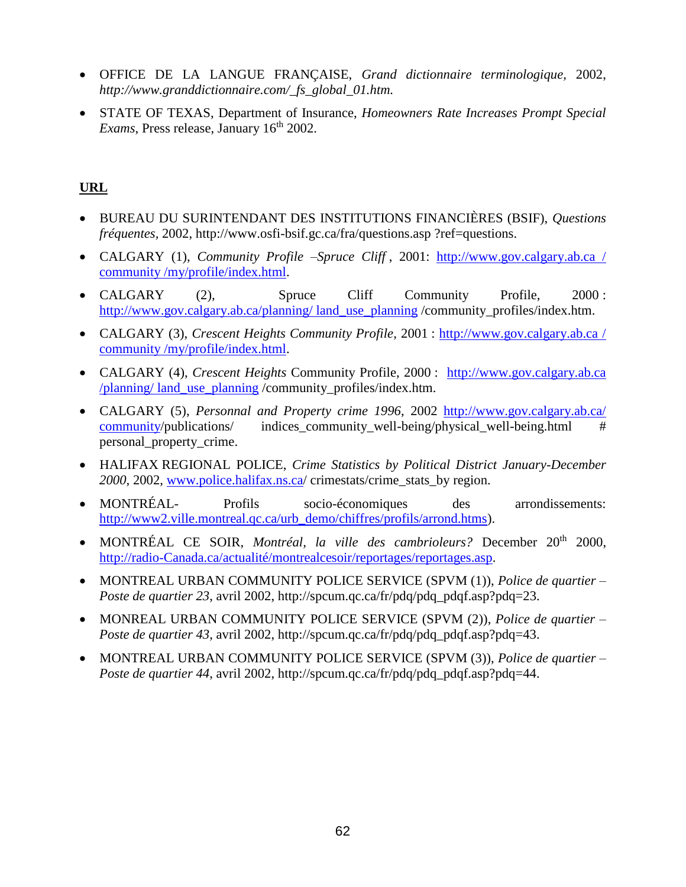- OFFICE DE LA LANGUE FRANÇAISE, *Grand dictionnaire terminologique*, 2002, *http://www.granddictionnaire.com/_fs_global_01.htm.*

- STATE OF TEXAS, Department of Insurance, *Homeowners Rate Increases Prompt Special Exams*, Press release, January 16th 2002.

## URL

- BUREAU DU SURINTENDANT DES INSTITUTIONS FINANCIÈRES (BSIF), *Questions fréquentes*, 2002, http://www.osfi-bsif.gc.ca/fra/questions.asp ?ref=questions.

- CALGARY (1), *Community Profile –Spruce Cliff* , 2001: http://www.gov.calgary.ab.ca / community /my/profile/index.html.

- CALGARY (2), Spruce Cliff Community Profile, 2000 : http://www.gov.calgary.ab.ca/planning/ land_use_planning /community_profiles/index.htm.

- CALGARY (3), *Crescent Heights Community Profile*, 2001 : http://www.gov.calgary.ab.ca / community /my/profile/index.html.

- CALGARY (4), *Crescent Heights* Community Profile, 2000 : http://www.gov.calgary.ab.ca /planning/ land_use_planning /community_profiles/index.htm.

- CALGARY (5), *Personnal and Property crime 1996*, 2002 http://www.gov.calgary.ab.ca/ community/publications/ indices_community_well-being/physical_well-being.html # personal_property_crime.

- HALIFAX REGIONAL POLICE, *Crime Statistics by Political District January-December 2000*, 2002, www.police.halifax.ns.ca/ crimestats/crime_stats_by region.

- MONTRÉAL- Profils socio-économiques des arrondissements: http://www2.ville.montreal.qc.ca/urb_demo/chiffres/profils/arrond.htms).

- MONTRÉAL CE SOIR, *Montréal, la ville des cambrioleurs?* December 20th 2000, http://radio-Canada.ca/actualité/montrealcesoir/reportages/reportages.asp.

- MONTREAL URBAN COMMUNITY POLICE SERVICE (SPVM (1)), *Police de quartier – Poste de quartier 23*, avril 2002, http://spcum.qc.ca/fr/pdq/pdq_pdqf.asp?pdq=23.

- MONREAL URBAN COMMUNITY POLICE SERVICE (SPVM (2)), *Police de quartier – Poste de quartier 43*, avril 2002, http://spcum.qc.ca/fr/pdq/pdq_pdqf.asp?pdq=43.

- MONTREAL URBAN COMMUNITY POLICE SERVICE (SPVM (3)), *Police de quartier – Poste de quartier 44*, avril 2002, http://spcum.qc.ca/fr/pdq/pdq_pdqf.asp?pdq=44.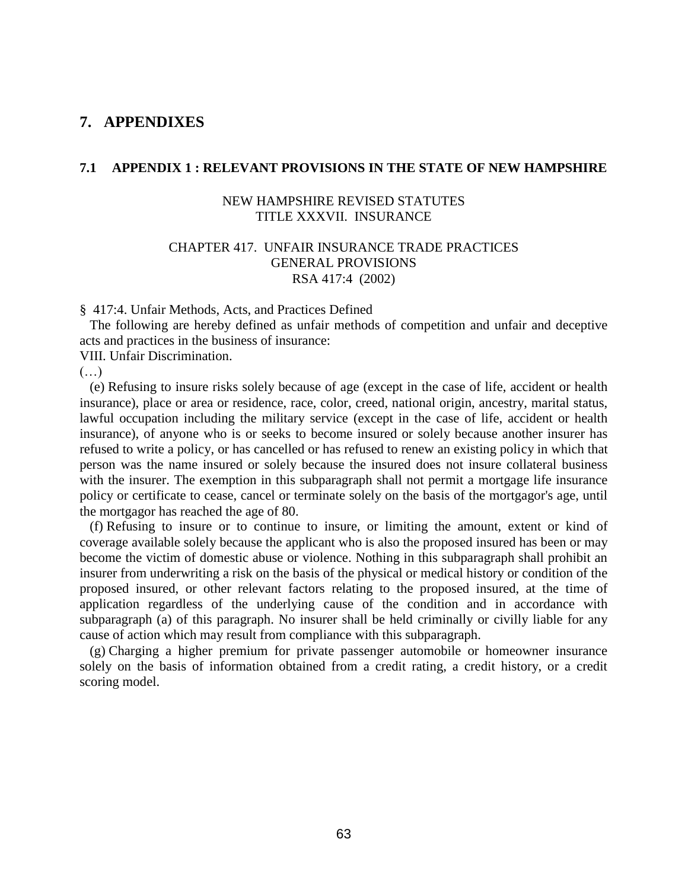# 7. APPENDIXES

## 7.1 APPENDIX 1 : RELEVANT PROVISIONS IN THE STATE OF NEW HAMPSHIRE

NEW HAMPSHIRE REVISED STATUTES
TITLE XXXVII. INSURANCE

CHAPTER 417. UNFAIR INSURANCE TRADE PRACTICES
GENERAL PROVISIONS
RSA 417:4 (2002)

§ 417:4. Unfair Methods, Acts, and Practices Defined

The following are hereby defined as unfair methods of competition and unfair and deceptive acts and practices in the business of insurance:

VIII. Unfair Discrimination.

(…)

(e) Refusing to insure risks solely because of age (except in the case of life, accident or health insurance), place or area or residence, race, color, creed, national origin, ancestry, marital status, lawful occupation including the military service (except in the case of life, accident or health insurance), of anyone who is or seeks to become insured or solely because another insurer has refused to write a policy, or has cancelled or has refused to renew an existing policy in which that person was the name insured or solely because the insured does not insure collateral business with the insurer. The exemption in this subparagraph shall not permit a mortgage life insurance policy or certificate to cease, cancel or terminate solely on the basis of the mortgagor's age, until the mortgagor has reached the age of 80.

(f) Refusing to insure or to continue to insure, or limiting the amount, extent or kind of coverage available solely because the applicant who is also the proposed insured has been or may become the victim of domestic abuse or violence. Nothing in this subparagraph shall prohibit an insurer from underwriting a risk on the basis of the physical or medical history or condition of the proposed insured, or other relevant factors relating to the proposed insured, at the time of application regardless of the underlying cause of the condition and in accordance with subparagraph (a) of this paragraph. No insurer shall be held criminally or civilly liable for any cause of action which may result from compliance with this subparagraph.

(g) Charging a higher premium for private passenger automobile or homeowner insurance solely on the basis of information obtained from a credit rating, a credit history, or a credit scoring model.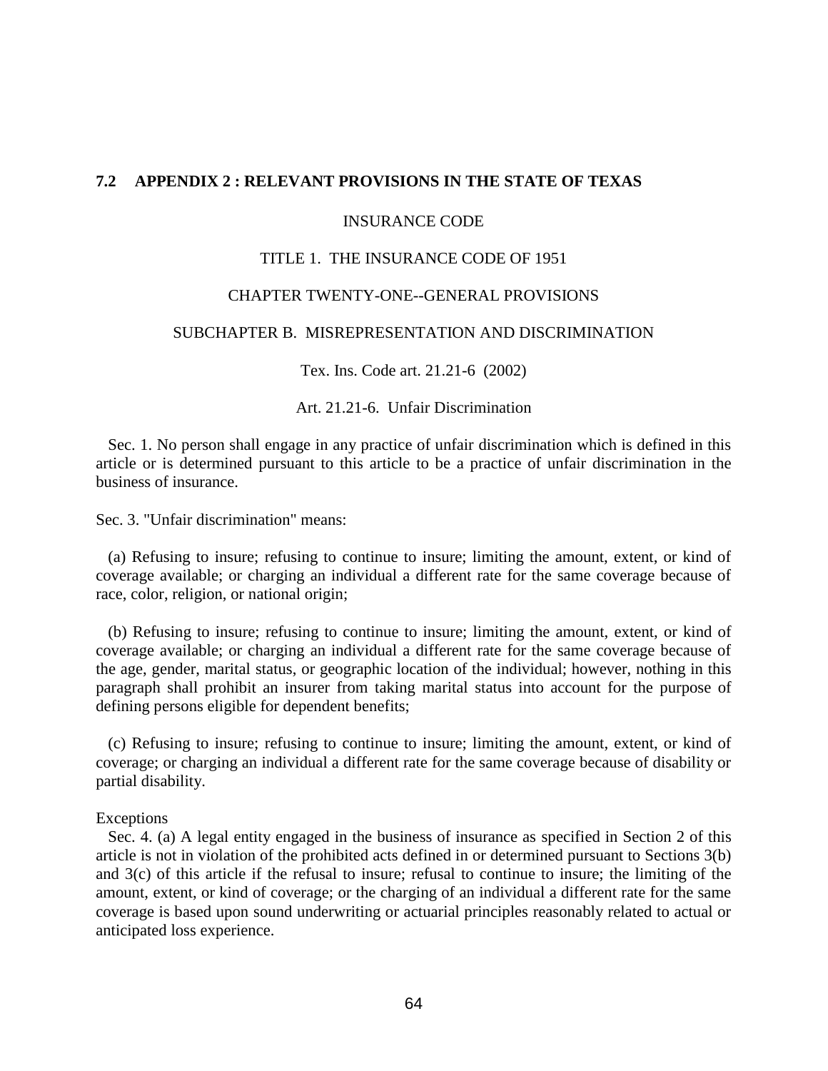## 7.2 APPENDIX 2 : RELEVANT PROVISIONS IN THE STATE OF TEXAS

INSURANCE CODE

TITLE 1. THE INSURANCE CODE OF 1951

CHAPTER TWENTY-ONE--GENERAL PROVISIONS

SUBCHAPTER B. MISREPRESENTATION AND DISCRIMINATION

Tex. Ins. Code art. 21.21-6 (2002)

Art. 21.21-6. Unfair Discrimination

Sec. 1. No person shall engage in any practice of unfair discrimination which is defined in this article or is determined pursuant to this article to be a practice of unfair discrimination in the business of insurance.

Sec. 3. "Unfair discrimination" means:

(a) Refusing to insure; refusing to continue to insure; limiting the amount, extent, or kind of coverage available; or charging an individual a different rate for the same coverage because of race, color, religion, or national origin;

(b) Refusing to insure; refusing to continue to insure; limiting the amount, extent, or kind of coverage available; or charging an individual a different rate for the same coverage because of the age, gender, marital status, or geographic location of the individual; however, nothing in this paragraph shall prohibit an insurer from taking marital status into account for the purpose of defining persons eligible for dependent benefits;

(c) Refusing to insure; refusing to continue to insure; limiting the amount, extent, or kind of coverage; or charging an individual a different rate for the same coverage because of disability or partial disability.

Exceptions

Sec. 4. (a) A legal entity engaged in the business of insurance as specified in Section 2 of this article is not in violation of the prohibited acts defined in or determined pursuant to Sections 3(b) and 3(c) of this article if the refusal to insure; refusal to continue to insure; the limiting of the amount, extent, or kind of coverage; or the charging of an individual a different rate for the same coverage is based upon sound underwriting or actuarial principles reasonably related to actual or anticipated loss experience.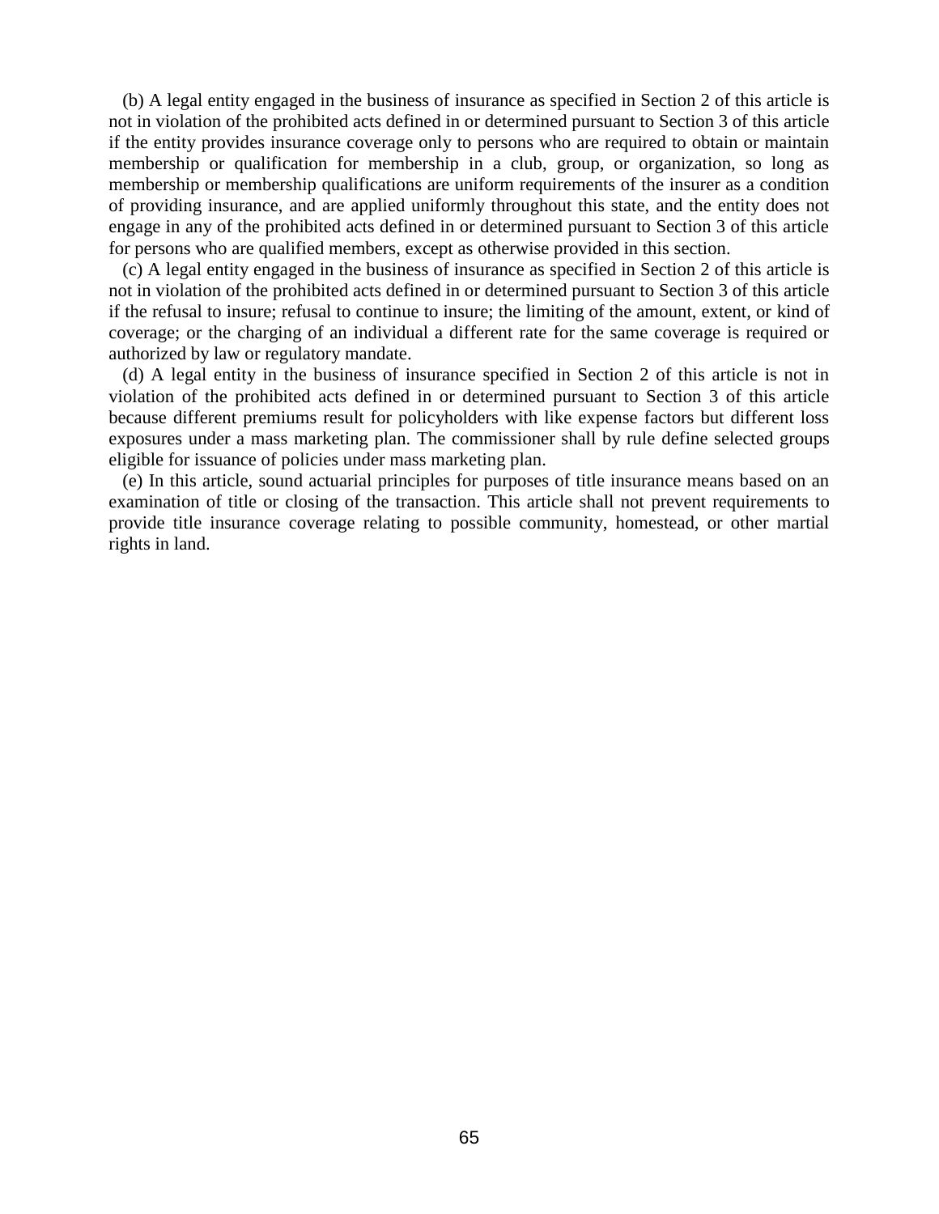(b) A legal entity engaged in the business of insurance as specified in Section 2 of this article is not in violation of the prohibited acts defined in or determined pursuant to Section 3 of this article if the entity provides insurance coverage only to persons who are required to obtain or maintain membership or qualification for membership in a club, group, or organization, so long as membership or membership qualifications are uniform requirements of the insurer as a condition of providing insurance, and are applied uniformly throughout this state, and the entity does not engage in any of the prohibited acts defined in or determined pursuant to Section 3 of this article for persons who are qualified members, except as otherwise provided in this section.

(c) A legal entity engaged in the business of insurance as specified in Section 2 of this article is not in violation of the prohibited acts defined in or determined pursuant to Section 3 of this article if the refusal to insure; refusal to continue to insure; the limiting of the amount, extent, or kind of coverage; or the charging of an individual a different rate for the same coverage is required or authorized by law or regulatory mandate.

(d) A legal entity in the business of insurance specified in Section 2 of this article is not in violation of the prohibited acts defined in or determined pursuant to Section 3 of this article because different premiums result for policyholders with like expense factors but different loss exposures under a mass marketing plan. The commissioner shall by rule define selected groups eligible for issuance of policies under mass marketing plan.

(e) In this article, sound actuarial principles for purposes of title insurance means based on an examination of title or closing of the transaction. This article shall not prevent requirements to provide title insurance coverage relating to possible community, homestead, or other martial rights in land.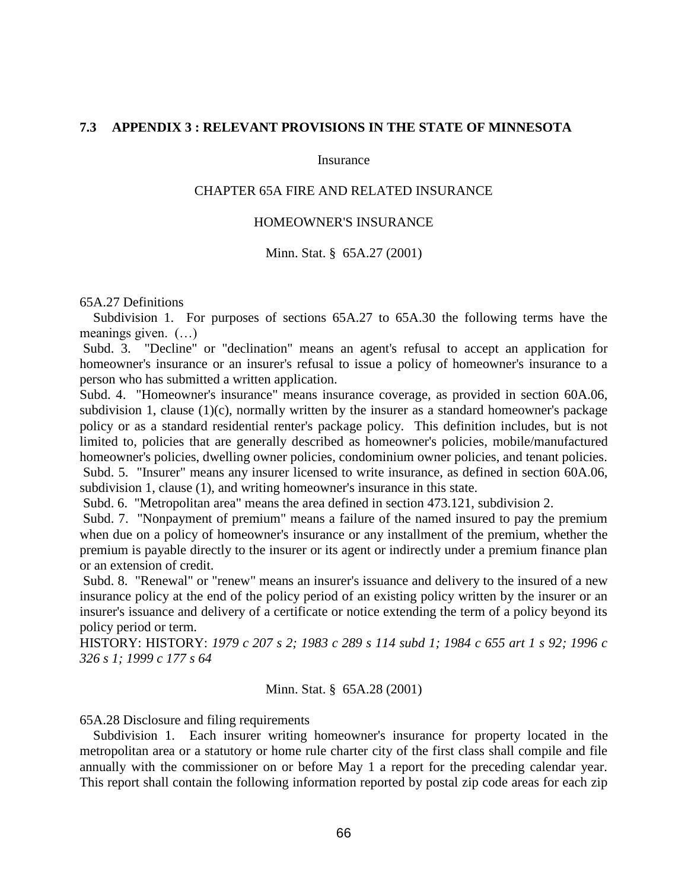## 7.3 APPENDIX 3 : RELEVANT PROVISIONS IN THE STATE OF MINNESOTA

Insurance

CHAPTER 65A FIRE AND RELATED INSURANCE

HOMEOWNER'S INSURANCE

Minn. Stat. § 65A.27 (2001)

65A.27 Definitions

Subdivision 1. For purposes of sections 65A.27 to 65A.30 the following terms have the meanings given. (…)

Subd. 3. "Decline" or "declination" means an agent's refusal to accept an application for homeowner's insurance or an insurer's refusal to issue a policy of homeowner's insurance to a person who has submitted a written application.

Subd. 4. "Homeowner's insurance" means insurance coverage, as provided in section 60A.06, subdivision 1, clause (1)(c), normally written by the insurer as a standard homeowner's package policy or as a standard residential renter's package policy. This definition includes, but is not limited to, policies that are generally described as homeowner's policies, mobile/manufactured homeowner's policies, dwelling owner policies, condominium owner policies, and tenant policies.

Subd. 5. "Insurer" means any insurer licensed to write insurance, as defined in section 60A.06, subdivision 1, clause (1), and writing homeowner's insurance in this state.

Subd. 6. "Metropolitan area" means the area defined in section 473.121, subdivision 2.

Subd. 7. "Nonpayment of premium" means a failure of the named insured to pay the premium when due on a policy of homeowner's insurance or any installment of the premium, whether the premium is payable directly to the insurer or its agent or indirectly under a premium finance plan or an extension of credit.

Subd. 8. "Renewal" or "renew" means an insurer's issuance and delivery to the insured of a new insurance policy at the end of the policy period of an existing policy written by the insurer or an insurer's issuance and delivery of a certificate or notice extending the term of a policy beyond its policy period or term.

HISTORY: HISTORY: *1979 c 207 s 2; 1983 c 289 s 114 subd 1; 1984 c 655 art 1 s 92; 1996 c 326 s 1; 1999 c 177 s 64*

Minn. Stat. § 65A.28 (2001)

65A.28 Disclosure and filing requirements

Subdivision 1. Each insurer writing homeowner's insurance for property located in the metropolitan area or a statutory or home rule charter city of the first class shall compile and file annually with the commissioner on or before May 1 a report for the preceding calendar year. This report shall contain the following information reported by postal zip code areas for each zip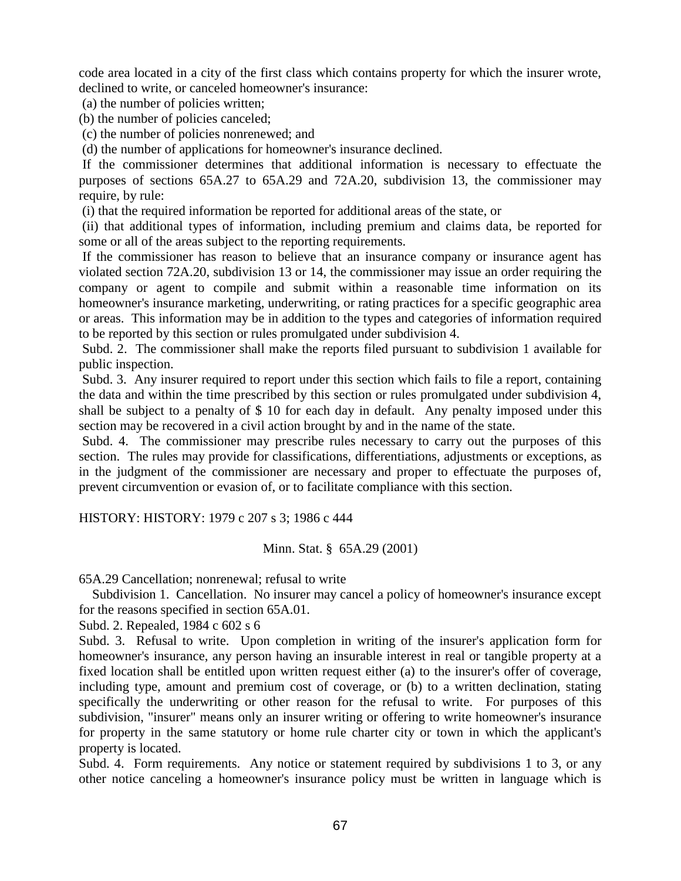code area located in a city of the first class which contains property for which the insurer wrote, declined to write, or canceled homeowner's insurance:

(a) the number of policies written;

(b) the number of policies canceled;

(c) the number of policies nonrenewed; and

(d) the number of applications for homeowner's insurance declined.

If the commissioner determines that additional information is necessary to effectuate the purposes of sections 65A.27 to 65A.29 and 72A.20, subdivision 13, the commissioner may require, by rule:

(i) that the required information be reported for additional areas of the state, or

(ii) that additional types of information, including premium and claims data, be reported for some or all of the areas subject to the reporting requirements.

If the commissioner has reason to believe that an insurance company or insurance agent has violated section 72A.20, subdivision 13 or 14, the commissioner may issue an order requiring the company or agent to compile and submit within a reasonable time information on its homeowner's insurance marketing, underwriting, or rating practices for a specific geographic area or areas. This information may be in addition to the types and categories of information required to be reported by this section or rules promulgated under subdivision 4.

Subd. 2. The commissioner shall make the reports filed pursuant to subdivision 1 available for public inspection.

Subd. 3. Any insurer required to report under this section which fails to file a report, containing the data and within the time prescribed by this section or rules promulgated under subdivision 4, shall be subject to a penalty of $ 10 for each day in default. Any penalty imposed under this section may be recovered in a civil action brought by and in the name of the state.

Subd. 4. The commissioner may prescribe rules necessary to carry out the purposes of this section. The rules may provide for classifications, differentiations, adjustments or exceptions, as in the judgment of the commissioner are necessary and proper to effectuate the purposes of, prevent circumvention or evasion of, or to facilitate compliance with this section.

HISTORY: HISTORY: 1979 c 207 s 3; 1986 c 444

Minn. Stat. § 65A.29 (2001)

65A.29 Cancellation; nonrenewal; refusal to write

Subdivision 1. Cancellation. No insurer may cancel a policy of homeowner's insurance except for the reasons specified in section 65A.01.

Subd. 2. Repealed, 1984 c 602 s 6

Subd. 3. Refusal to write. Upon completion in writing of the insurer's application form for homeowner's insurance, any person having an insurable interest in real or tangible property at a fixed location shall be entitled upon written request either (a) to the insurer's offer of coverage, including type, amount and premium cost of coverage, or (b) to a written declination, stating specifically the underwriting or other reason for the refusal to write. For purposes of this subdivision, "insurer" means only an insurer writing or offering to write homeowner's insurance for property in the same statutory or home rule charter city or town in which the applicant's property is located.

Subd. 4. Form requirements. Any notice or statement required by subdivisions 1 to 3, or any other notice canceling a homeowner's insurance policy must be written in language which is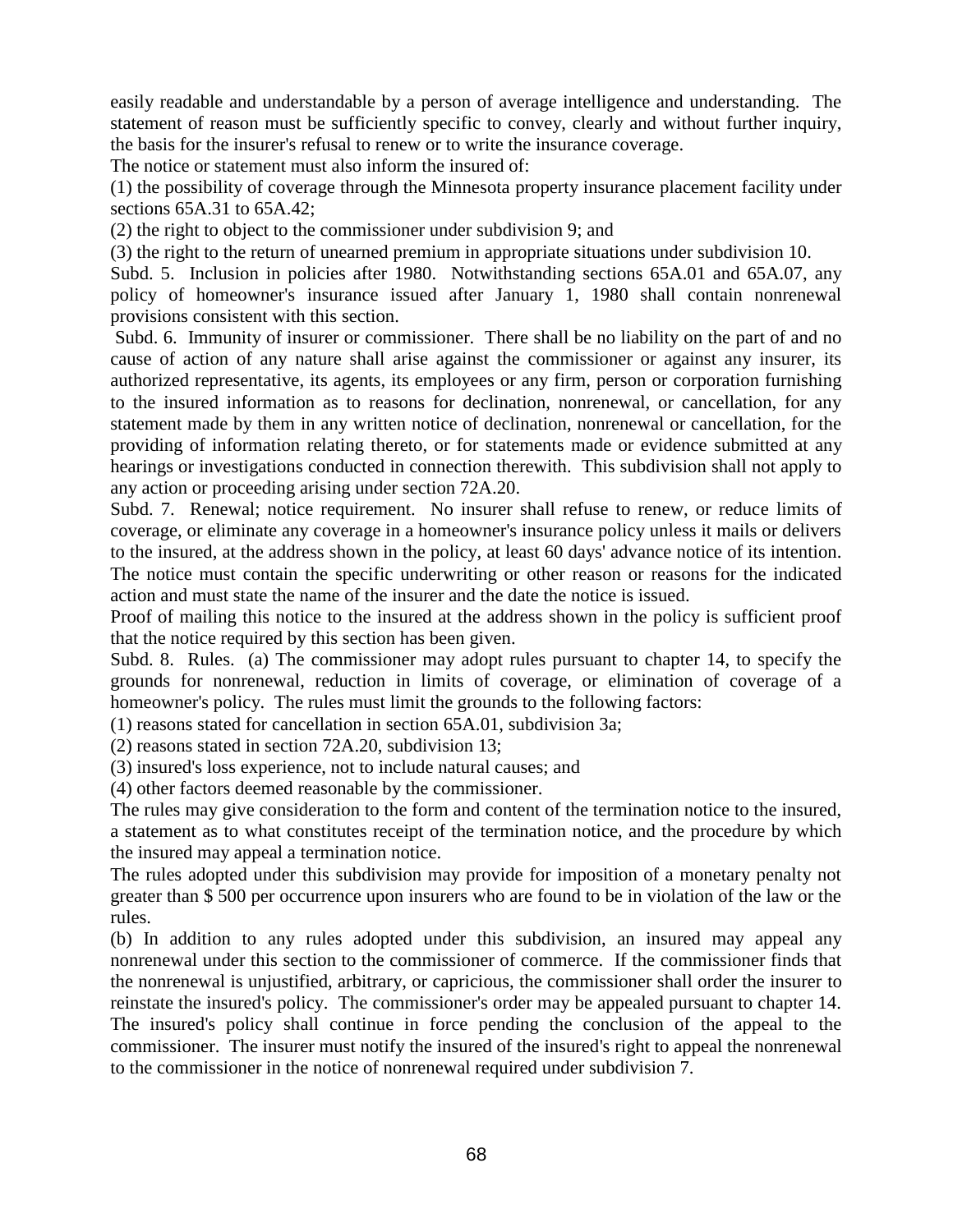easily readable and understandable by a person of average intelligence and understanding. The statement of reason must be sufficiently specific to convey, clearly and without further inquiry, the basis for the insurer's refusal to renew or to write the insurance coverage.

The notice or statement must also inform the insured of:

(1) the possibility of coverage through the Minnesota property insurance placement facility under sections 65A.31 to 65A.42;

(2) the right to object to the commissioner under subdivision 9; and

(3) the right to the return of unearned premium in appropriate situations under subdivision 10.

Subd. 5. Inclusion in policies after 1980. Notwithstanding sections 65A.01 and 65A.07, any policy of homeowner's insurance issued after January 1, 1980 shall contain nonrenewal provisions consistent with this section.

Subd. 6. Immunity of insurer or commissioner. There shall be no liability on the part of and no cause of action of any nature shall arise against the commissioner or against any insurer, its authorized representative, its agents, its employees or any firm, person or corporation furnishing to the insured information as to reasons for declination, nonrenewal, or cancellation, for any statement made by them in any written notice of declination, nonrenewal or cancellation, for the providing of information relating thereto, or for statements made or evidence submitted at any hearings or investigations conducted in connection therewith. This subdivision shall not apply to any action or proceeding arising under section 72A.20.

Subd. 7. Renewal; notice requirement. No insurer shall refuse to renew, or reduce limits of coverage, or eliminate any coverage in a homeowner's insurance policy unless it mails or delivers to the insured, at the address shown in the policy, at least 60 days' advance notice of its intention. The notice must contain the specific underwriting or other reason or reasons for the indicated action and must state the name of the insurer and the date the notice is issued.

Proof of mailing this notice to the insured at the address shown in the policy is sufficient proof that the notice required by this section has been given.

Subd. 8. Rules. (a) The commissioner may adopt rules pursuant to chapter 14, to specify the grounds for nonrenewal, reduction in limits of coverage, or elimination of coverage of a homeowner's policy. The rules must limit the grounds to the following factors:

(1) reasons stated for cancellation in section 65A.01, subdivision 3a;

(2) reasons stated in section 72A.20, subdivision 13;

(3) insured's loss experience, not to include natural causes; and

(4) other factors deemed reasonable by the commissioner.

The rules may give consideration to the form and content of the termination notice to the insured, a statement as to what constitutes receipt of the termination notice, and the procedure by which the insured may appeal a termination notice.

The rules adopted under this subdivision may provide for imposition of a monetary penalty not greater than $ 500 per occurrence upon insurers who are found to be in violation of the law or the rules.

(b) In addition to any rules adopted under this subdivision, an insured may appeal any nonrenewal under this section to the commissioner of commerce. If the commissioner finds that the nonrenewal is unjustified, arbitrary, or capricious, the commissioner shall order the insurer to reinstate the insured's policy. The commissioner's order may be appealed pursuant to chapter 14. The insured's policy shall continue in force pending the conclusion of the appeal to the commissioner. The insurer must notify the insured of the insured's right to appeal the nonrenewal to the commissioner in the notice of nonrenewal required under subdivision 7.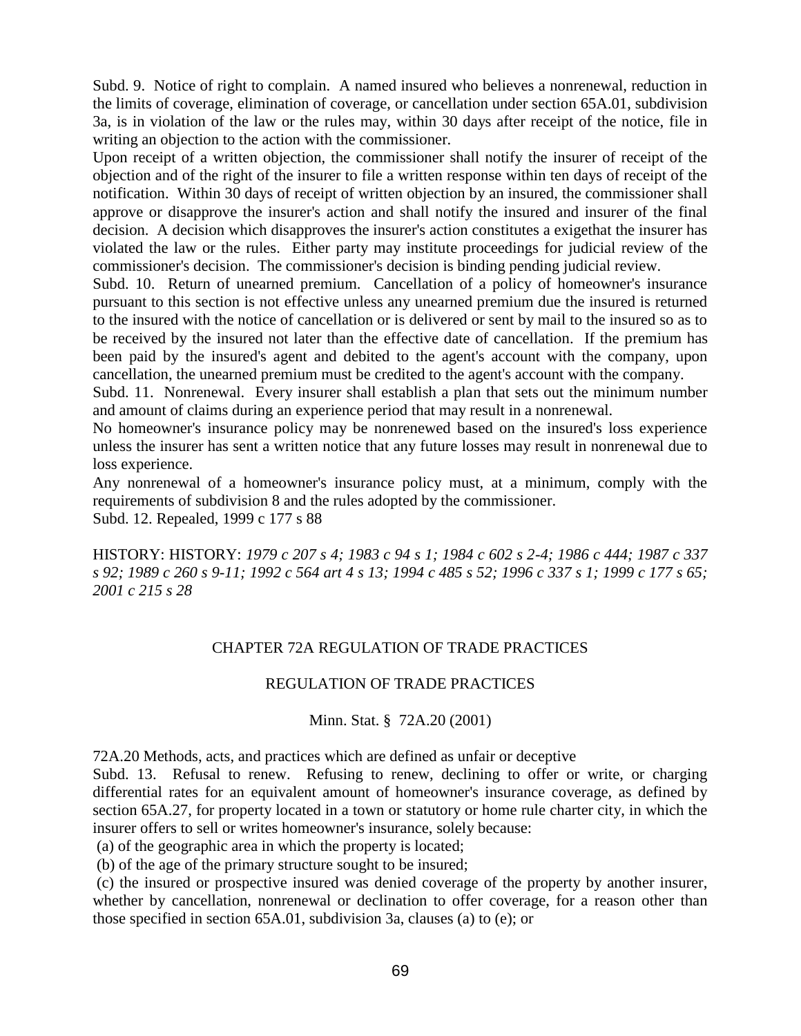Subd. 9. Notice of right to complain. A named insured who believes a nonrenewal, reduction in the limits of coverage, elimination of coverage, or cancellation under section 65A.01, subdivision 3a, is in violation of the law or the rules may, within 30 days after receipt of the notice, file in writing an objection to the action with the commissioner.

Upon receipt of a written objection, the commissioner shall notify the insurer of receipt of the objection and of the right of the insurer to file a written response within ten days of receipt of the notification. Within 30 days of receipt of written objection by an insured, the commissioner shall approve or disapprove the insurer's action and shall notify the insured and insurer of the final decision. A decision which disapproves the insurer's action constitutes a exigethat the insurer has violated the law or the rules. Either party may institute proceedings for judicial review of the commissioner's decision. The commissioner's decision is binding pending judicial review.

Subd. 10. Return of unearned premium. Cancellation of a policy of homeowner's insurance pursuant to this section is not effective unless any unearned premium due the insured is returned to the insured with the notice of cancellation or is delivered or sent by mail to the insured so as to be received by the insured not later than the effective date of cancellation. If the premium has been paid by the insured's agent and debited to the agent's account with the company, upon cancellation, the unearned premium must be credited to the agent's account with the company.

Subd. 11. Nonrenewal. Every insurer shall establish a plan that sets out the minimum number and amount of claims during an experience period that may result in a nonrenewal.

No homeowner's insurance policy may be nonrenewed based on the insured's loss experience unless the insurer has sent a written notice that any future losses may result in nonrenewal due to loss experience.

Any nonrenewal of a homeowner's insurance policy must, at a minimum, comply with the requirements of subdivision 8 and the rules adopted by the commissioner.

Subd. 12. Repealed, 1999 c 177 s 88

HISTORY: HISTORY: *1979 c 207 s 4; 1983 c 94 s 1; 1984 c 602 s 2-4; 1986 c 444; 1987 c 337 s 92; 1989 c 260 s 9-11; 1992 c 564 art 4 s 13; 1994 c 485 s 52; 1996 c 337 s 1; 1999 c 177 s 65; 2001 c 215 s 28*

## CHAPTER 72A REGULATION OF TRADE PRACTICES

### REGULATION OF TRADE PRACTICES

Minn. Stat. § 72A.20 (2001)

72A.20 Methods, acts, and practices which are defined as unfair or deceptive

Subd. 13. Refusal to renew. Refusing to renew, declining to offer or write, or charging differential rates for an equivalent amount of homeowner's insurance coverage, as defined by section 65A.27, for property located in a town or statutory or home rule charter city, in which the insurer offers to sell or writes homeowner's insurance, solely because:

(a) of the geographic area in which the property is located;

(b) of the age of the primary structure sought to be insured;

(c) the insured or prospective insured was denied coverage of the property by another insurer, whether by cancellation, nonrenewal or declination to offer coverage, for a reason other than those specified in section 65A.01, subdivision 3a, clauses (a) to (e); or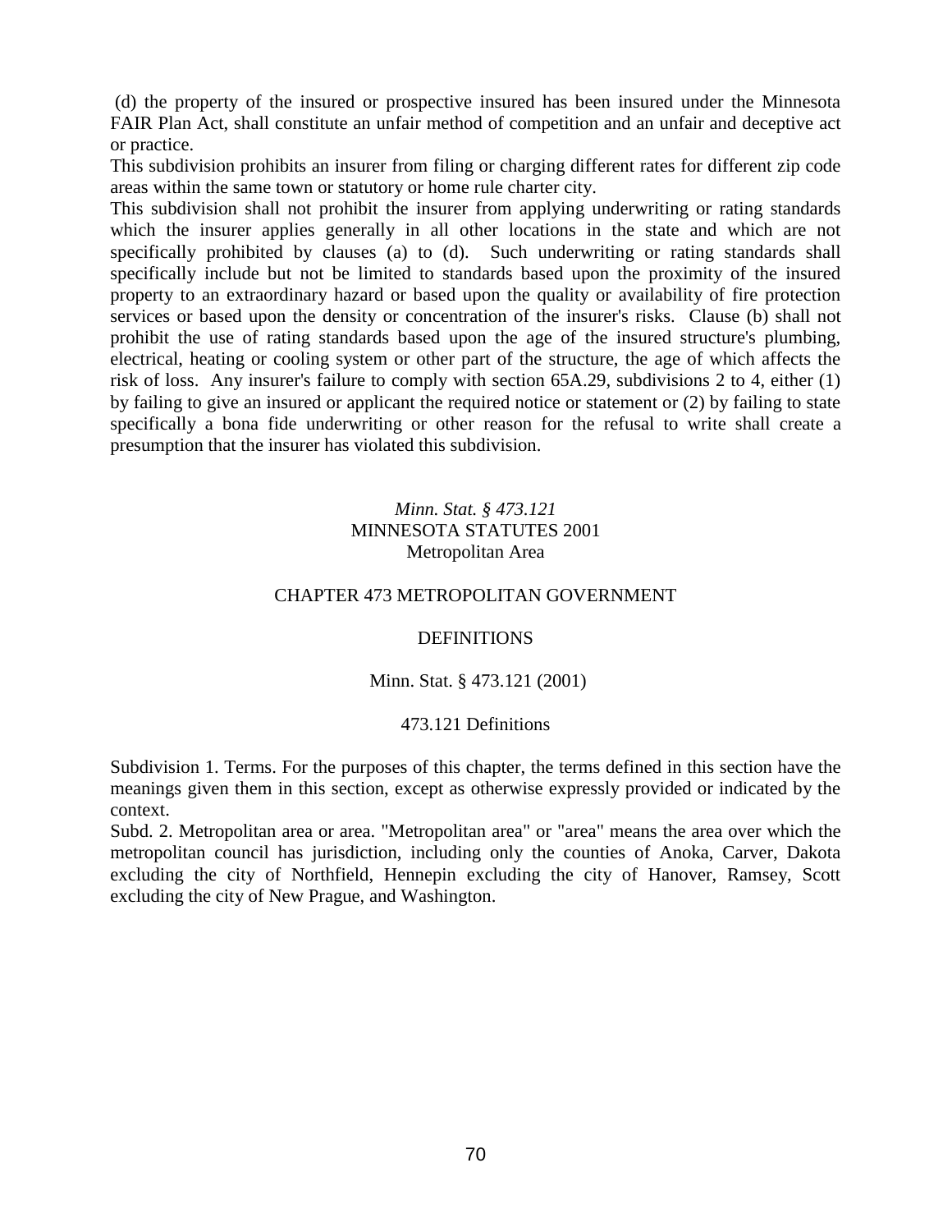(d) the property of the insured or prospective insured has been insured under the Minnesota FAIR Plan Act, shall constitute an unfair method of competition and an unfair and deceptive act or practice.

This subdivision prohibits an insurer from filing or charging different rates for different zip code areas within the same town or statutory or home rule charter city.

This subdivision shall not prohibit the insurer from applying underwriting or rating standards which the insurer applies generally in all other locations in the state and which are not specifically prohibited by clauses (a) to (d). Such underwriting or rating standards shall specifically include but not be limited to standards based upon the proximity of the insured property to an extraordinary hazard or based upon the quality or availability of fire protection services or based upon the density or concentration of the insurer's risks. Clause (b) shall not prohibit the use of rating standards based upon the age of the insured structure's plumbing, electrical, heating or cooling system or other part of the structure, the age of which affects the risk of loss. Any insurer's failure to comply with section 65A.29, subdivisions 2 to 4, either (1) by failing to give an insured or applicant the required notice or statement or (2) by failing to state specifically a bona fide underwriting or other reason for the refusal to write shall create a presumption that the insurer has violated this subdivision.

*Minn. Stat. § 473.121*
MINNESOTA STATUTES 2001
Metropolitan Area

CHAPTER 473 METROPOLITAN GOVERNMENT

DEFINITIONS

Minn. Stat. § 473.121 (2001)

473.121 Definitions

Subdivision 1. Terms. For the purposes of this chapter, the terms defined in this section have the meanings given them in this section, except as otherwise expressly provided or indicated by the context.

Subd. 2. Metropolitan area or area. "Metropolitan area" or "area" means the area over which the metropolitan council has jurisdiction, including only the counties of Anoka, Carver, Dakota excluding the city of Northfield, Hennepin excluding the city of Hanover, Ramsey, Scott excluding the city of New Prague, and Washington.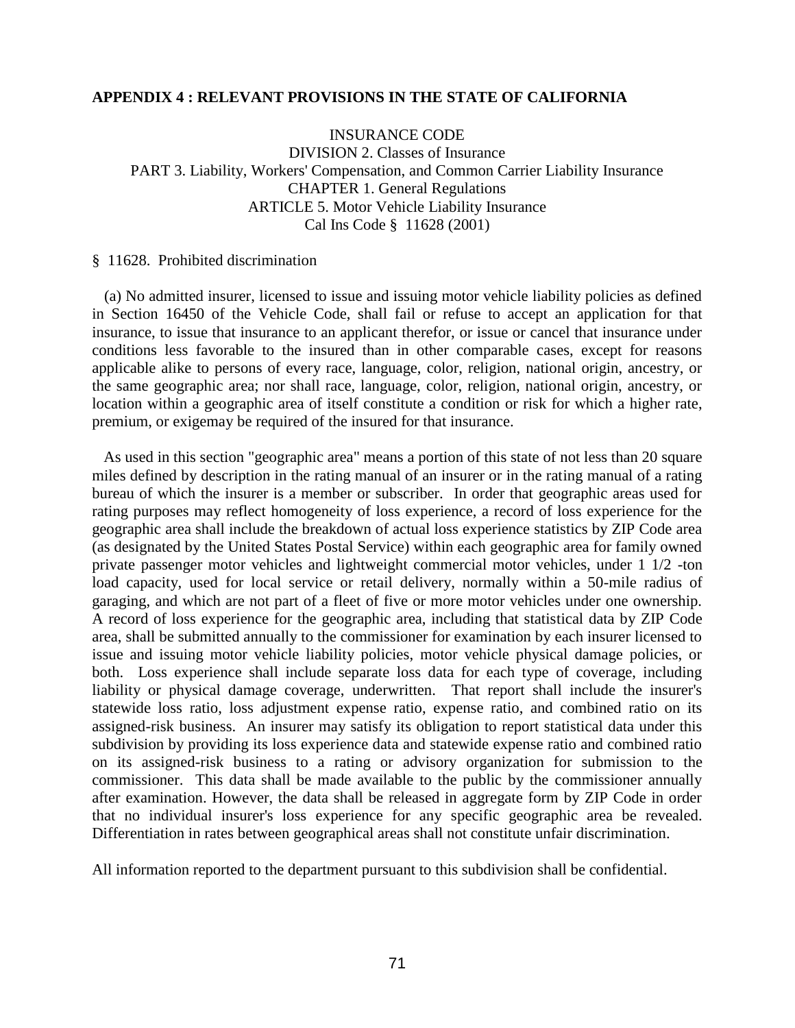## APPENDIX 4 : RELEVANT PROVISIONS IN THE STATE OF CALIFORNIA

INSURANCE CODE
DIVISION 2. Classes of Insurance
PART 3. Liability, Workers' Compensation, and Common Carrier Liability Insurance
CHAPTER 1. General Regulations
ARTICLE 5. Motor Vehicle Liability Insurance
Cal Ins Code § 11628 (2001)

§ 11628. Prohibited discrimination

(a) No admitted insurer, licensed to issue and issuing motor vehicle liability policies as defined in Section 16450 of the Vehicle Code, shall fail or refuse to accept an application for that insurance, to issue that insurance to an applicant therefor, or issue or cancel that insurance under conditions less favorable to the insured than in other comparable cases, except for reasons applicable alike to persons of every race, language, color, religion, national origin, ancestry, or the same geographic area; nor shall race, language, color, religion, national origin, ancestry, or location within a geographic area of itself constitute a condition or risk for which a higher rate, premium, or exigemay be required of the insured for that insurance.

As used in this section "geographic area" means a portion of this state of not less than 20 square miles defined by description in the rating manual of an insurer or in the rating manual of a rating bureau of which the insurer is a member or subscriber. In order that geographic areas used for rating purposes may reflect homogeneity of loss experience, a record of loss experience for the geographic area shall include the breakdown of actual loss experience statistics by ZIP Code area (as designated by the United States Postal Service) within each geographic area for family owned private passenger motor vehicles and lightweight commercial motor vehicles, under 1 1/2 -ton load capacity, used for local service or retail delivery, normally within a 50-mile radius of garaging, and which are not part of a fleet of five or more motor vehicles under one ownership. A record of loss experience for the geographic area, including that statistical data by ZIP Code area, shall be submitted annually to the commissioner for examination by each insurer licensed to issue and issuing motor vehicle liability policies, motor vehicle physical damage policies, or both. Loss experience shall include separate loss data for each type of coverage, including liability or physical damage coverage, underwritten. That report shall include the insurer's statewide loss ratio, loss adjustment expense ratio, expense ratio, and combined ratio on its assigned-risk business. An insurer may satisfy its obligation to report statistical data under this subdivision by providing its loss experience data and statewide expense ratio and combined ratio on its assigned-risk business to a rating or advisory organization for submission to the commissioner. This data shall be made available to the public by the commissioner annually after examination. However, the data shall be released in aggregate form by ZIP Code in order that no individual insurer's loss experience for any specific geographic area be revealed. Differentiation in rates between geographical areas shall not constitute unfair discrimination.

All information reported to the department pursuant to this subdivision shall be confidential.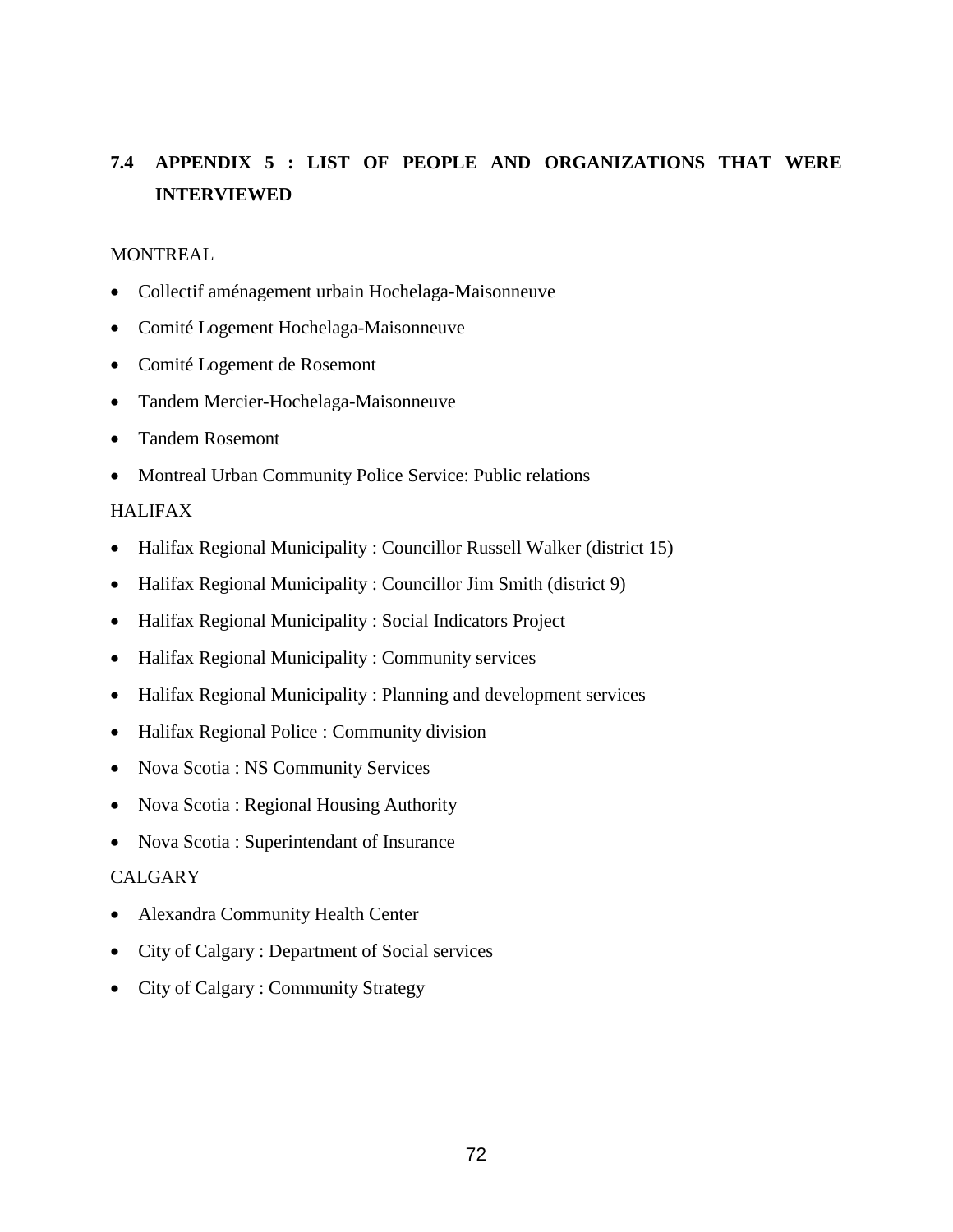## 7.4 APPENDIX 5 : LIST OF PEOPLE AND ORGANIZATIONS THAT WERE INTERVIEWED

MONTREAL

- Collectif aménagement urbain Hochelaga-Maisonneuve
- Comité Logement Hochelaga-Maisonneuve
- Comité Logement de Rosemont
- Tandem Mercier-Hochelaga-Maisonneuve
- Tandem Rosemont
- Montreal Urban Community Police Service: Public relations

HALIFAX

- Halifax Regional Municipality : Councillor Russell Walker (district 15)
- Halifax Regional Municipality : Councillor Jim Smith (district 9)
- Halifax Regional Municipality : Social Indicators Project
- Halifax Regional Municipality : Community services
- Halifax Regional Municipality : Planning and development services
- Halifax Regional Police : Community division
- Nova Scotia : NS Community Services
- Nova Scotia : Regional Housing Authority
- Nova Scotia : Superintendant of Insurance

CALGARY

- Alexandra Community Health Center
- City of Calgary : Department of Social services
- City of Calgary : Community Strategy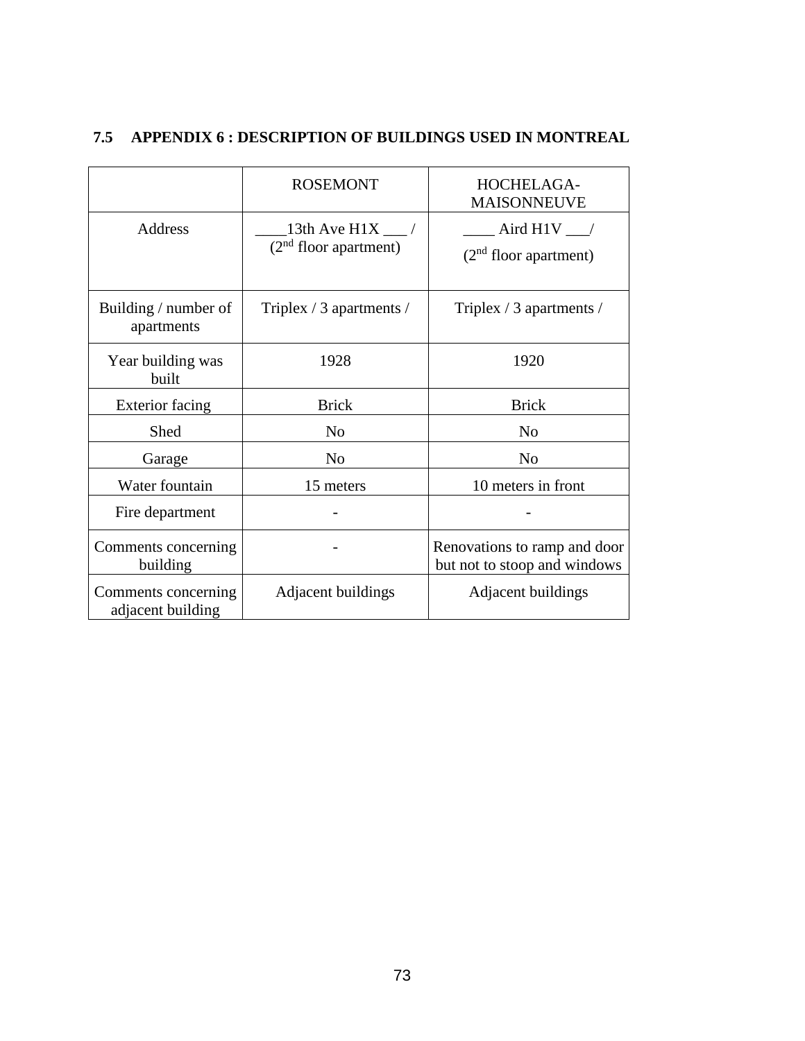## 7.5 APPENDIX 6 : DESCRIPTION OF BUILDINGS USED IN MONTREAL

| | ROSEMONT | HOCHELAGA-MAISONNEUVE |
|---|---|---|
| Address | ____13th Ave H1X ___ / (2nd floor apartment) | ____ Aird H1V ___/ (2nd floor apartment) |
| Building / number of apartments | Triplex / 3 apartments / | Triplex / 3 apartments / |
| Year building was built | 1928 | 1920 |
| Exterior facing | Brick | Brick |
| Shed | No | No |
| Garage | No | No |
| Water fountain | 15 meters | 10 meters in front |
| Fire department | - | - |
| Comments concerning building | - | Renovations to ramp and door but not to stoop and windows |
| Comments concerning adjacent building | Adjacent buildings | Adjacent buildings |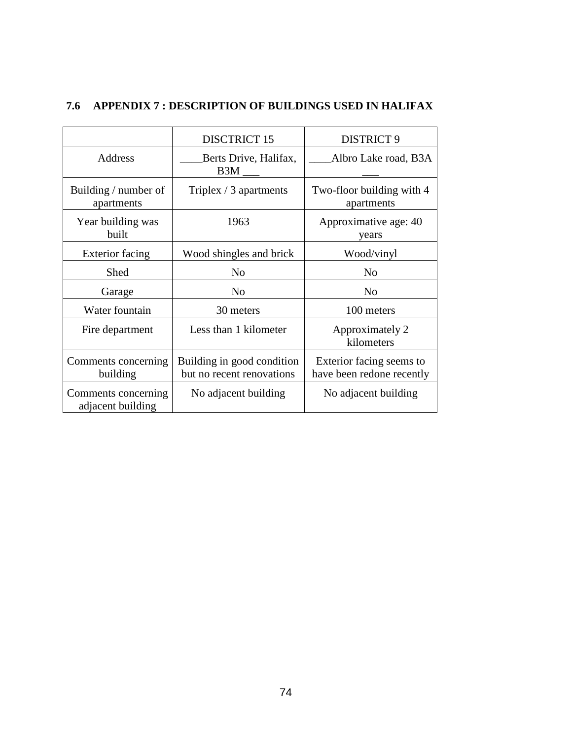### 7.6 APPENDIX 7 : DESCRIPTION OF BUILDINGS USED IN HALIFAX

| | DISCTRICT 15 | DISTRICT 9 |
|---|---|---|
| Address | ____Berts Drive, Halifax, B3M ___ | ____Albro Lake road, B3A ___ |
| Building / number of apartments | Triplex / 3 apartments | Two-floor building with 4 apartments |
| Year building was built | 1963 | Approximative age: 40 years |
| Exterior facing | Wood shingles and brick | Wood/vinyl |
| Shed | No | No |
| Garage | No | No |
| Water fountain | 30 meters | 100 meters |
| Fire department | Less than 1 kilometer | Approximately 2 kilometers |
| Comments concerning building | Building in good condition but no recent renovations | Exterior facing seems to have been redone recently |
| Comments concerning adjacent building | No adjacent building | No adjacent building |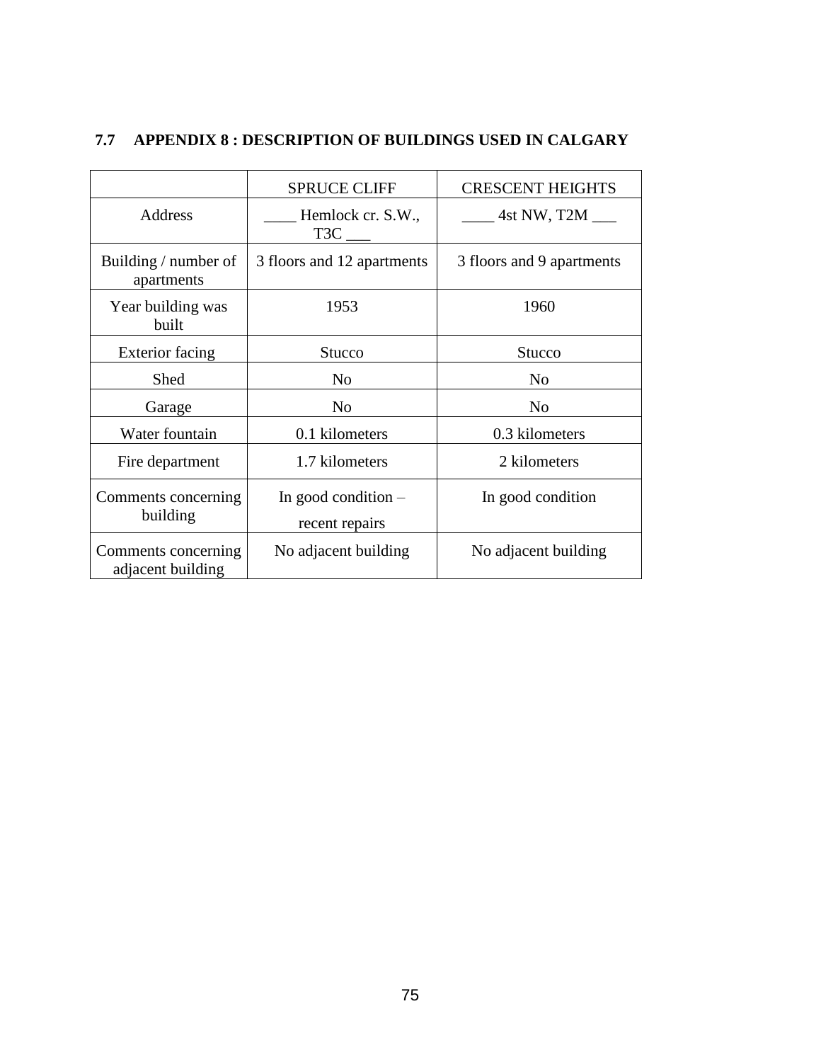## 7.7 APPENDIX 8 : DESCRIPTION OF BUILDINGS USED IN CALGARY

| | SPRUCE CLIFF | CRESCENT HEIGHTS |
|---|---|---|
| Address | ____ Hemlock cr. S.W., T3C ___ | ____ 4st NW, T2M ___ |
| Building / number of apartments | 3 floors and 12 apartments | 3 floors and 9 apartments |
| Year building was built | 1953 | 1960 |
| Exterior facing | Stucco | Stucco |
| Shed | No | No |
| Garage | No | No |
| Water fountain | 0.1 kilometers | 0.3 kilometers |
| Fire department | 1.7 kilometers | 2 kilometers |
| Comments concerning building | In good condition – recent repairs | In good condition |
| Comments concerning adjacent building | No adjacent building | No adjacent building |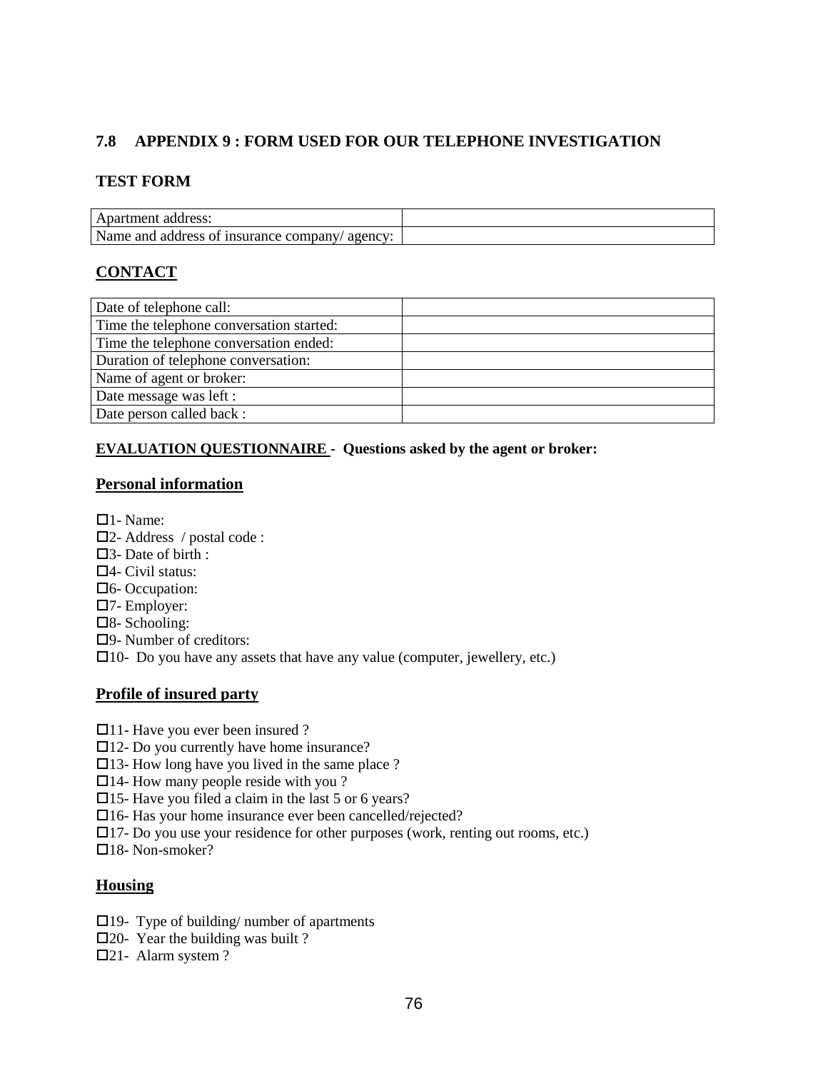## 7.8 APPENDIX 9 : FORM USED FOR OUR TELEPHONE INVESTIGATION

### TEST FORM

| | |
|---|---|
| Apartment address: | |
| Name and address of insurance company/ agency: | |

### CONTACT

| | |
|---|---|
| Date of telephone call: | |
| Time the telephone conversation started: | |
| Time the telephone conversation ended: | |
| Duration of telephone conversation: | |
| Name of agent or broker: | |
| Date message was left : | |
| Date person called back : | |

**EVALUATION QUESTIONNAIRE - Questions asked by the agent or broker:**

**Personal information**

☐1- Name:
☐2- Address / postal code :
☐3- Date of birth :
☐4- Civil status:
☐6- Occupation:
☐7- Employer:
☐8- Schooling:
☐9- Number of creditors:
☐10- Do you have any assets that have any value (computer, jewellery, etc.)

**Profile of insured party**

☐11- Have you ever been insured ?
☐12- Do you currently have home insurance?
☐13- How long have you lived in the same place ?
☐14- How many people reside with you ?
☐15- Have you filed a claim in the last 5 or 6 years?
☐16- Has your home insurance ever been cancelled/rejected?
☐17- Do you use your residence for other purposes (work, renting out rooms, etc.)
☐18- Non-smoker?

**Housing**

☐19- Type of building/ number of apartments
☐20- Year the building was built ?
☐21- Alarm system ?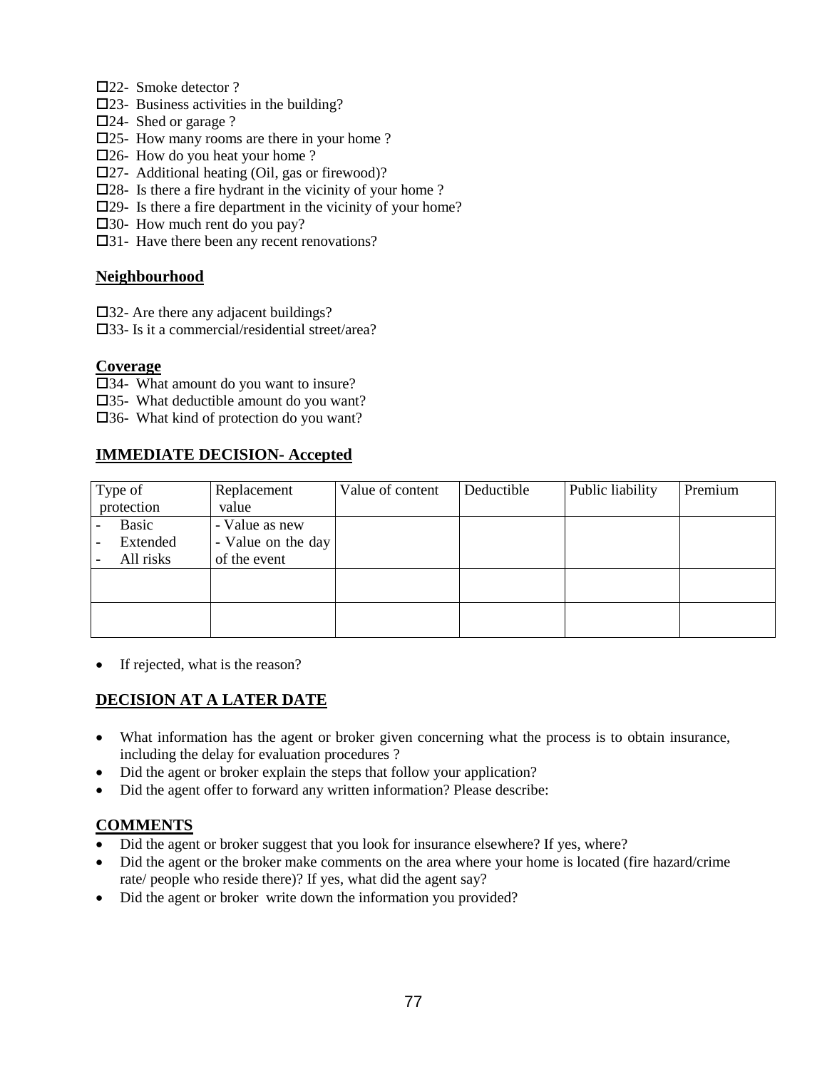- ☐22- Smoke detector ?
- ☐23- Business activities in the building?
- ☐24- Shed or garage ?
- ☐25- How many rooms are there in your home ?
- ☐26- How do you heat your home ?
- ☐27- Additional heating (Oil, gas or firewood)?
- ☐28- Is there a fire hydrant in the vicinity of your home ?
- ☐29- Is there a fire department in the vicinity of your home?
- ☐30- How much rent do you pay?
- ☐31- Have there been any recent renovations?

## Neighbourhood

- ☐32- Are there any adjacent buildings?
- ☐33- Is it a commercial/residential street/area?

## Coverage

- ☐34- What amount do you want to insure?
- ☐35- What deductible amount do you want?
- ☐36- What kind of protection do you want?

## IMMEDIATE DECISION- Accepted

| Type of protection | Replacement value | Value of content | Deductible | Public liability | Premium |
|---|---|---|---|---|---|
| - Basic<br>- Extended<br>- All risks | - Value as new<br>- Value on the day of the event | | | | |
| | | | | | |
| | | | | | |

- If rejected, what is the reason?

## DECISION AT A LATER DATE

- What information has the agent or broker given concerning what the process is to obtain insurance, including the delay for evaluation procedures ?
- Did the agent or broker explain the steps that follow your application?
- Did the agent offer to forward any written information? Please describe:

## COMMENTS

- Did the agent or broker suggest that you look for insurance elsewhere? If yes, where?
- Did the agent or the broker make comments on the area where your home is located (fire hazard/crime rate/ people who reside there)? If yes, what did the agent say?
- Did the agent or broker write down the information you provided?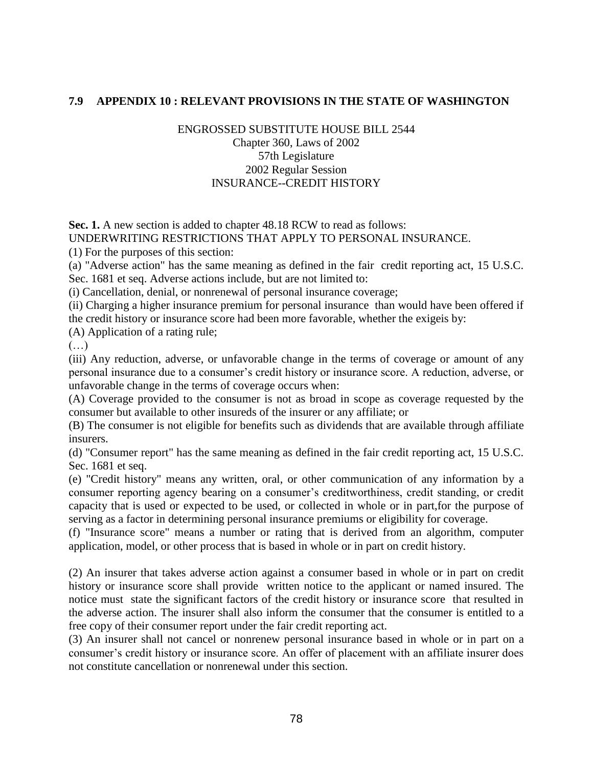## 7.9 APPENDIX 10 : RELEVANT PROVISIONS IN THE STATE OF WASHINGTON

ENGROSSED SUBSTITUTE HOUSE BILL 2544
Chapter 360, Laws of 2002
57th Legislature
2002 Regular Session
INSURANCE--CREDIT HISTORY

**Sec. 1.** A new section is added to chapter 48.18 RCW to read as follows:
UNDERWRITING RESTRICTIONS THAT APPLY TO PERSONAL INSURANCE.

(1) For the purposes of this section:

(a) "Adverse action" has the same meaning as defined in the fair credit reporting act, 15 U.S.C. Sec. 1681 et seq. Adverse actions include, but are not limited to:

(i) Cancellation, denial, or nonrenewal of personal insurance coverage;

(ii) Charging a higher insurance premium for personal insurance than would have been offered if the credit history or insurance score had been more favorable, whether the exigeis by:

(A) Application of a rating rule;

(…)

(iii) Any reduction, adverse, or unfavorable change in the terms of coverage or amount of any personal insurance due to a consumer's credit history or insurance score. A reduction, adverse, or unfavorable change in the terms of coverage occurs when:

(A) Coverage provided to the consumer is not as broad in scope as coverage requested by the consumer but available to other insureds of the insurer or any affiliate; or

(B) The consumer is not eligible for benefits such as dividends that are available through affiliate insurers.

(d) "Consumer report" has the same meaning as defined in the fair credit reporting act, 15 U.S.C. Sec. 1681 et seq.

(e) "Credit history" means any written, oral, or other communication of any information by a consumer reporting agency bearing on a consumer's creditworthiness, credit standing, or credit capacity that is used or expected to be used, or collected in whole or in part,for the purpose of serving as a factor in determining personal insurance premiums or eligibility for coverage.

(f) "Insurance score" means a number or rating that is derived from an algorithm, computer application, model, or other process that is based in whole or in part on credit history.

(2) An insurer that takes adverse action against a consumer based in whole or in part on credit history or insurance score shall provide written notice to the applicant or named insured. The notice must state the significant factors of the credit history or insurance score that resulted in the adverse action. The insurer shall also inform the consumer that the consumer is entitled to a free copy of their consumer report under the fair credit reporting act.

(3) An insurer shall not cancel or nonrenew personal insurance based in whole or in part on a consumer's credit history or insurance score. An offer of placement with an affiliate insurer does not constitute cancellation or nonrenewal under this section.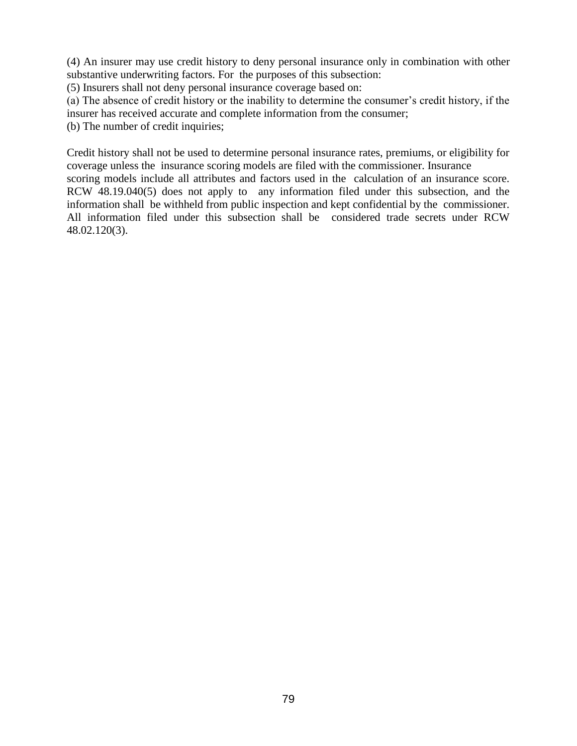(4) An insurer may use credit history to deny personal insurance only in combination with other substantive underwriting factors. For the purposes of this subsection:

(5) Insurers shall not deny personal insurance coverage based on:

(a) The absence of credit history or the inability to determine the consumer's credit history, if the insurer has received accurate and complete information from the consumer;

(b) The number of credit inquiries;

Credit history shall not be used to determine personal insurance rates, premiums, or eligibility for coverage unless the insurance scoring models are filed with the commissioner. Insurance scoring models include all attributes and factors used in the calculation of an insurance score. RCW 48.19.040(5) does not apply to any information filed under this subsection, and the information shall be withheld from public inspection and kept confidential by the commissioner. All information filed under this subsection shall be considered trade secrets under RCW 48.02.120(3).